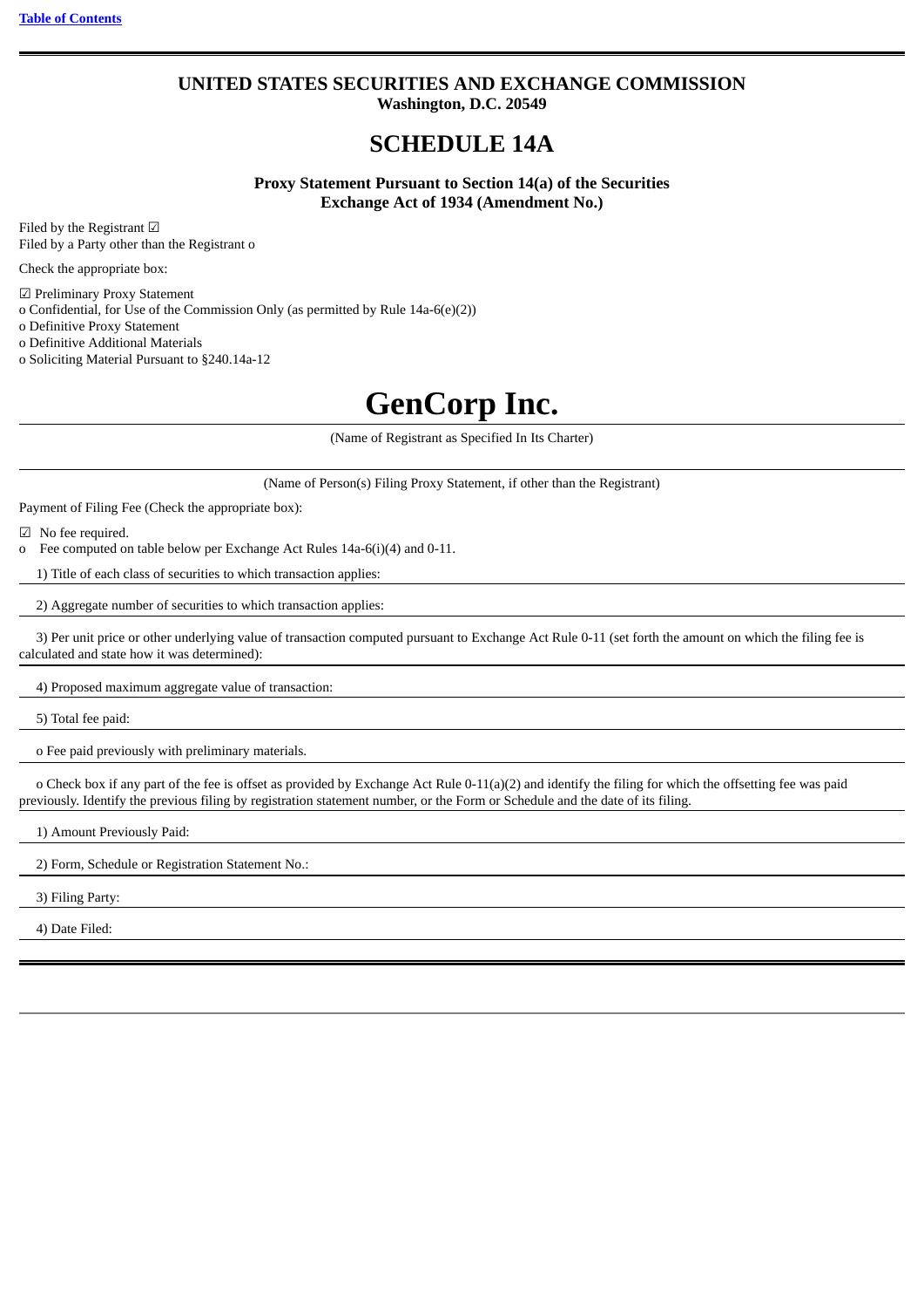# UNITED STATES SECURITIES AND EXCHANGE COMMISSION

**Washington, D.C. 20549**

# SCHEDULE 14A

**Proxy Statement Pursuant to Section 14(a) of the Securities Exchange Act of 1934 (Amendment No.)**

Filed by the Registrant ☑
Filed by a Party other than the Registrant o

Check the appropriate box:

☑ Preliminary Proxy Statement
o Confidential, for Use of the Commission Only (as permitted by Rule 14a-6(e)(2))
o Definitive Proxy Statement
o Definitive Additional Materials
o Soliciting Material Pursuant to §240.14a-12

# GenCorp Inc.

(Name of Registrant as Specified In Its Charter)

(Name of Person(s) Filing Proxy Statement, if other than the Registrant)

Payment of Filing Fee (Check the appropriate box):

☑ No fee required.
o Fee computed on table below per Exchange Act Rules 14a-6(i)(4) and 0-11.

1) Title of each class of securities to which transaction applies:

2) Aggregate number of securities to which transaction applies:

3) Per unit price or other underlying value of transaction computed pursuant to Exchange Act Rule 0-11 (set forth the amount on which the filing fee is calculated and state how it was determined):

4) Proposed maximum aggregate value of transaction:

5) Total fee paid:

o Fee paid previously with preliminary materials.

o Check box if any part of the fee is offset as provided by Exchange Act Rule 0-11(a)(2) and identify the filing for which the offsetting fee was paid previously. Identify the previous filing by registration statement number, or the Form or Schedule and the date of its filing.

1) Amount Previously Paid:

2) Form, Schedule or Registration Statement No.:

3) Filing Party:

4) Date Filed: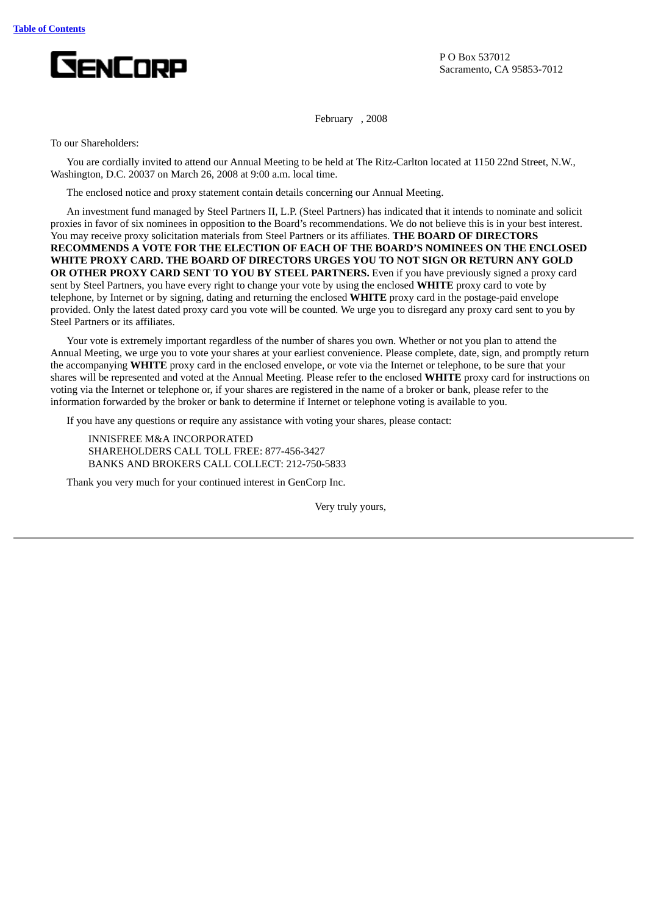[Table of Contents](#)

**GENCORP**

P O Box 537012
Sacramento, CA 95853-7012

February , 2008

To our Shareholders:

You are cordially invited to attend our Annual Meeting to be held at The Ritz-Carlton located at 1150 22nd Street, N.W., Washington, D.C. 20037 on March 26, 2008 at 9:00 a.m. local time.

The enclosed notice and proxy statement contain details concerning our Annual Meeting.

An investment fund managed by Steel Partners II, L.P. (Steel Partners) has indicated that it intends to nominate and solicit proxies in favor of six nominees in opposition to the Board's recommendations. We do not believe this is in your best interest. You may receive proxy solicitation materials from Steel Partners or its affiliates. **THE BOARD OF DIRECTORS RECOMMENDS A VOTE FOR THE ELECTION OF EACH OF THE BOARD'S NOMINEES ON THE ENCLOSED WHITE PROXY CARD. THE BOARD OF DIRECTORS URGES YOU TO NOT SIGN OR RETURN ANY GOLD OR OTHER PROXY CARD SENT TO YOU BY STEEL PARTNERS.** Even if you have previously signed a proxy card sent by Steel Partners, you have every right to change your vote by using the enclosed **WHITE** proxy card to vote by telephone, by Internet or by signing, dating and returning the enclosed **WHITE** proxy card in the postage-paid envelope provided. Only the latest dated proxy card you vote will be counted. We urge you to disregard any proxy card sent to you by Steel Partners or its affiliates.

Your vote is extremely important regardless of the number of shares you own. Whether or not you plan to attend the Annual Meeting, we urge you to vote your shares at your earliest convenience. Please complete, date, sign, and promptly return the accompanying **WHITE** proxy card in the enclosed envelope, or vote via the Internet or telephone, to be sure that your shares will be represented and voted at the Annual Meeting. Please refer to the enclosed **WHITE** proxy card for instructions on voting via the Internet or telephone or, if your shares are registered in the name of a broker or bank, please refer to the information forwarded by the broker or bank to determine if Internet or telephone voting is available to you.

If you have any questions or require any assistance with voting your shares, please contact:

INNISFREE M&A INCORPORATED
SHAREHOLDERS CALL TOLL FREE: 877-456-3427
BANKS AND BROKERS CALL COLLECT: 212-750-5833

Thank you very much for your continued interest in GenCorp Inc.

Very truly yours,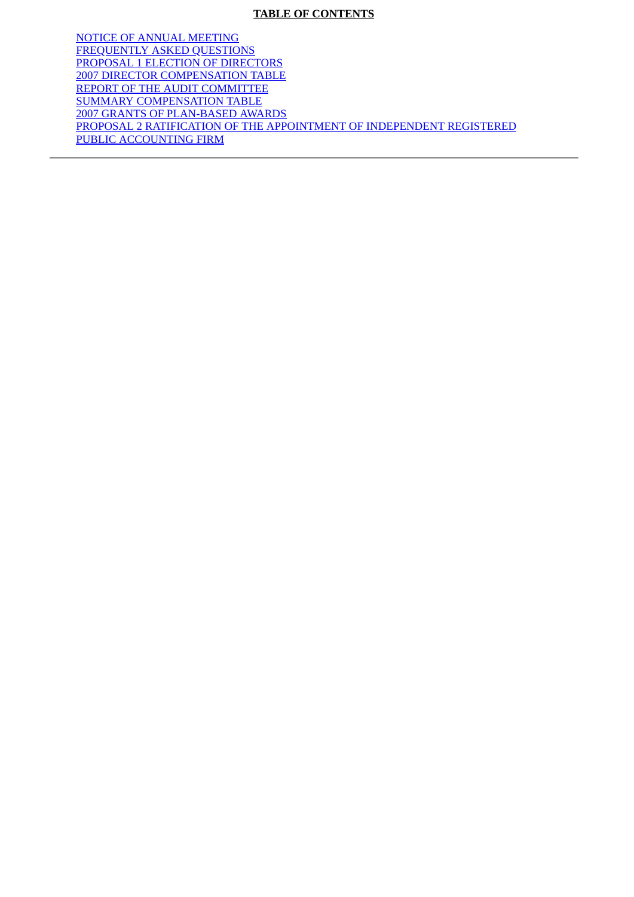**TABLE OF CONTENTS**

NOTICE OF ANNUAL MEETING
FREQUENTLY ASKED QUESTIONS
PROPOSAL 1 ELECTION OF DIRECTORS
2007 DIRECTOR COMPENSATION TABLE
REPORT OF THE AUDIT COMMITTEE
SUMMARY COMPENSATION TABLE
2007 GRANTS OF PLAN-BASED AWARDS
PROPOSAL 2 RATIFICATION OF THE APPOINTMENT OF INDEPENDENT REGISTERED PUBLIC ACCOUNTING FIRM

---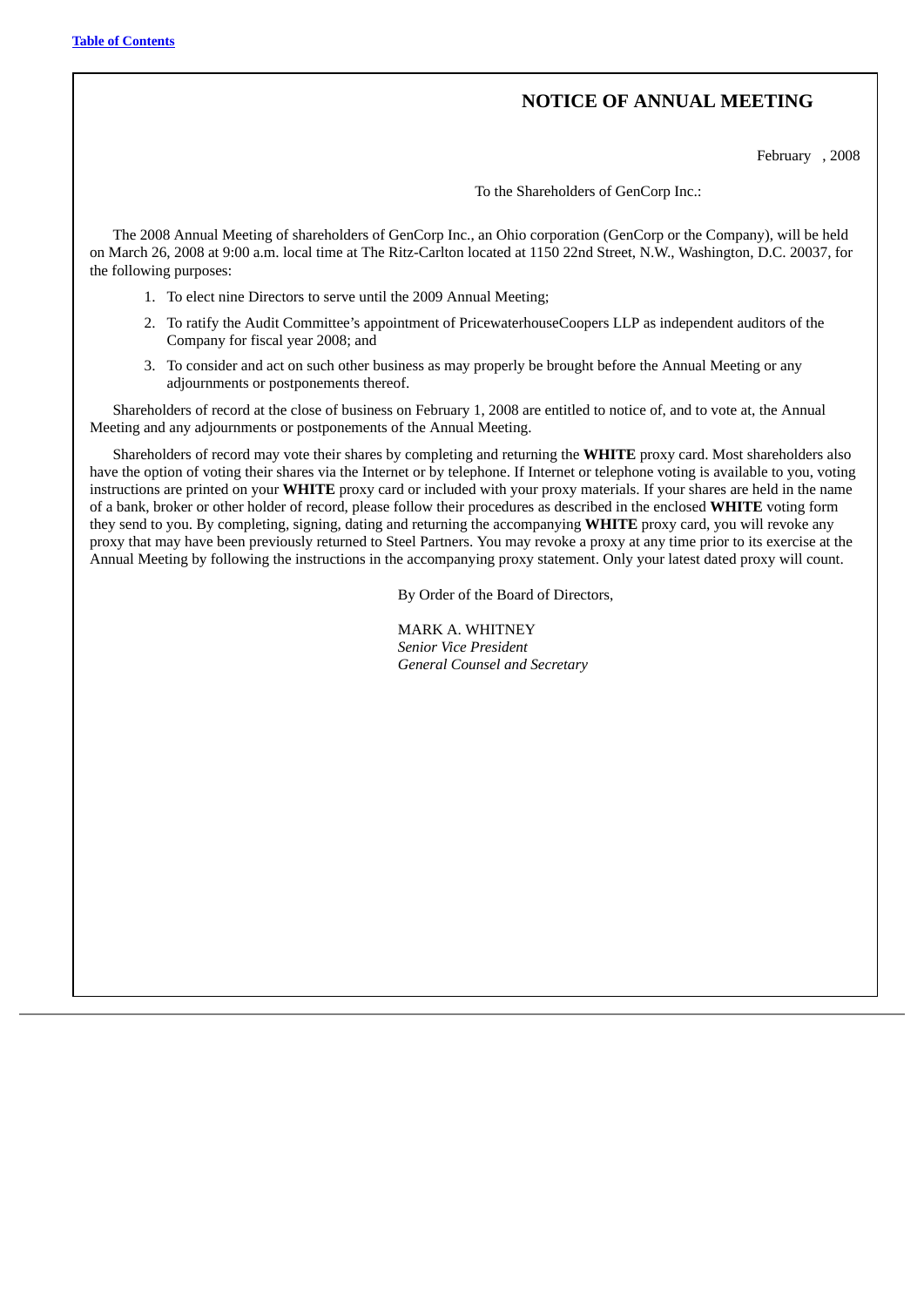## NOTICE OF ANNUAL MEETING

February , 2008

To the Shareholders of GenCorp Inc.:

The 2008 Annual Meeting of shareholders of GenCorp Inc., an Ohio corporation (GenCorp or the Company), will be held on March 26, 2008 at 9:00 a.m. local time at The Ritz-Carlton located at 1150 22nd Street, N.W., Washington, D.C. 20037, for the following purposes:

1. To elect nine Directors to serve until the 2009 Annual Meeting;
2. To ratify the Audit Committee's appointment of PricewaterhouseCoopers LLP as independent auditors of the Company for fiscal year 2008; and
3. To consider and act on such other business as may properly be brought before the Annual Meeting or any adjournments or postponements thereof.

Shareholders of record at the close of business on February 1, 2008 are entitled to notice of, and to vote at, the Annual Meeting and any adjournments or postponements of the Annual Meeting.

Shareholders of record may vote their shares by completing and returning the **WHITE** proxy card. Most shareholders also have the option of voting their shares via the Internet or by telephone. If Internet or telephone voting is available to you, voting instructions are printed on your **WHITE** proxy card or included with your proxy materials. If your shares are held in the name of a bank, broker or other holder of record, please follow their procedures as described in the enclosed **WHITE** voting form they send to you. By completing, signing, dating and returning the accompanying **WHITE** proxy card, you will revoke any proxy that may have been previously returned to Steel Partners. You may revoke a proxy at any time prior to its exercise at the Annual Meeting by following the instructions in the accompanying proxy statement. Only your latest dated proxy will count.

By Order of the Board of Directors,

MARK A. WHITNEY
*Senior Vice President*
*General Counsel and Secretary*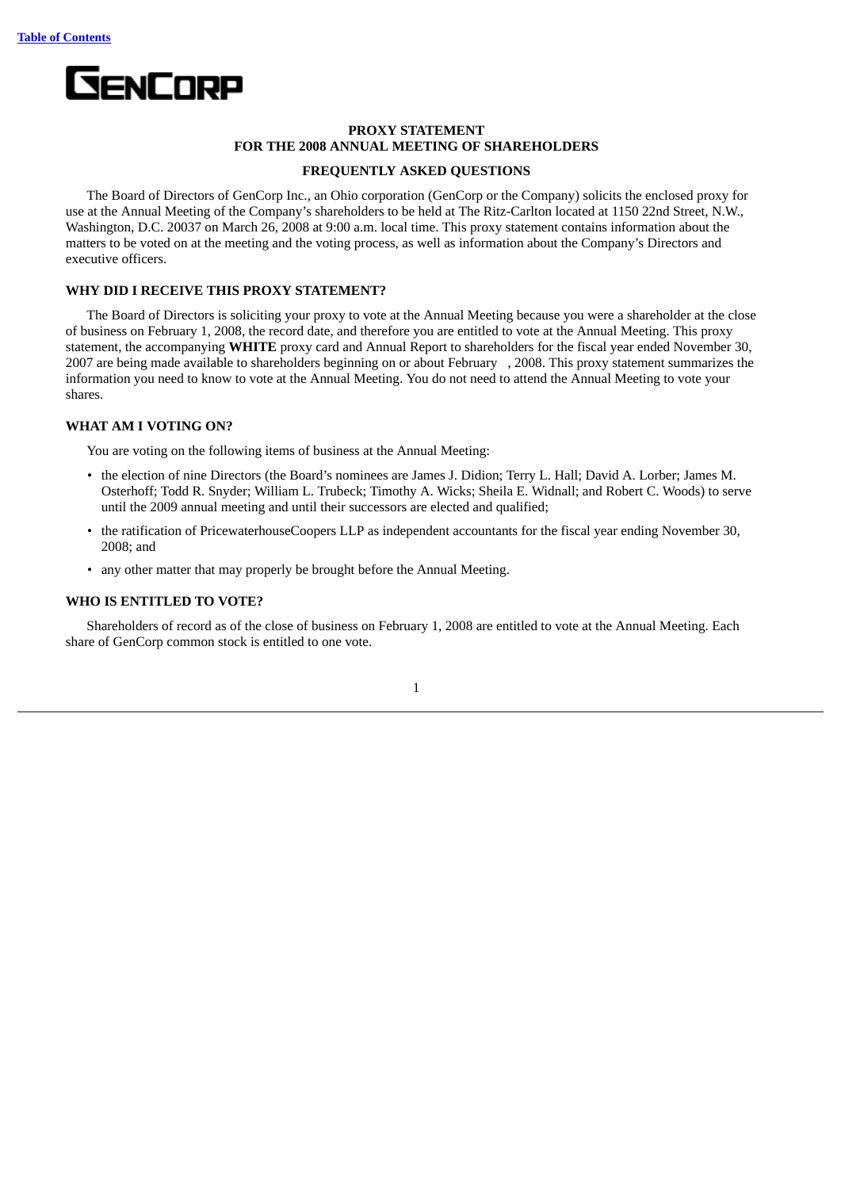[Table of Contents](#)

GENCORP

# PROXY STATEMENT
# FOR THE 2008 ANNUAL MEETING OF SHAREHOLDERS

## FREQUENTLY ASKED QUESTIONS

The Board of Directors of GenCorp Inc., an Ohio corporation (GenCorp or the Company) solicits the enclosed proxy for use at the Annual Meeting of the Company's shareholders to be held at The Ritz-Carlton located at 1150 22nd Street, N.W., Washington, D.C. 20037 on March 26, 2008 at 9:00 a.m. local time. This proxy statement contains information about the matters to be voted on at the meeting and the voting process, as well as information about the Company's Directors and executive officers.

### WHY DID I RECEIVE THIS PROXY STATEMENT?

The Board of Directors is soliciting your proxy to vote at the Annual Meeting because you were a shareholder at the close of business on February 1, 2008, the record date, and therefore you are entitled to vote at the Annual Meeting. This proxy statement, the accompanying **WHITE** proxy card and Annual Report to shareholders for the fiscal year ended November 30, 2007 are being made available to shareholders beginning on or about February , 2008. This proxy statement summarizes the information you need to know to vote at the Annual Meeting. You do not need to attend the Annual Meeting to vote your shares.

### WHAT AM I VOTING ON?

You are voting on the following items of business at the Annual Meeting:

- the election of nine Directors (the Board's nominees are James J. Didion; Terry L. Hall; David A. Lorber; James M. Osterhoff; Todd R. Snyder; William L. Trubeck; Timothy A. Wicks; Sheila E. Widnall; and Robert C. Woods) to serve until the 2009 annual meeting and until their successors are elected and qualified;
- the ratification of PricewaterhouseCoopers LLP as independent accountants for the fiscal year ending November 30, 2008; and
- any other matter that may properly be brought before the Annual Meeting.

### WHO IS ENTITLED TO VOTE?

Shareholders of record as of the close of business on February 1, 2008 are entitled to vote at the Annual Meeting. Each share of GenCorp common stock is entitled to one vote.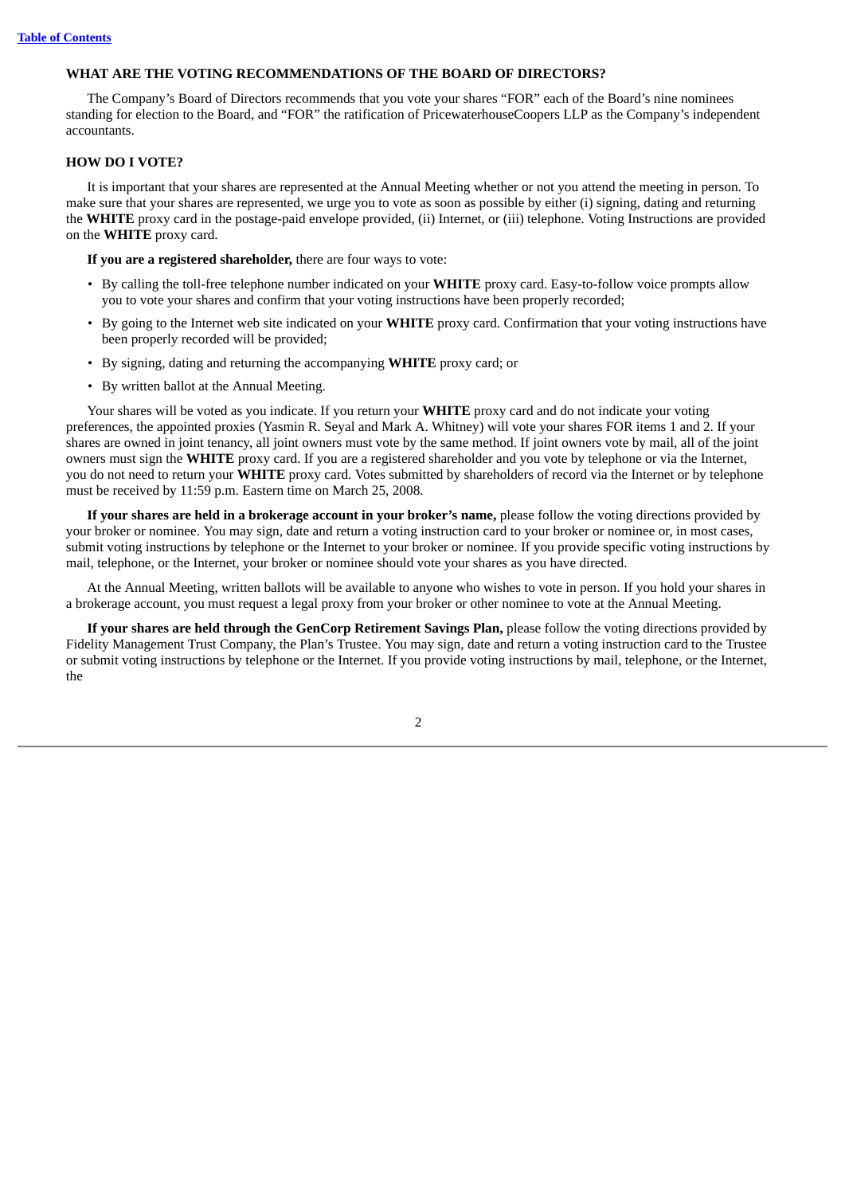### WHAT ARE THE VOTING RECOMMENDATIONS OF THE BOARD OF DIRECTORS?

The Company's Board of Directors recommends that you vote your shares "FOR" each of the Board's nine nominees standing for election to the Board, and "FOR" the ratification of PricewaterhouseCoopers LLP as the Company's independent accountants.

### HOW DO I VOTE?

It is important that your shares are represented at the Annual Meeting whether or not you attend the meeting in person. To make sure that your shares are represented, we urge you to vote as soon as possible by either (i) signing, dating and returning the **WHITE** proxy card in the postage-paid envelope provided, (ii) Internet, or (iii) telephone. Voting Instructions are provided on the **WHITE** proxy card.

**If you are a registered shareholder,** there are four ways to vote:

- By calling the toll-free telephone number indicated on your **WHITE** proxy card. Easy-to-follow voice prompts allow you to vote your shares and confirm that your voting instructions have been properly recorded;
- By going to the Internet web site indicated on your **WHITE** proxy card. Confirmation that your voting instructions have been properly recorded will be provided;
- By signing, dating and returning the accompanying **WHITE** proxy card; or
- By written ballot at the Annual Meeting.

Your shares will be voted as you indicate. If you return your **WHITE** proxy card and do not indicate your voting preferences, the appointed proxies (Yasmin R. Seyal and Mark A. Whitney) will vote your shares FOR items 1 and 2. If your shares are owned in joint tenancy, all joint owners must vote by the same method. If joint owners vote by mail, all of the joint owners must sign the **WHITE** proxy card. If you are a registered shareholder and you vote by telephone or via the Internet, you do not need to return your **WHITE** proxy card. Votes submitted by shareholders of record via the Internet or by telephone must be received by 11:59 p.m. Eastern time on March 25, 2008.

**If your shares are held in a brokerage account in your broker's name,** please follow the voting directions provided by your broker or nominee. You may sign, date and return a voting instruction card to your broker or nominee or, in most cases, submit voting instructions by telephone or the Internet to your broker or nominee. If you provide specific voting instructions by mail, telephone, or the Internet, your broker or nominee should vote your shares as you have directed.

At the Annual Meeting, written ballots will be available to anyone who wishes to vote in person. If you hold your shares in a brokerage account, you must request a legal proxy from your broker or other nominee to vote at the Annual Meeting.

**If your shares are held through the GenCorp Retirement Savings Plan,** please follow the voting directions provided by Fidelity Management Trust Company, the Plan's Trustee. You may sign, date and return a voting instruction card to the Trustee or submit voting instructions by telephone or the Internet. If you provide voting instructions by mail, telephone, or the Internet, the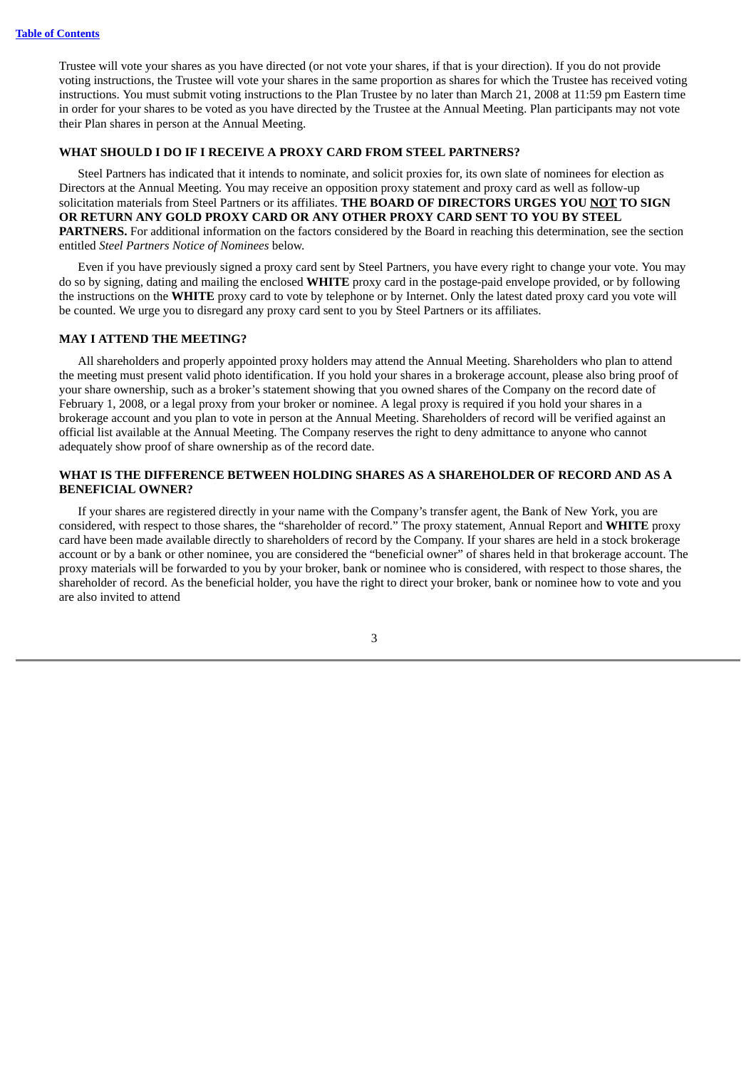Trustee will vote your shares as you have directed (or not vote your shares, if that is your direction). If you do not provide voting instructions, the Trustee will vote your shares in the same proportion as shares for which the Trustee has received voting instructions. You must submit voting instructions to the Plan Trustee by no later than March 21, 2008 at 11:59 pm Eastern time in order for your shares to be voted as you have directed by the Trustee at the Annual Meeting. Plan participants may not vote their Plan shares in person at the Annual Meeting.

#### WHAT SHOULD I DO IF I RECEIVE A PROXY CARD FROM STEEL PARTNERS?

Steel Partners has indicated that it intends to nominate, and solicit proxies for, its own slate of nominees for election as Directors at the Annual Meeting. You may receive an opposition proxy statement and proxy card as well as follow-up solicitation materials from Steel Partners or its affiliates. **THE BOARD OF DIRECTORS URGES YOU NOT TO SIGN OR RETURN ANY GOLD PROXY CARD OR ANY OTHER PROXY CARD SENT TO YOU BY STEEL PARTNERS.** For additional information on the factors considered by the Board in reaching this determination, see the section entitled *Steel Partners Notice of Nominees* below.

Even if you have previously signed a proxy card sent by Steel Partners, you have every right to change your vote. You may do so by signing, dating and mailing the enclosed **WHITE** proxy card in the postage-paid envelope provided, or by following the instructions on the **WHITE** proxy card to vote by telephone or by Internet. Only the latest dated proxy card you vote will be counted. We urge you to disregard any proxy card sent to you by Steel Partners or its affiliates.

#### MAY I ATTEND THE MEETING?

All shareholders and properly appointed proxy holders may attend the Annual Meeting. Shareholders who plan to attend the meeting must present valid photo identification. If you hold your shares in a brokerage account, please also bring proof of your share ownership, such as a broker's statement showing that you owned shares of the Company on the record date of February 1, 2008, or a legal proxy from your broker or nominee. A legal proxy is required if you hold your shares in a brokerage account and you plan to vote in person at the Annual Meeting. Shareholders of record will be verified against an official list available at the Annual Meeting. The Company reserves the right to deny admittance to anyone who cannot adequately show proof of share ownership as of the record date.

#### WHAT IS THE DIFFERENCE BETWEEN HOLDING SHARES AS A SHAREHOLDER OF RECORD AND AS A BENEFICIAL OWNER?

If your shares are registered directly in your name with the Company's transfer agent, the Bank of New York, you are considered, with respect to those shares, the "shareholder of record." The proxy statement, Annual Report and **WHITE** proxy card have been made available directly to shareholders of record by the Company. If your shares are held in a stock brokerage account or by a bank or other nominee, you are considered the "beneficial owner" of shares held in that brokerage account. The proxy materials will be forwarded to you by your broker, bank or nominee who is considered, with respect to those shares, the shareholder of record. As the beneficial holder, you have the right to direct your broker, bank or nominee how to vote and you are also invited to attend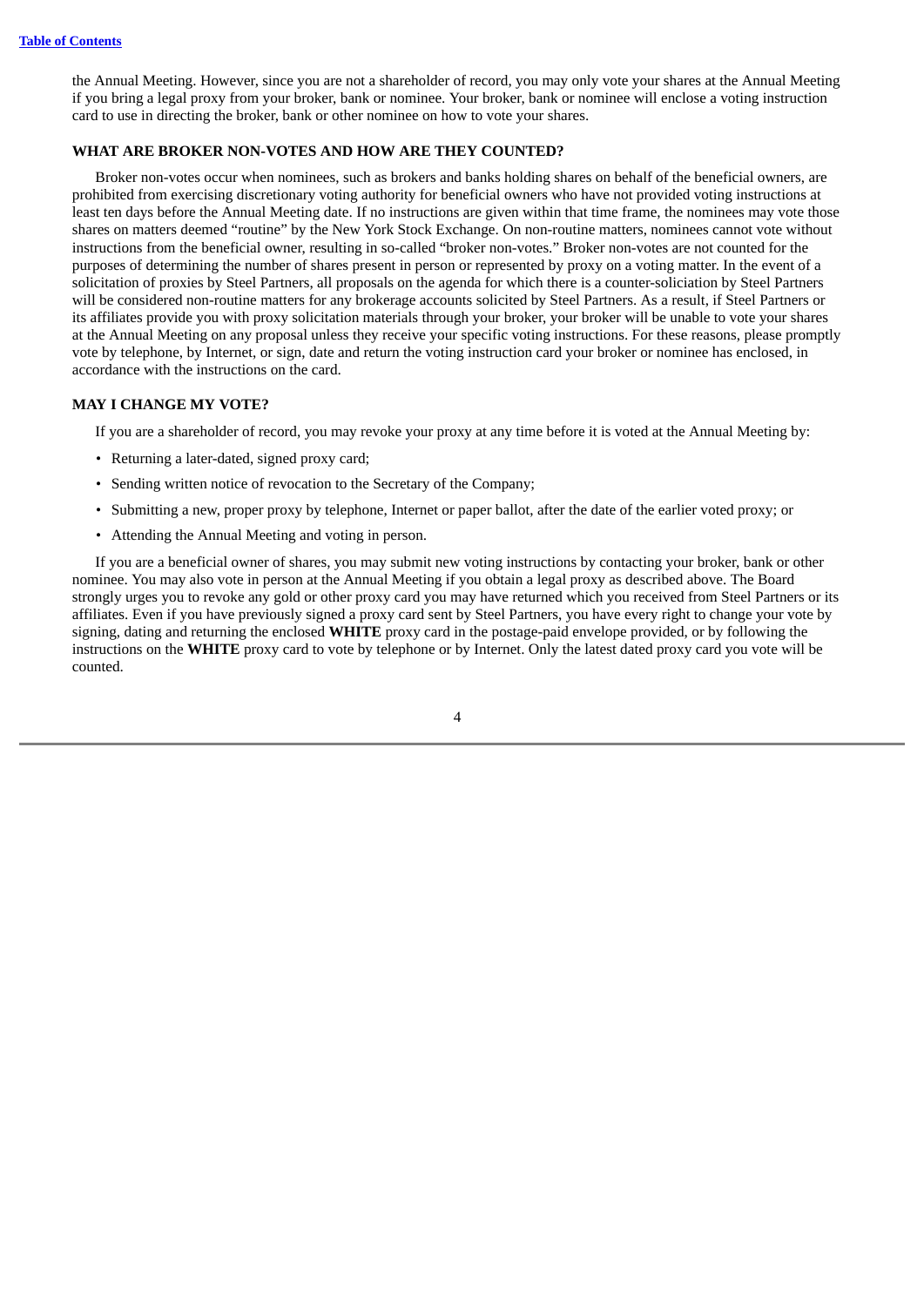the Annual Meeting. However, since you are not a shareholder of record, you may only vote your shares at the Annual Meeting if you bring a legal proxy from your broker, bank or nominee. Your broker, bank or nominee will enclose a voting instruction card to use in directing the broker, bank or other nominee on how to vote your shares.

**WHAT ARE BROKER NON-VOTES AND HOW ARE THEY COUNTED?**

Broker non-votes occur when nominees, such as brokers and banks holding shares on behalf of the beneficial owners, are prohibited from exercising discretionary voting authority for beneficial owners who have not provided voting instructions at least ten days before the Annual Meeting date. If no instructions are given within that time frame, the nominees may vote those shares on matters deemed "routine" by the New York Stock Exchange. On non-routine matters, nominees cannot vote without instructions from the beneficial owner, resulting in so-called "broker non-votes." Broker non-votes are not counted for the purposes of determining the number of shares present in person or represented by proxy on a voting matter. In the event of a solicitation of proxies by Steel Partners, all proposals on the agenda for which there is a counter-soliciation by Steel Partners will be considered non-routine matters for any brokerage accounts solicited by Steel Partners. As a result, if Steel Partners or its affiliates provide you with proxy solicitation materials through your broker, your broker will be unable to vote your shares at the Annual Meeting on any proposal unless they receive your specific voting instructions. For these reasons, please promptly vote by telephone, by Internet, or sign, date and return the voting instruction card your broker or nominee has enclosed, in accordance with the instructions on the card.

**MAY I CHANGE MY VOTE?**

If you are a shareholder of record, you may revoke your proxy at any time before it is voted at the Annual Meeting by:

- Returning a later-dated, signed proxy card;
- Sending written notice of revocation to the Secretary of the Company;
- Submitting a new, proper proxy by telephone, Internet or paper ballot, after the date of the earlier voted proxy; or
- Attending the Annual Meeting and voting in person.

If you are a beneficial owner of shares, you may submit new voting instructions by contacting your broker, bank or other nominee. You may also vote in person at the Annual Meeting if you obtain a legal proxy as described above. The Board strongly urges you to revoke any gold or other proxy card you may have returned which you received from Steel Partners or its affiliates. Even if you have previously signed a proxy card sent by Steel Partners, you have every right to change your vote by signing, dating and returning the enclosed **WHITE** proxy card in the postage-paid envelope provided, or by following the instructions on the **WHITE** proxy card to vote by telephone or by Internet. Only the latest dated proxy card you vote will be counted.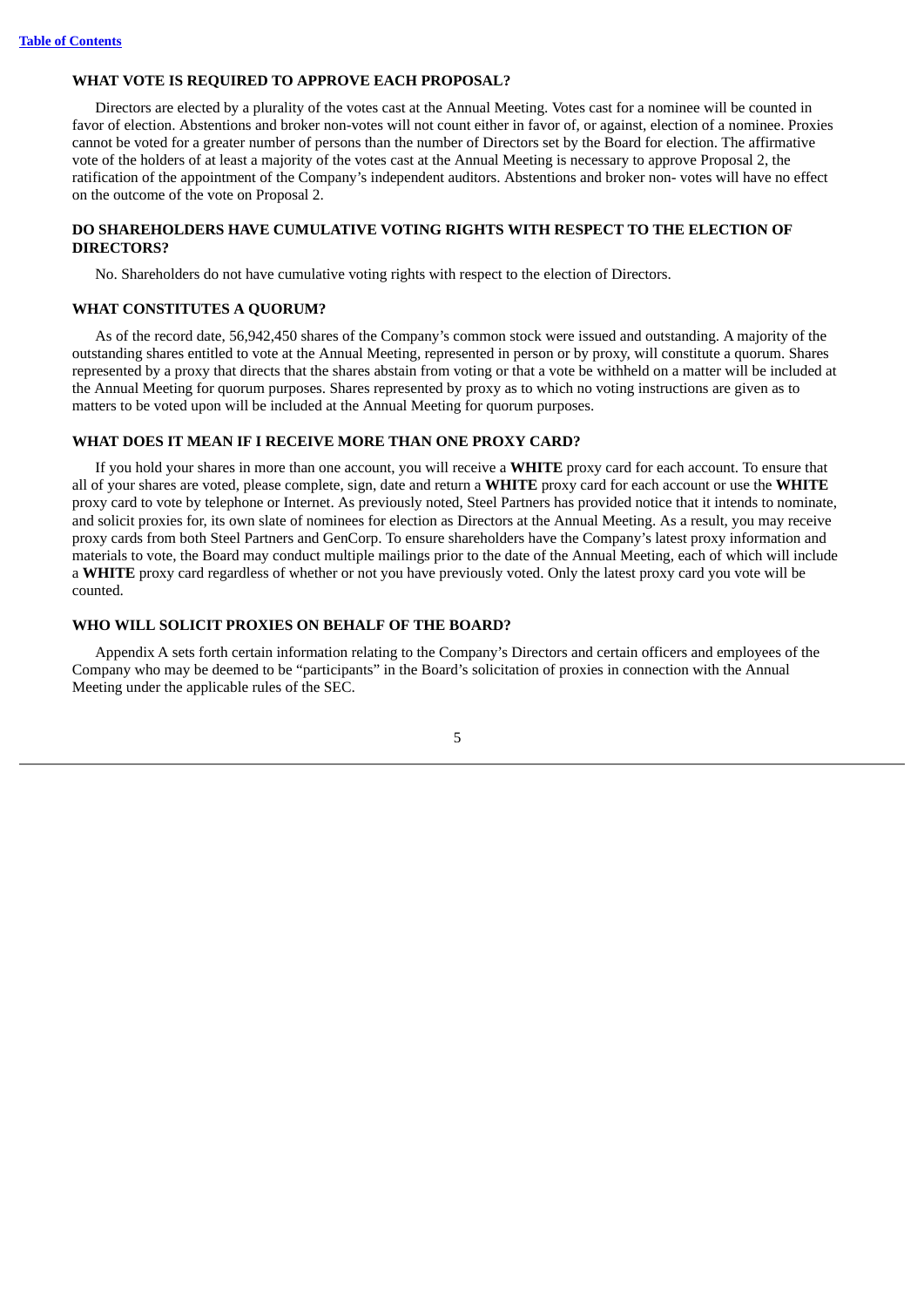### WHAT VOTE IS REQUIRED TO APPROVE EACH PROPOSAL?

Directors are elected by a plurality of the votes cast at the Annual Meeting. Votes cast for a nominee will be counted in favor of election. Abstentions and broker non-votes will not count either in favor of, or against, election of a nominee. Proxies cannot be voted for a greater number of persons than the number of Directors set by the Board for election. The affirmative vote of the holders of at least a majority of the votes cast at the Annual Meeting is necessary to approve Proposal 2, the ratification of the appointment of the Company's independent auditors. Abstentions and broker non- votes will have no effect on the outcome of the vote on Proposal 2.

### DO SHAREHOLDERS HAVE CUMULATIVE VOTING RIGHTS WITH RESPECT TO THE ELECTION OF DIRECTORS?

No. Shareholders do not have cumulative voting rights with respect to the election of Directors.

### WHAT CONSTITUTES A QUORUM?

As of the record date, 56,942,450 shares of the Company's common stock were issued and outstanding. A majority of the outstanding shares entitled to vote at the Annual Meeting, represented in person or by proxy, will constitute a quorum. Shares represented by a proxy that directs that the shares abstain from voting or that a vote be withheld on a matter will be included at the Annual Meeting for quorum purposes. Shares represented by proxy as to which no voting instructions are given as to matters to be voted upon will be included at the Annual Meeting for quorum purposes.

### WHAT DOES IT MEAN IF I RECEIVE MORE THAN ONE PROXY CARD?

If you hold your shares in more than one account, you will receive a **WHITE** proxy card for each account. To ensure that all of your shares are voted, please complete, sign, date and return a **WHITE** proxy card for each account or use the **WHITE** proxy card to vote by telephone or Internet. As previously noted, Steel Partners has provided notice that it intends to nominate, and solicit proxies for, its own slate of nominees for election as Directors at the Annual Meeting. As a result, you may receive proxy cards from both Steel Partners and GenCorp. To ensure shareholders have the Company's latest proxy information and materials to vote, the Board may conduct multiple mailings prior to the date of the Annual Meeting, each of which will include a **WHITE** proxy card regardless of whether or not you have previously voted. Only the latest proxy card you vote will be counted.

### WHO WILL SOLICIT PROXIES ON BEHALF OF THE BOARD?

Appendix A sets forth certain information relating to the Company's Directors and certain officers and employees of the Company who may be deemed to be "participants" in the Board's solicitation of proxies in connection with the Annual Meeting under the applicable rules of the SEC.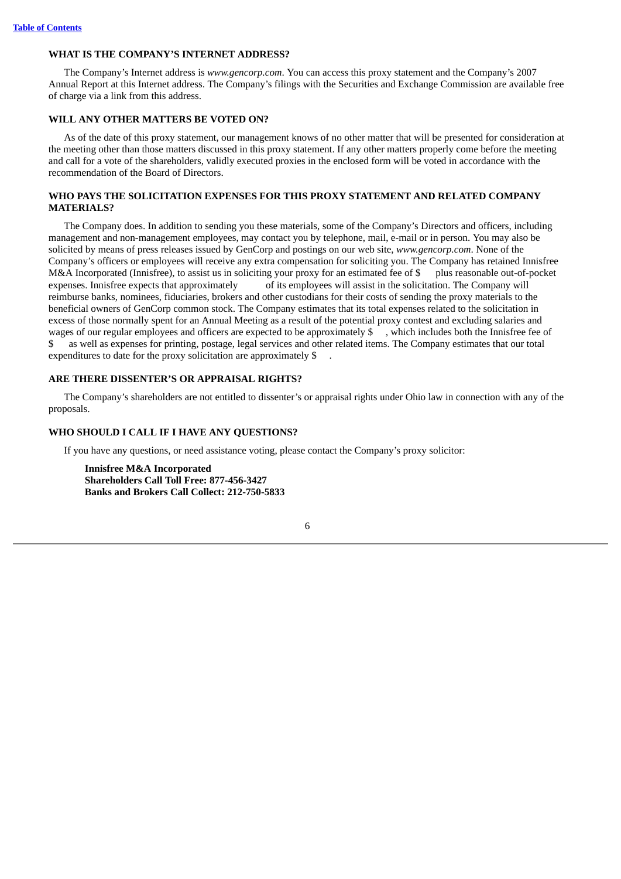### WHAT IS THE COMPANY'S INTERNET ADDRESS?

The Company's Internet address is *www.gencorp.com*. You can access this proxy statement and the Company's 2007 Annual Report at this Internet address. The Company's filings with the Securities and Exchange Commission are available free of charge via a link from this address.

### WILL ANY OTHER MATTERS BE VOTED ON?

As of the date of this proxy statement, our management knows of no other matter that will be presented for consideration at the meeting other than those matters discussed in this proxy statement. If any other matters properly come before the meeting and call for a vote of the shareholders, validly executed proxies in the enclosed form will be voted in accordance with the recommendation of the Board of Directors.

### WHO PAYS THE SOLICITATION EXPENSES FOR THIS PROXY STATEMENT AND RELATED COMPANY MATERIALS?

The Company does. In addition to sending you these materials, some of the Company's Directors and officers, including management and non-management employees, may contact you by telephone, mail, e-mail or in person. You may also be solicited by means of press releases issued by GenCorp and postings on our web site, *www.gencorp.com*. None of the Company's officers or employees will receive any extra compensation for soliciting you. The Company has retained Innisfree M&A Incorporated (Innisfree), to assist us in soliciting your proxy for an estimated fee of $      plus reasonable out-of-pocket expenses. Innisfree expects that approximately          of its employees will assist in the solicitation. The Company will reimburse banks, nominees, fiduciaries, brokers and other custodians for their costs of sending the proxy materials to the beneficial owners of GenCorp common stock. The Company estimates that its total expenses related to the solicitation in excess of those normally spent for an Annual Meeting as a result of the potential proxy contest and excluding salaries and wages of our regular employees and officers are expected to be approximately $    , which includes both the Innisfree fee of $      as well as expenses for printing, postage, legal services and other related items. The Company estimates that our total expenditures to date for the proxy solicitation are approximately $    .

### ARE THERE DISSENTER'S OR APPRAISAL RIGHTS?

The Company's shareholders are not entitled to dissenter's or appraisal rights under Ohio law in connection with any of the proposals.

### WHO SHOULD I CALL IF I HAVE ANY QUESTIONS?

If you have any questions, or need assistance voting, please contact the Company's proxy solicitor:

**Innisfree M&A Incorporated**
**Shareholders Call Toll Free: 877-456-3427**
**Banks and Brokers Call Collect: 212-750-5833**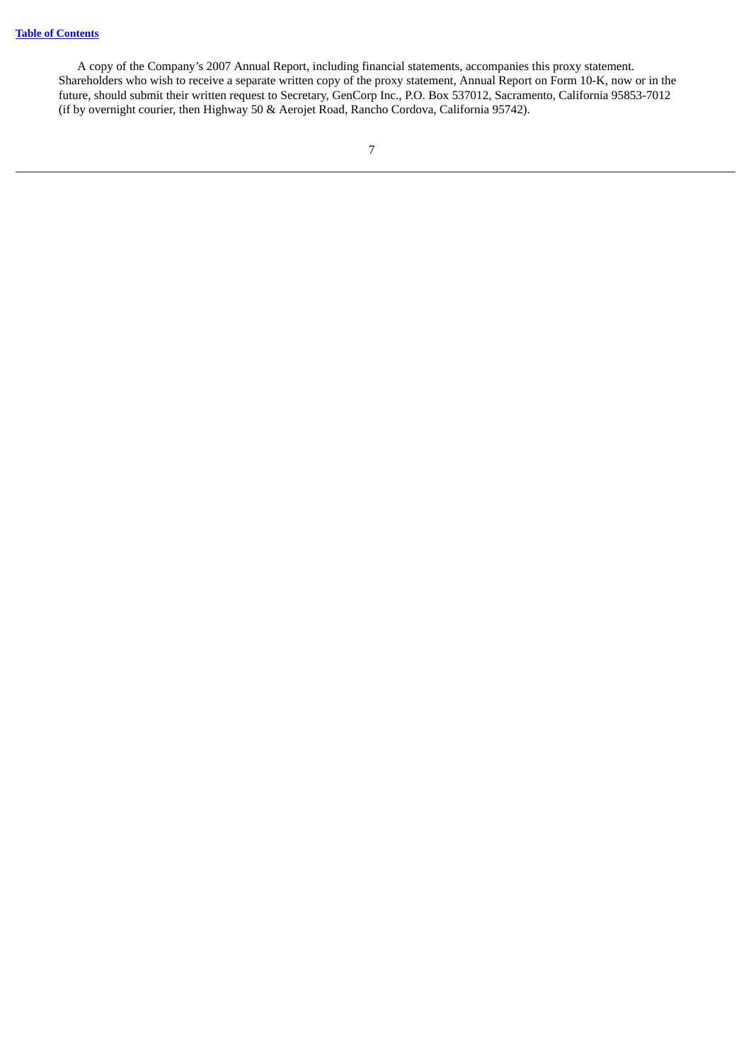A copy of the Company's 2007 Annual Report, including financial statements, accompanies this proxy statement. Shareholders who wish to receive a separate written copy of the proxy statement, Annual Report on Form 10-K, now or in the future, should submit their written request to Secretary, GenCorp Inc., P.O. Box 537012, Sacramento, California 95853-7012 (if by overnight courier, then Highway 50 & Aerojet Road, Rancho Cordova, California 95742).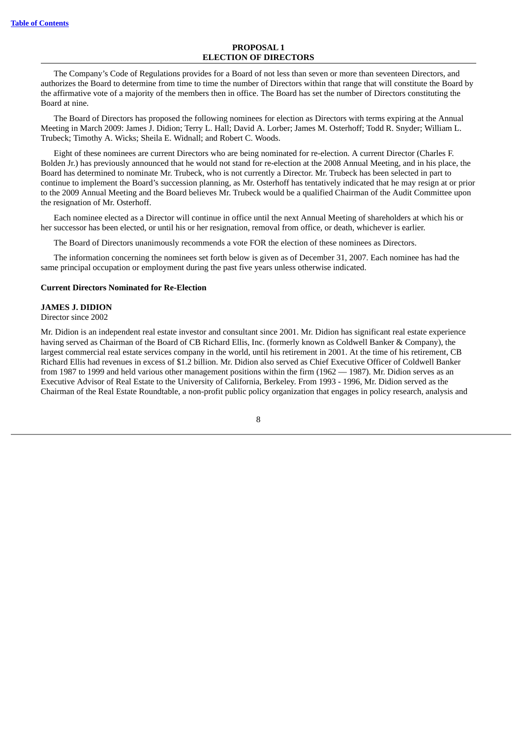## PROPOSAL 1
## ELECTION OF DIRECTORS

The Company's Code of Regulations provides for a Board of not less than seven or more than seventeen Directors, and authorizes the Board to determine from time to time the number of Directors within that range that will constitute the Board by the affirmative vote of a majority of the members then in office. The Board has set the number of Directors constituting the Board at nine.

The Board of Directors has proposed the following nominees for election as Directors with terms expiring at the Annual Meeting in March 2009: James J. Didion; Terry L. Hall; David A. Lorber; James M. Osterhoff; Todd R. Snyder; William L. Trubeck; Timothy A. Wicks; Sheila E. Widnall; and Robert C. Woods.

Eight of these nominees are current Directors who are being nominated for re-election. A current Director (Charles F. Bolden Jr.) has previously announced that he would not stand for re-election at the 2008 Annual Meeting, and in his place, the Board has determined to nominate Mr. Trubeck, who is not currently a Director. Mr. Trubeck has been selected in part to continue to implement the Board's succession planning, as Mr. Osterhoff has tentatively indicated that he may resign at or prior to the 2009 Annual Meeting and the Board believes Mr. Trubeck would be a qualified Chairman of the Audit Committee upon the resignation of Mr. Osterhoff.

Each nominee elected as a Director will continue in office until the next Annual Meeting of shareholders at which his or her successor has been elected, or until his or her resignation, removal from office, or death, whichever is earlier.

The Board of Directors unanimously recommends a vote FOR the election of these nominees as Directors.

The information concerning the nominees set forth below is given as of December 31, 2007. Each nominee has had the same principal occupation or employment during the past five years unless otherwise indicated.

### Current Directors Nominated for Re-Election

**JAMES J. DIDION**
Director since 2002

Mr. Didion is an independent real estate investor and consultant since 2001. Mr. Didion has significant real estate experience having served as Chairman of the Board of CB Richard Ellis, Inc. (formerly known as Coldwell Banker & Company), the largest commercial real estate services company in the world, until his retirement in 2001. At the time of his retirement, CB Richard Ellis had revenues in excess of $1.2 billion. Mr. Didion also served as Chief Executive Officer of Coldwell Banker from 1987 to 1999 and held various other management positions within the firm (1962 — 1987). Mr. Didion serves as an Executive Advisor of Real Estate to the University of California, Berkeley. From 1993 - 1996, Mr. Didion served as the Chairman of the Real Estate Roundtable, a non-profit public policy organization that engages in policy research, analysis and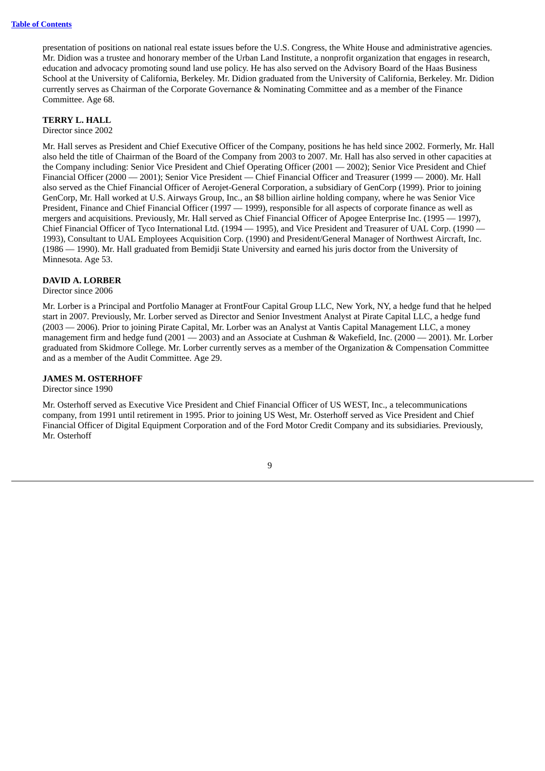presentation of positions on national real estate issues before the U.S. Congress, the White House and administrative agencies. Mr. Didion was a trustee and honorary member of the Urban Land Institute, a nonprofit organization that engages in research, education and advocacy promoting sound land use policy. He has also served on the Advisory Board of the Haas Business School at the University of California, Berkeley. Mr. Didion graduated from the University of California, Berkeley. Mr. Didion currently serves as Chairman of the Corporate Governance & Nominating Committee and as a member of the Finance Committee. Age 68.

**TERRY L. HALL**
Director since 2002

Mr. Hall serves as President and Chief Executive Officer of the Company, positions he has held since 2002. Formerly, Mr. Hall also held the title of Chairman of the Board of the Company from 2003 to 2007. Mr. Hall has also served in other capacities at the Company including: Senior Vice President and Chief Operating Officer (2001 — 2002); Senior Vice President and Chief Financial Officer (2000 — 2001); Senior Vice President — Chief Financial Officer and Treasurer (1999 — 2000). Mr. Hall also served as the Chief Financial Officer of Aerojet-General Corporation, a subsidiary of GenCorp (1999). Prior to joining GenCorp, Mr. Hall worked at U.S. Airways Group, Inc., an $8 billion airline holding company, where he was Senior Vice President, Finance and Chief Financial Officer (1997 — 1999), responsible for all aspects of corporate finance as well as mergers and acquisitions. Previously, Mr. Hall served as Chief Financial Officer of Apogee Enterprise Inc. (1995 — 1997), Chief Financial Officer of Tyco International Ltd. (1994 — 1995), and Vice President and Treasurer of UAL Corp. (1990 — 1993), Consultant to UAL Employees Acquisition Corp. (1990) and President/General Manager of Northwest Aircraft, Inc. (1986 — 1990). Mr. Hall graduated from Bemidji State University and earned his juris doctor from the University of Minnesota. Age 53.

**DAVID A. LORBER**
Director since 2006

Mr. Lorber is a Principal and Portfolio Manager at FrontFour Capital Group LLC, New York, NY, a hedge fund that he helped start in 2007. Previously, Mr. Lorber served as Director and Senior Investment Analyst at Pirate Capital LLC, a hedge fund (2003 — 2006). Prior to joining Pirate Capital, Mr. Lorber was an Analyst at Vantis Capital Management LLC, a money management firm and hedge fund (2001 — 2003) and an Associate at Cushman & Wakefield, Inc. (2000 — 2001). Mr. Lorber graduated from Skidmore College. Mr. Lorber currently serves as a member of the Organization & Compensation Committee and as a member of the Audit Committee. Age 29.

**JAMES M. OSTERHOFF**
Director since 1990

Mr. Osterhoff served as Executive Vice President and Chief Financial Officer of US WEST, Inc., a telecommunications company, from 1991 until retirement in 1995. Prior to joining US West, Mr. Osterhoff served as Vice President and Chief Financial Officer of Digital Equipment Corporation and of the Ford Motor Credit Company and its subsidiaries. Previously, Mr. Osterhoff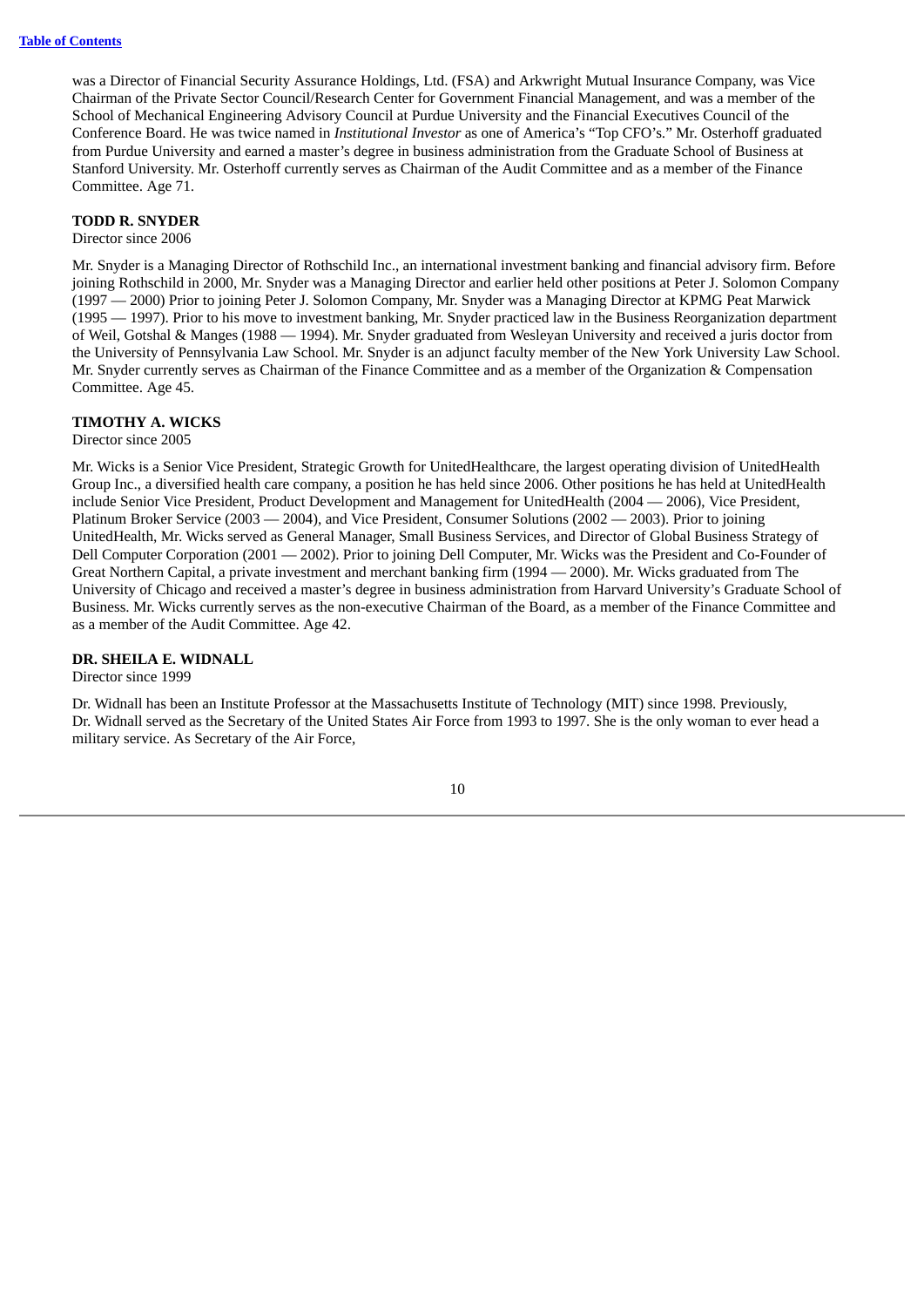was a Director of Financial Security Assurance Holdings, Ltd. (FSA) and Arkwright Mutual Insurance Company, was Vice Chairman of the Private Sector Council/Research Center for Government Financial Management, and was a member of the School of Mechanical Engineering Advisory Council at Purdue University and the Financial Executives Council of the Conference Board. He was twice named in *Institutional Investor* as one of America's "Top CFO's." Mr. Osterhoff graduated from Purdue University and earned a master's degree in business administration from the Graduate School of Business at Stanford University. Mr. Osterhoff currently serves as Chairman of the Audit Committee and as a member of the Finance Committee. Age 71.

**TODD R. SNYDER**
Director since 2006

Mr. Snyder is a Managing Director of Rothschild Inc., an international investment banking and financial advisory firm. Before joining Rothschild in 2000, Mr. Snyder was a Managing Director and earlier held other positions at Peter J. Solomon Company (1997 — 2000) Prior to joining Peter J. Solomon Company, Mr. Snyder was a Managing Director at KPMG Peat Marwick (1995 — 1997). Prior to his move to investment banking, Mr. Snyder practiced law in the Business Reorganization department of Weil, Gotshal & Manges (1988 — 1994). Mr. Snyder graduated from Wesleyan University and received a juris doctor from the University of Pennsylvania Law School. Mr. Snyder is an adjunct faculty member of the New York University Law School. Mr. Snyder currently serves as Chairman of the Finance Committee and as a member of the Organization & Compensation Committee. Age 45.

**TIMOTHY A. WICKS**
Director since 2005

Mr. Wicks is a Senior Vice President, Strategic Growth for UnitedHealthcare, the largest operating division of UnitedHealth Group Inc., a diversified health care company, a position he has held since 2006. Other positions he has held at UnitedHealth include Senior Vice President, Product Development and Management for UnitedHealth (2004 — 2006), Vice President, Platinum Broker Service (2003 — 2004), and Vice President, Consumer Solutions (2002 — 2003). Prior to joining UnitedHealth, Mr. Wicks served as General Manager, Small Business Services, and Director of Global Business Strategy of Dell Computer Corporation (2001 — 2002). Prior to joining Dell Computer, Mr. Wicks was the President and Co-Founder of Great Northern Capital, a private investment and merchant banking firm (1994 — 2000). Mr. Wicks graduated from The University of Chicago and received a master's degree in business administration from Harvard University's Graduate School of Business. Mr. Wicks currently serves as the non-executive Chairman of the Board, as a member of the Finance Committee and as a member of the Audit Committee. Age 42.

**DR. SHEILA E. WIDNALL**
Director since 1999

Dr. Widnall has been an Institute Professor at the Massachusetts Institute of Technology (MIT) since 1998. Previously, Dr. Widnall served as the Secretary of the United States Air Force from 1993 to 1997. She is the only woman to ever head a military service. As Secretary of the Air Force,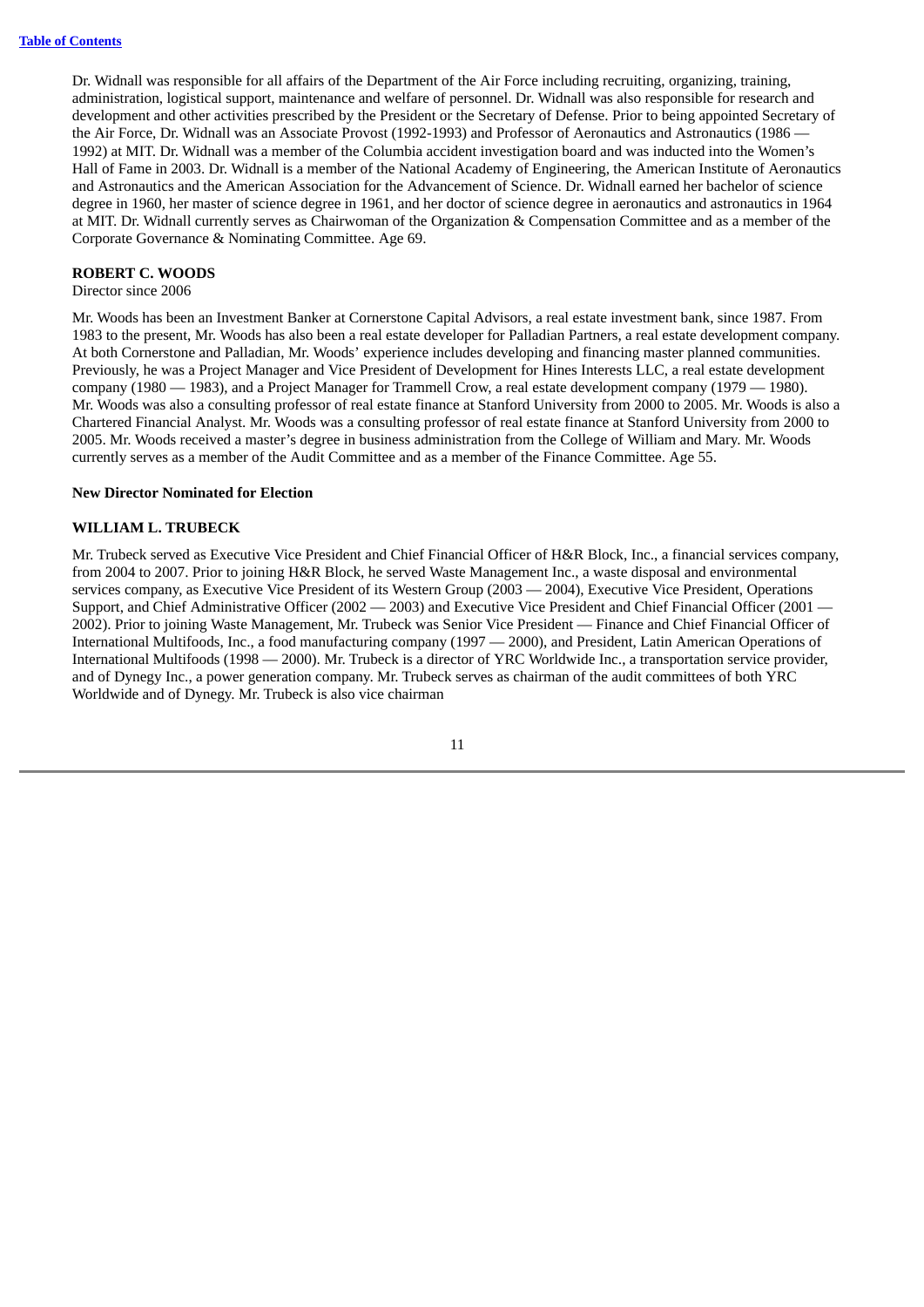Dr. Widnall was responsible for all affairs of the Department of the Air Force including recruiting, organizing, training, administration, logistical support, maintenance and welfare of personnel. Dr. Widnall was also responsible for research and development and other activities prescribed by the President or the Secretary of Defense. Prior to being appointed Secretary of the Air Force, Dr. Widnall was an Associate Provost (1992-1993) and Professor of Aeronautics and Astronautics (1986 — 1992) at MIT. Dr. Widnall was a member of the Columbia accident investigation board and was inducted into the Women's Hall of Fame in 2003. Dr. Widnall is a member of the National Academy of Engineering, the American Institute of Aeronautics and Astronautics and the American Association for the Advancement of Science. Dr. Widnall earned her bachelor of science degree in 1960, her master of science degree in 1961, and her doctor of science degree in aeronautics and astronautics in 1964 at MIT. Dr. Widnall currently serves as Chairwoman of the Organization & Compensation Committee and as a member of the Corporate Governance & Nominating Committee. Age 69.

**ROBERT C. WOODS**
Director since 2006

Mr. Woods has been an Investment Banker at Cornerstone Capital Advisors, a real estate investment bank, since 1987. From 1983 to the present, Mr. Woods has also been a real estate developer for Palladian Partners, a real estate development company. At both Cornerstone and Palladian, Mr. Woods' experience includes developing and financing master planned communities. Previously, he was a Project Manager and Vice President of Development for Hines Interests LLC, a real estate development company (1980 — 1983), and a Project Manager for Trammell Crow, a real estate development company (1979 — 1980). Mr. Woods was also a consulting professor of real estate finance at Stanford University from 2000 to 2005. Mr. Woods is also a Chartered Financial Analyst. Mr. Woods was a consulting professor of real estate finance at Stanford University from 2000 to 2005. Mr. Woods received a master's degree in business administration from the College of William and Mary. Mr. Woods currently serves as a member of the Audit Committee and as a member of the Finance Committee. Age 55.

**New Director Nominated for Election**

**WILLIAM L. TRUBECK**

Mr. Trubeck served as Executive Vice President and Chief Financial Officer of H&R Block, Inc., a financial services company, from 2004 to 2007. Prior to joining H&R Block, he served Waste Management Inc., a waste disposal and environmental services company, as Executive Vice President of its Western Group (2003 — 2004), Executive Vice President, Operations Support, and Chief Administrative Officer (2002 — 2003) and Executive Vice President and Chief Financial Officer (2001 — 2002). Prior to joining Waste Management, Mr. Trubeck was Senior Vice President — Finance and Chief Financial Officer of International Multifoods, Inc., a food manufacturing company (1997 — 2000), and President, Latin American Operations of International Multifoods (1998 — 2000). Mr. Trubeck is a director of YRC Worldwide Inc., a transportation service provider, and of Dynegy Inc., a power generation company. Mr. Trubeck serves as chairman of the audit committees of both YRC Worldwide and of Dynegy. Mr. Trubeck is also vice chairman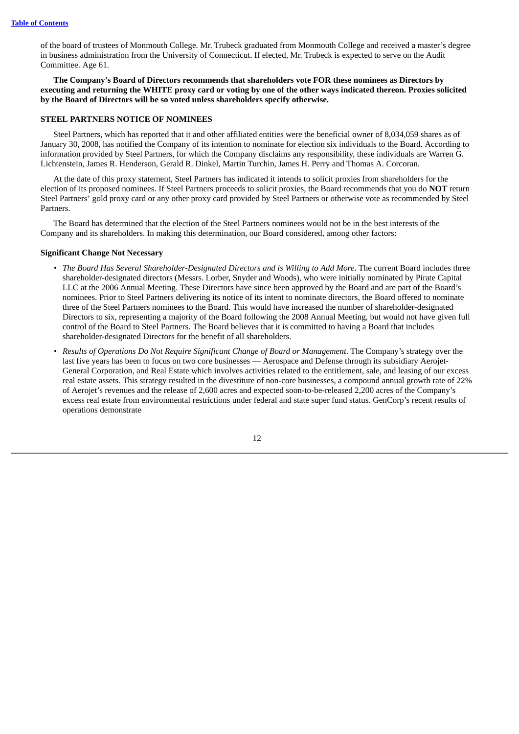of the board of trustees of Monmouth College. Mr. Trubeck graduated from Monmouth College and received a master's degree in business administration from the University of Connecticut. If elected, Mr. Trubeck is expected to serve on the Audit Committee. Age 61.

**The Company's Board of Directors recommends that shareholders vote FOR these nominees as Directors by executing and returning the WHITE proxy card or voting by one of the other ways indicated thereon. Proxies solicited by the Board of Directors will be so voted unless shareholders specify otherwise.**

**STEEL PARTNERS NOTICE OF NOMINEES**

Steel Partners, which has reported that it and other affiliated entities were the beneficial owner of 8,034,059 shares as of January 30, 2008, has notified the Company of its intention to nominate for election six individuals to the Board. According to information provided by Steel Partners, for which the Company disclaims any responsibility, these individuals are Warren G. Lichtenstein, James R. Henderson, Gerald R. Dinkel, Martin Turchin, James H. Perry and Thomas A. Corcoran.

At the date of this proxy statement, Steel Partners has indicated it intends to solicit proxies from shareholders for the election of its proposed nominees. If Steel Partners proceeds to solicit proxies, the Board recommends that you do **NOT** return Steel Partners' gold proxy card or any other proxy card provided by Steel Partners or otherwise vote as recommended by Steel Partners.

The Board has determined that the election of the Steel Partners nominees would not be in the best interests of the Company and its shareholders. In making this determination, our Board considered, among other factors:

**Significant Change Not Necessary**

- *The Board Has Several Shareholder-Designated Directors and is Willing to Add More*. The current Board includes three shareholder-designated directors (Messrs. Lorber, Snyder and Woods), who were initially nominated by Pirate Capital LLC at the 2006 Annual Meeting. These Directors have since been approved by the Board and are part of the Board's nominees. Prior to Steel Partners delivering its notice of its intent to nominate directors, the Board offered to nominate three of the Steel Partners nominees to the Board. This would have increased the number of shareholder-designated Directors to six, representing a majority of the Board following the 2008 Annual Meeting, but would not have given full control of the Board to Steel Partners. The Board believes that it is committed to having a Board that includes shareholder-designated Directors for the benefit of all shareholders.
- *Results of Operations Do Not Require Significant Change of Board or Management*. The Company's strategy over the last five years has been to focus on two core businesses — Aerospace and Defense through its subsidiary Aerojet-General Corporation, and Real Estate which involves activities related to the entitlement, sale, and leasing of our excess real estate assets. This strategy resulted in the divestiture of non-core businesses, a compound annual growth rate of 22% of Aerojet's revenues and the release of 2,600 acres and expected soon-to-be-released 2,200 acres of the Company's excess real estate from environmental restrictions under federal and state super fund status. GenCorp's recent results of operations demonstrate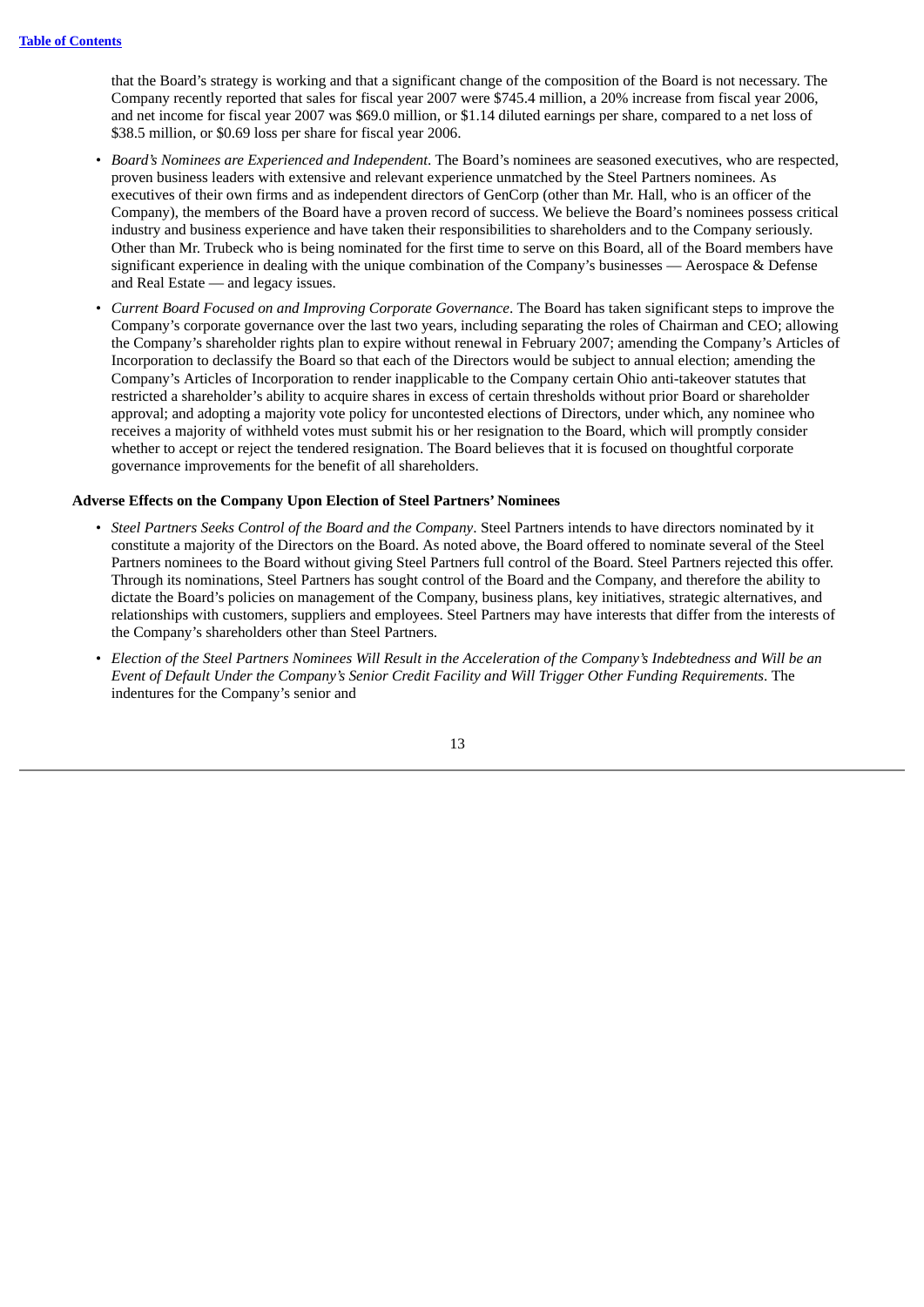that the Board's strategy is working and that a significant change of the composition of the Board is not necessary. The Company recently reported that sales for fiscal year 2007 were $745.4 million, a 20% increase from fiscal year 2006, and net income for fiscal year 2007 was $69.0 million, or $1.14 diluted earnings per share, compared to a net loss of $38.5 million, or $0.69 loss per share for fiscal year 2006.

- *Board's Nominees are Experienced and Independent*. The Board's nominees are seasoned executives, who are respected, proven business leaders with extensive and relevant experience unmatched by the Steel Partners nominees. As executives of their own firms and as independent directors of GenCorp (other than Mr. Hall, who is an officer of the Company), the members of the Board have a proven record of success. We believe the Board's nominees possess critical industry and business experience and have taken their responsibilities to shareholders and to the Company seriously. Other than Mr. Trubeck who is being nominated for the first time to serve on this Board, all of the Board members have significant experience in dealing with the unique combination of the Company's businesses — Aerospace & Defense and Real Estate — and legacy issues.
- *Current Board Focused on and Improving Corporate Governance*. The Board has taken significant steps to improve the Company's corporate governance over the last two years, including separating the roles of Chairman and CEO; allowing the Company's shareholder rights plan to expire without renewal in February 2007; amending the Company's Articles of Incorporation to declassify the Board so that each of the Directors would be subject to annual election; amending the Company's Articles of Incorporation to render inapplicable to the Company certain Ohio anti-takeover statutes that restricted a shareholder's ability to acquire shares in excess of certain thresholds without prior Board or shareholder approval; and adopting a majority vote policy for uncontested elections of Directors, under which, any nominee who receives a majority of withheld votes must submit his or her resignation to the Board, which will promptly consider whether to accept or reject the tendered resignation. The Board believes that it is focused on thoughtful corporate governance improvements for the benefit of all shareholders.

**Adverse Effects on the Company Upon Election of Steel Partners' Nominees**

- *Steel Partners Seeks Control of the Board and the Company*. Steel Partners intends to have directors nominated by it constitute a majority of the Directors on the Board. As noted above, the Board offered to nominate several of the Steel Partners nominees to the Board without giving Steel Partners full control of the Board. Steel Partners rejected this offer. Through its nominations, Steel Partners has sought control of the Board and the Company, and therefore the ability to dictate the Board's policies on management of the Company, business plans, key initiatives, strategic alternatives, and relationships with customers, suppliers and employees. Steel Partners may have interests that differ from the interests of the Company's shareholders other than Steel Partners.
- *Election of the Steel Partners Nominees Will Result in the Acceleration of the Company's Indebtedness and Will be an Event of Default Under the Company's Senior Credit Facility and Will Trigger Other Funding Requirements*. The indentures for the Company's senior and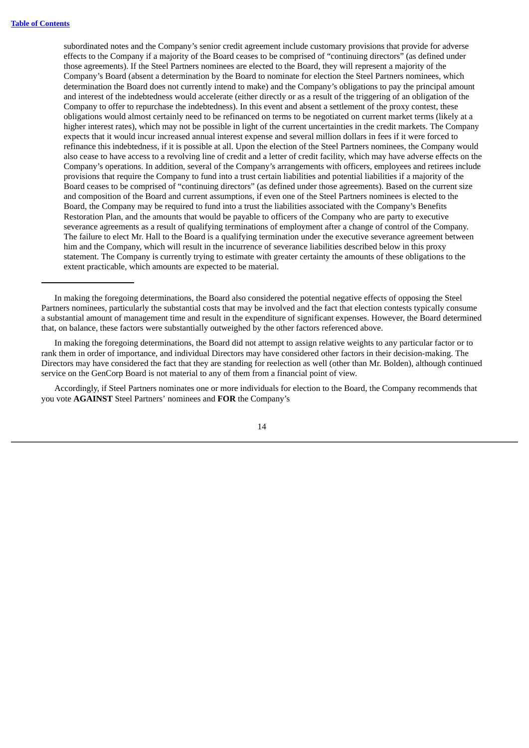subordinated notes and the Company's senior credit agreement include customary provisions that provide for adverse effects to the Company if a majority of the Board ceases to be comprised of "continuing directors" (as defined under those agreements). If the Steel Partners nominees are elected to the Board, they will represent a majority of the Company's Board (absent a determination by the Board to nominate for election the Steel Partners nominees, which determination the Board does not currently intend to make) and the Company's obligations to pay the principal amount and interest of the indebtedness would accelerate (either directly or as a result of the triggering of an obligation of the Company to offer to repurchase the indebtedness). In this event and absent a settlement of the proxy contest, these obligations would almost certainly need to be refinanced on terms to be negotiated on current market terms (likely at a higher interest rates), which may not be possible in light of the current uncertainties in the credit markets. The Company expects that it would incur increased annual interest expense and several million dollars in fees if it were forced to refinance this indebtedness, if it is possible at all. Upon the election of the Steel Partners nominees, the Company would also cease to have access to a revolving line of credit and a letter of credit facility, which may have adverse effects on the Company's operations. In addition, several of the Company's arrangements with officers, employees and retirees include provisions that require the Company to fund into a trust certain liabilities and potential liabilities if a majority of the Board ceases to be comprised of "continuing directors" (as defined under those agreements). Based on the current size and composition of the Board and current assumptions, if even one of the Steel Partners nominees is elected to the Board, the Company may be required to fund into a trust the liabilities associated with the Company's Benefits Restoration Plan, and the amounts that would be payable to officers of the Company who are party to executive severance agreements as a result of qualifying terminations of employment after a change of control of the Company. The failure to elect Mr. Hall to the Board is a qualifying termination under the executive severance agreement between him and the Company, which will result in the incurrence of severance liabilities described below in this proxy statement. The Company is currently trying to estimate with greater certainty the amounts of these obligations to the extent practicable, which amounts are expected to be material.

---

In making the foregoing determinations, the Board also considered the potential negative effects of opposing the Steel Partners nominees, particularly the substantial costs that may be involved and the fact that election contests typically consume a substantial amount of management time and result in the expenditure of significant expenses. However, the Board determined that, on balance, these factors were substantially outweighed by the other factors referenced above.

In making the foregoing determinations, the Board did not attempt to assign relative weights to any particular factor or to rank them in order of importance, and individual Directors may have considered other factors in their decision-making. The Directors may have considered the fact that they are standing for reelection as well (other than Mr. Bolden), although continued service on the GenCorp Board is not material to any of them from a financial point of view.

Accordingly, if Steel Partners nominates one or more individuals for election to the Board, the Company recommends that you vote **AGAINST** Steel Partners' nominees and **FOR** the Company's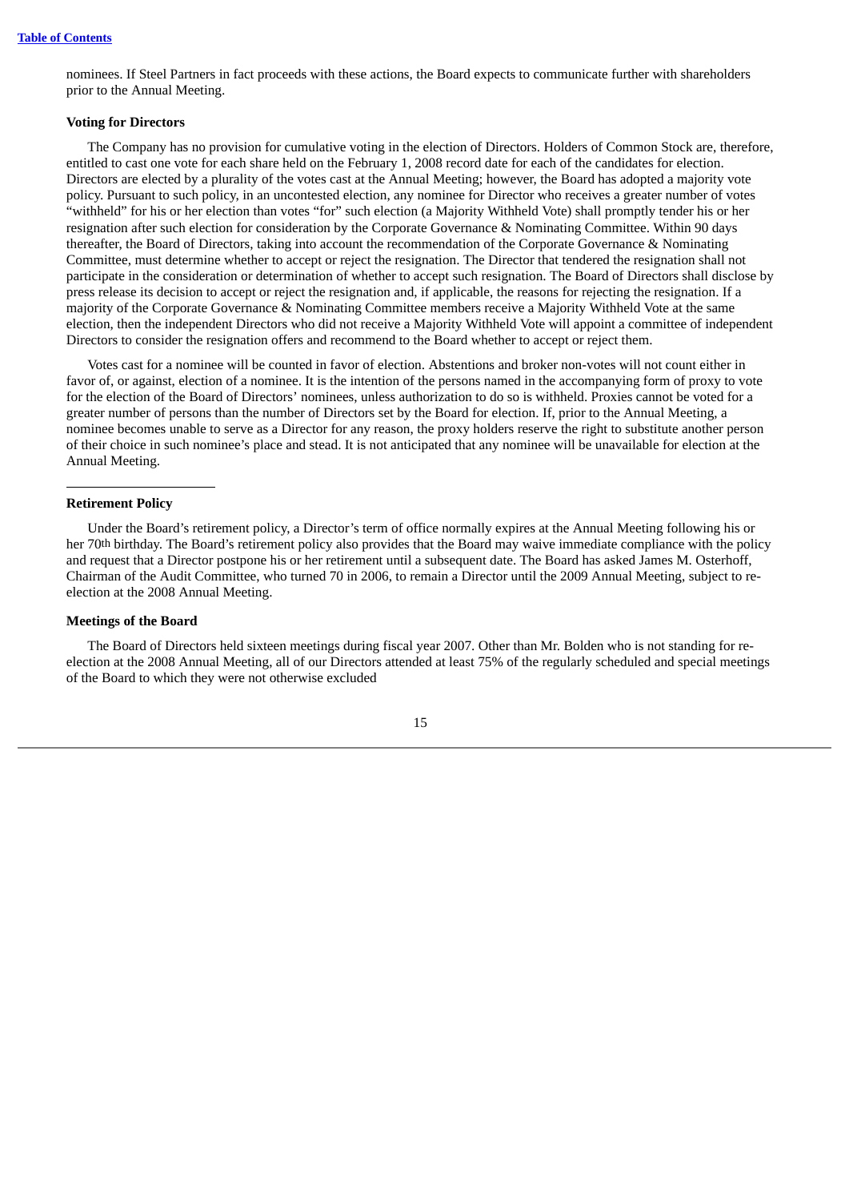nominees. If Steel Partners in fact proceeds with these actions, the Board expects to communicate further with shareholders prior to the Annual Meeting.

**Voting for Directors**

The Company has no provision for cumulative voting in the election of Directors. Holders of Common Stock are, therefore, entitled to cast one vote for each share held on the February 1, 2008 record date for each of the candidates for election. Directors are elected by a plurality of the votes cast at the Annual Meeting; however, the Board has adopted a majority vote policy. Pursuant to such policy, in an uncontested election, any nominee for Director who receives a greater number of votes "withheld" for his or her election than votes "for" such election (a Majority Withheld Vote) shall promptly tender his or her resignation after such election for consideration by the Corporate Governance & Nominating Committee. Within 90 days thereafter, the Board of Directors, taking into account the recommendation of the Corporate Governance & Nominating Committee, must determine whether to accept or reject the resignation. The Director that tendered the resignation shall not participate in the consideration or determination of whether to accept such resignation. The Board of Directors shall disclose by press release its decision to accept or reject the resignation and, if applicable, the reasons for rejecting the resignation. If a majority of the Corporate Governance & Nominating Committee members receive a Majority Withheld Vote at the same election, then the independent Directors who did not receive a Majority Withheld Vote will appoint a committee of independent Directors to consider the resignation offers and recommend to the Board whether to accept or reject them.

Votes cast for a nominee will be counted in favor of election. Abstentions and broker non-votes will not count either in favor of, or against, election of a nominee. It is the intention of the persons named in the accompanying form of proxy to vote for the election of the Board of Directors' nominees, unless authorization to do so is withheld. Proxies cannot be voted for a greater number of persons than the number of Directors set by the Board for election. If, prior to the Annual Meeting, a nominee becomes unable to serve as a Director for any reason, the proxy holders reserve the right to substitute another person of their choice in such nominee's place and stead. It is not anticipated that any nominee will be unavailable for election at the Annual Meeting.

---

**Retirement Policy**

Under the Board's retirement policy, a Director's term of office normally expires at the Annual Meeting following his or her 70th birthday. The Board's retirement policy also provides that the Board may waive immediate compliance with the policy and request that a Director postpone his or her retirement until a subsequent date. The Board has asked James M. Osterhoff, Chairman of the Audit Committee, who turned 70 in 2006, to remain a Director until the 2009 Annual Meeting, subject to re-election at the 2008 Annual Meeting.

**Meetings of the Board**

The Board of Directors held sixteen meetings during fiscal year 2007. Other than Mr. Bolden who is not standing for re-election at the 2008 Annual Meeting, all of our Directors attended at least 75% of the regularly scheduled and special meetings of the Board to which they were not otherwise excluded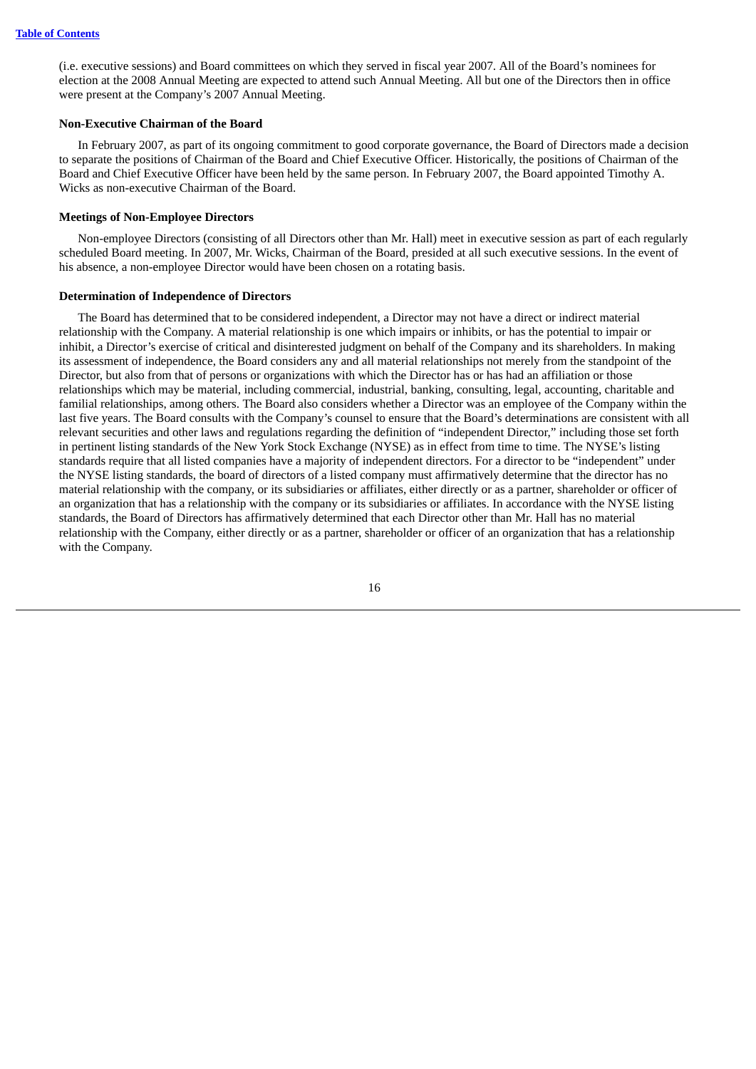(i.e. executive sessions) and Board committees on which they served in fiscal year 2007. All of the Board's nominees for election at the 2008 Annual Meeting are expected to attend such Annual Meeting. All but one of the Directors then in office were present at the Company's 2007 Annual Meeting.

**Non-Executive Chairman of the Board**

In February 2007, as part of its ongoing commitment to good corporate governance, the Board of Directors made a decision to separate the positions of Chairman of the Board and Chief Executive Officer. Historically, the positions of Chairman of the Board and Chief Executive Officer have been held by the same person. In February 2007, the Board appointed Timothy A. Wicks as non-executive Chairman of the Board.

**Meetings of Non-Employee Directors**

Non-employee Directors (consisting of all Directors other than Mr. Hall) meet in executive session as part of each regularly scheduled Board meeting. In 2007, Mr. Wicks, Chairman of the Board, presided at all such executive sessions. In the event of his absence, a non-employee Director would have been chosen on a rotating basis.

**Determination of Independence of Directors**

The Board has determined that to be considered independent, a Director may not have a direct or indirect material relationship with the Company. A material relationship is one which impairs or inhibits, or has the potential to impair or inhibit, a Director's exercise of critical and disinterested judgment on behalf of the Company and its shareholders. In making its assessment of independence, the Board considers any and all material relationships not merely from the standpoint of the Director, but also from that of persons or organizations with which the Director has or has had an affiliation or those relationships which may be material, including commercial, industrial, banking, consulting, legal, accounting, charitable and familial relationships, among others. The Board also considers whether a Director was an employee of the Company within the last five years. The Board consults with the Company's counsel to ensure that the Board's determinations are consistent with all relevant securities and other laws and regulations regarding the definition of "independent Director," including those set forth in pertinent listing standards of the New York Stock Exchange (NYSE) as in effect from time to time. The NYSE's listing standards require that all listed companies have a majority of independent directors. For a director to be "independent" under the NYSE listing standards, the board of directors of a listed company must affirmatively determine that the director has no material relationship with the company, or its subsidiaries or affiliates, either directly or as a partner, shareholder or officer of an organization that has a relationship with the company or its subsidiaries or affiliates. In accordance with the NYSE listing standards, the Board of Directors has affirmatively determined that each Director other than Mr. Hall has no material relationship with the Company, either directly or as a partner, shareholder or officer of an organization that has a relationship with the Company.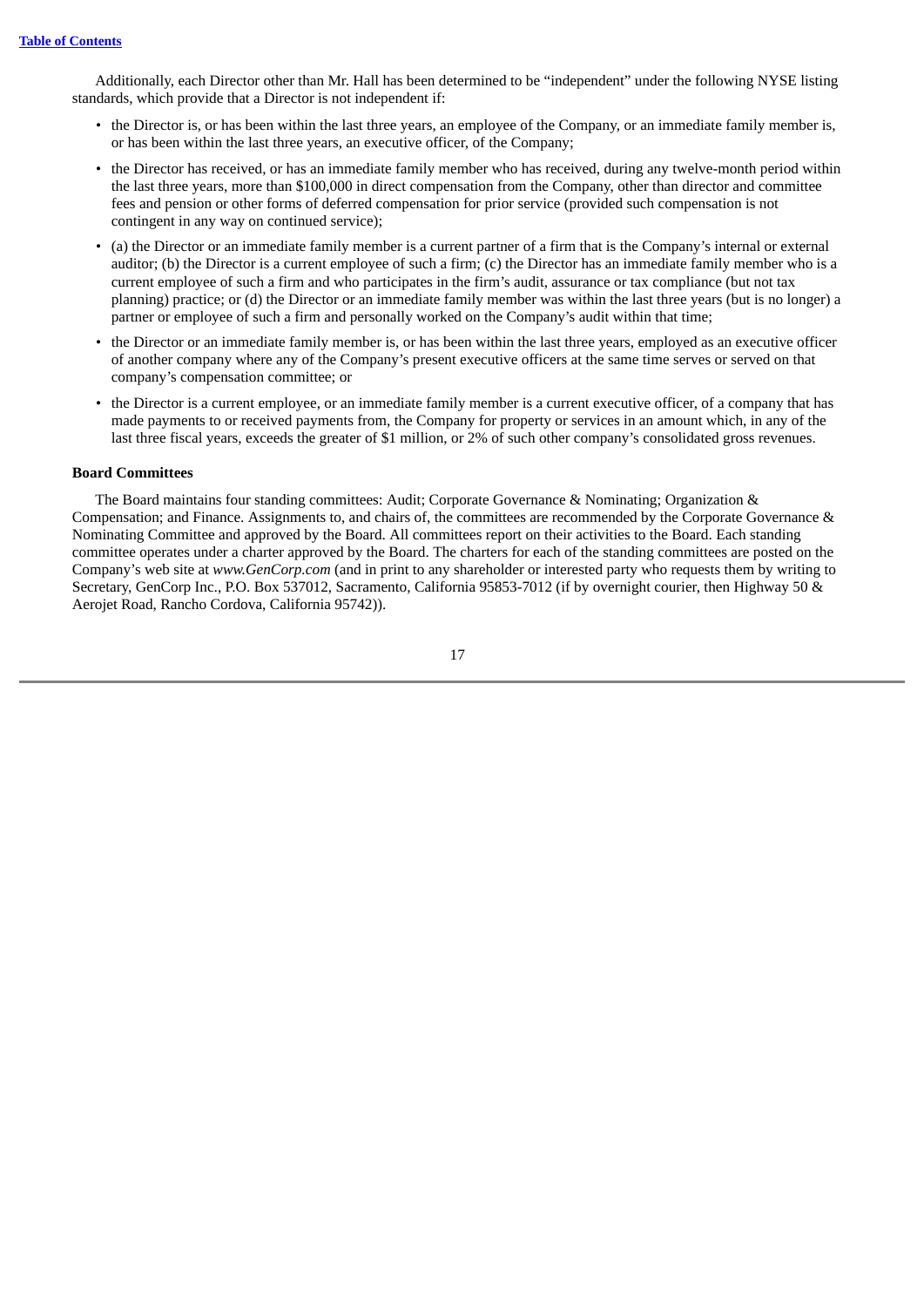Additionally, each Director other than Mr. Hall has been determined to be "independent" under the following NYSE listing standards, which provide that a Director is not independent if:

- the Director is, or has been within the last three years, an employee of the Company, or an immediate family member is, or has been within the last three years, an executive officer, of the Company;
- the Director has received, or has an immediate family member who has received, during any twelve-month period within the last three years, more than $100,000 in direct compensation from the Company, other than director and committee fees and pension or other forms of deferred compensation for prior service (provided such compensation is not contingent in any way on continued service);
- (a) the Director or an immediate family member is a current partner of a firm that is the Company's internal or external auditor; (b) the Director is a current employee of such a firm; (c) the Director has an immediate family member who is a current employee of such a firm and who participates in the firm's audit, assurance or tax compliance (but not tax planning) practice; or (d) the Director or an immediate family member was within the last three years (but is no longer) a partner or employee of such a firm and personally worked on the Company's audit within that time;
- the Director or an immediate family member is, or has been within the last three years, employed as an executive officer of another company where any of the Company's present executive officers at the same time serves or served on that company's compensation committee; or
- the Director is a current employee, or an immediate family member is a current executive officer, of a company that has made payments to or received payments from, the Company for property or services in an amount which, in any of the last three fiscal years, exceeds the greater of $1 million, or 2% of such other company's consolidated gross revenues.

**Board Committees**

The Board maintains four standing committees: Audit; Corporate Governance & Nominating; Organization & Compensation; and Finance. Assignments to, and chairs of, the committees are recommended by the Corporate Governance & Nominating Committee and approved by the Board. All committees report on their activities to the Board. Each standing committee operates under a charter approved by the Board. The charters for each of the standing committees are posted on the Company's web site at *www.GenCorp.com* (and in print to any shareholder or interested party who requests them by writing to Secretary, GenCorp Inc., P.O. Box 537012, Sacramento, California 95853-7012 (if by overnight courier, then Highway 50 & Aerojet Road, Rancho Cordova, California 95742)).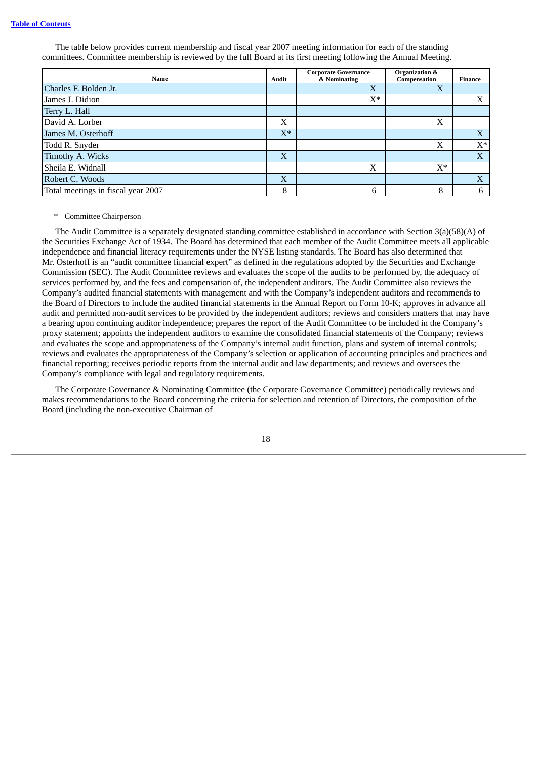The table below provides current membership and fiscal year 2007 meeting information for each of the standing committees. Committee membership is reviewed by the full Board at its first meeting following the Annual Meeting.

| Name | Audit | Corporate Governance & Nominating | Organization & Compensation | Finance |
|---|---|---|---|---|
| Charles F. Bolden Jr. | | X | X | |
| James J. Didion | | X* | | X |
| Terry L. Hall | | | | |
| David A. Lorber | X | | X | |
| James M. Osterhoff | X* | | | X |
| Todd R. Snyder | | | X | X* |
| Timothy A. Wicks | X | | | X |
| Sheila E. Widnall | | X | X* | |
| Robert C. Woods | X | | | X |
| Total meetings in fiscal year 2007 | 8 | 6 | 8 | 6 |

\* Committee Chairperson

The Audit Committee is a separately designated standing committee established in accordance with Section 3(a)(58)(A) of the Securities Exchange Act of 1934. The Board has determined that each member of the Audit Committee meets all applicable independence and financial literacy requirements under the NYSE listing standards. The Board has also determined that Mr. Osterhoff is an "audit committee financial expert" as defined in the regulations adopted by the Securities and Exchange Commission (SEC). The Audit Committee reviews and evaluates the scope of the audits to be performed by, the adequacy of services performed by, and the fees and compensation of, the independent auditors. The Audit Committee also reviews the Company's audited financial statements with management and with the Company's independent auditors and recommends to the Board of Directors to include the audited financial statements in the Annual Report on Form 10-K; approves in advance all audit and permitted non-audit services to be provided by the independent auditors; reviews and considers matters that may have a bearing upon continuing auditor independence; prepares the report of the Audit Committee to be included in the Company's proxy statement; appoints the independent auditors to examine the consolidated financial statements of the Company; reviews and evaluates the scope and appropriateness of the Company's internal audit function, plans and system of internal controls; reviews and evaluates the appropriateness of the Company's selection or application of accounting principles and practices and financial reporting; receives periodic reports from the internal audit and law departments; and reviews and oversees the Company's compliance with legal and regulatory requirements.

The Corporate Governance & Nominating Committee (the Corporate Governance Committee) periodically reviews and makes recommendations to the Board concerning the criteria for selection and retention of Directors, the composition of the Board (including the non-executive Chairman of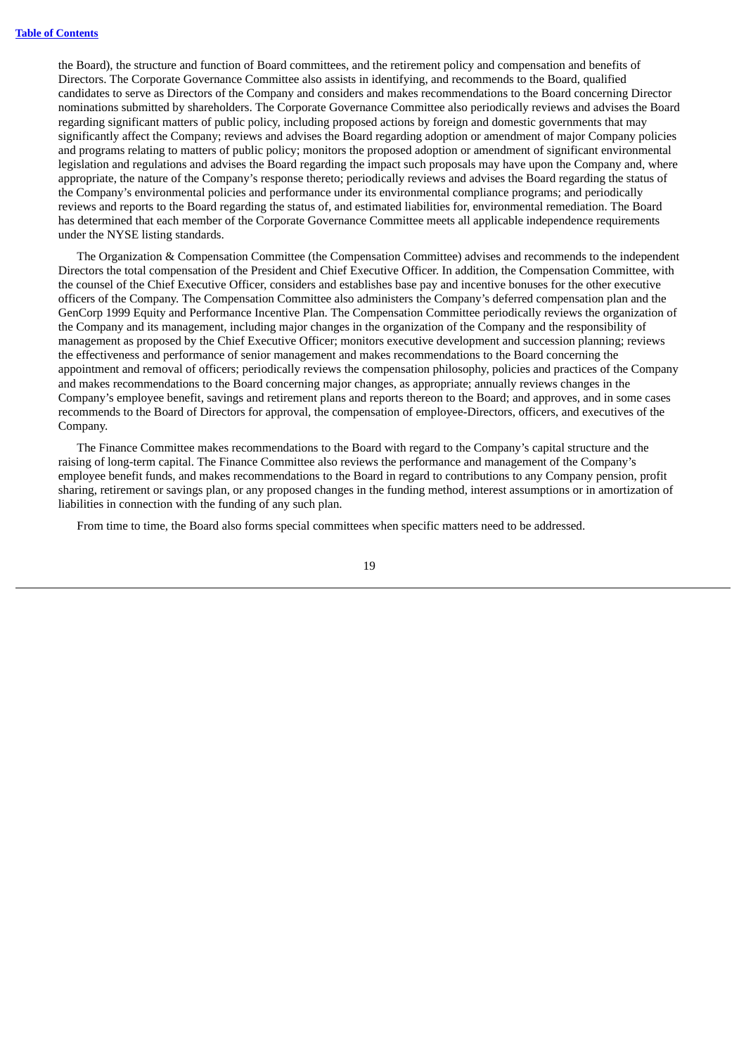the Board), the structure and function of Board committees, and the retirement policy and compensation and benefits of Directors. The Corporate Governance Committee also assists in identifying, and recommends to the Board, qualified candidates to serve as Directors of the Company and considers and makes recommendations to the Board concerning Director nominations submitted by shareholders. The Corporate Governance Committee also periodically reviews and advises the Board regarding significant matters of public policy, including proposed actions by foreign and domestic governments that may significantly affect the Company; reviews and advises the Board regarding adoption or amendment of major Company policies and programs relating to matters of public policy; monitors the proposed adoption or amendment of significant environmental legislation and regulations and advises the Board regarding the impact such proposals may have upon the Company and, where appropriate, the nature of the Company's response thereto; periodically reviews and advises the Board regarding the status of the Company's environmental policies and performance under its environmental compliance programs; and periodically reviews and reports to the Board regarding the status of, and estimated liabilities for, environmental remediation. The Board has determined that each member of the Corporate Governance Committee meets all applicable independence requirements under the NYSE listing standards.

The Organization & Compensation Committee (the Compensation Committee) advises and recommends to the independent Directors the total compensation of the President and Chief Executive Officer. In addition, the Compensation Committee, with the counsel of the Chief Executive Officer, considers and establishes base pay and incentive bonuses for the other executive officers of the Company. The Compensation Committee also administers the Company's deferred compensation plan and the GenCorp 1999 Equity and Performance Incentive Plan. The Compensation Committee periodically reviews the organization of the Company and its management, including major changes in the organization of the Company and the responsibility of management as proposed by the Chief Executive Officer; monitors executive development and succession planning; reviews the effectiveness and performance of senior management and makes recommendations to the Board concerning the appointment and removal of officers; periodically reviews the compensation philosophy, policies and practices of the Company and makes recommendations to the Board concerning major changes, as appropriate; annually reviews changes in the Company's employee benefit, savings and retirement plans and reports thereon to the Board; and approves, and in some cases recommends to the Board of Directors for approval, the compensation of employee-Directors, officers, and executives of the Company.

The Finance Committee makes recommendations to the Board with regard to the Company's capital structure and the raising of long-term capital. The Finance Committee also reviews the performance and management of the Company's employee benefit funds, and makes recommendations to the Board in regard to contributions to any Company pension, profit sharing, retirement or savings plan, or any proposed changes in the funding method, interest assumptions or in amortization of liabilities in connection with the funding of any such plan.

From time to time, the Board also forms special committees when specific matters need to be addressed.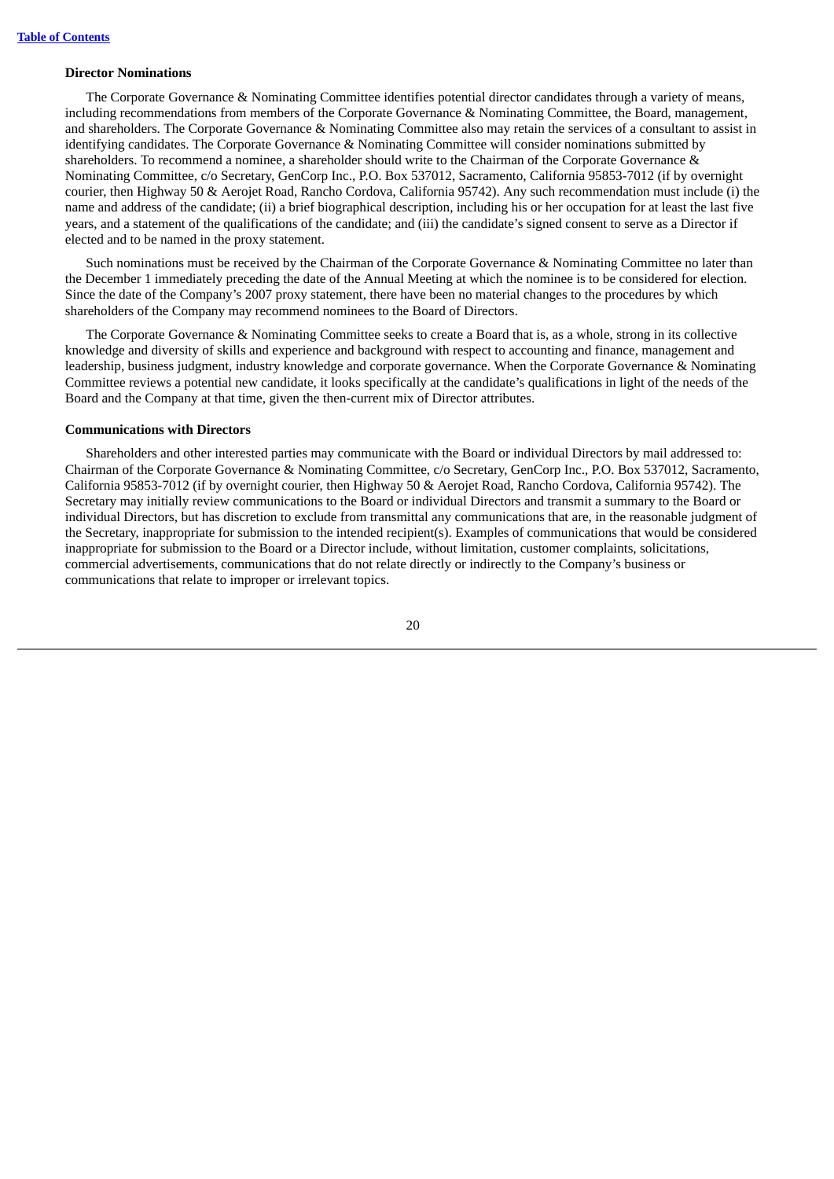### Director Nominations

The Corporate Governance & Nominating Committee identifies potential director candidates through a variety of means, including recommendations from members of the Corporate Governance & Nominating Committee, the Board, management, and shareholders. The Corporate Governance & Nominating Committee also may retain the services of a consultant to assist in identifying candidates. The Corporate Governance & Nominating Committee will consider nominations submitted by shareholders. To recommend a nominee, a shareholder should write to the Chairman of the Corporate Governance & Nominating Committee, c/o Secretary, GenCorp Inc., P.O. Box 537012, Sacramento, California 95853-7012 (if by overnight courier, then Highway 50 & Aerojet Road, Rancho Cordova, California 95742). Any such recommendation must include (i) the name and address of the candidate; (ii) a brief biographical description, including his or her occupation for at least the last five years, and a statement of the qualifications of the candidate; and (iii) the candidate's signed consent to serve as a Director if elected and to be named in the proxy statement.

Such nominations must be received by the Chairman of the Corporate Governance & Nominating Committee no later than the December 1 immediately preceding the date of the Annual Meeting at which the nominee is to be considered for election. Since the date of the Company's 2007 proxy statement, there have been no material changes to the procedures by which shareholders of the Company may recommend nominees to the Board of Directors.

The Corporate Governance & Nominating Committee seeks to create a Board that is, as a whole, strong in its collective knowledge and diversity of skills and experience and background with respect to accounting and finance, management and leadership, business judgment, industry knowledge and corporate governance. When the Corporate Governance & Nominating Committee reviews a potential new candidate, it looks specifically at the candidate's qualifications in light of the needs of the Board and the Company at that time, given the then-current mix of Director attributes.

### Communications with Directors

Shareholders and other interested parties may communicate with the Board or individual Directors by mail addressed to: Chairman of the Corporate Governance & Nominating Committee, c/o Secretary, GenCorp Inc., P.O. Box 537012, Sacramento, California 95853-7012 (if by overnight courier, then Highway 50 & Aerojet Road, Rancho Cordova, California 95742). The Secretary may initially review communications to the Board or individual Directors and transmit a summary to the Board or individual Directors, but has discretion to exclude from transmittal any communications that are, in the reasonable judgment of the Secretary, inappropriate for submission to the intended recipient(s). Examples of communications that would be considered inappropriate for submission to the Board or a Director include, without limitation, customer complaints, solicitations, commercial advertisements, communications that do not relate directly or indirectly to the Company's business or communications that relate to improper or irrelevant topics.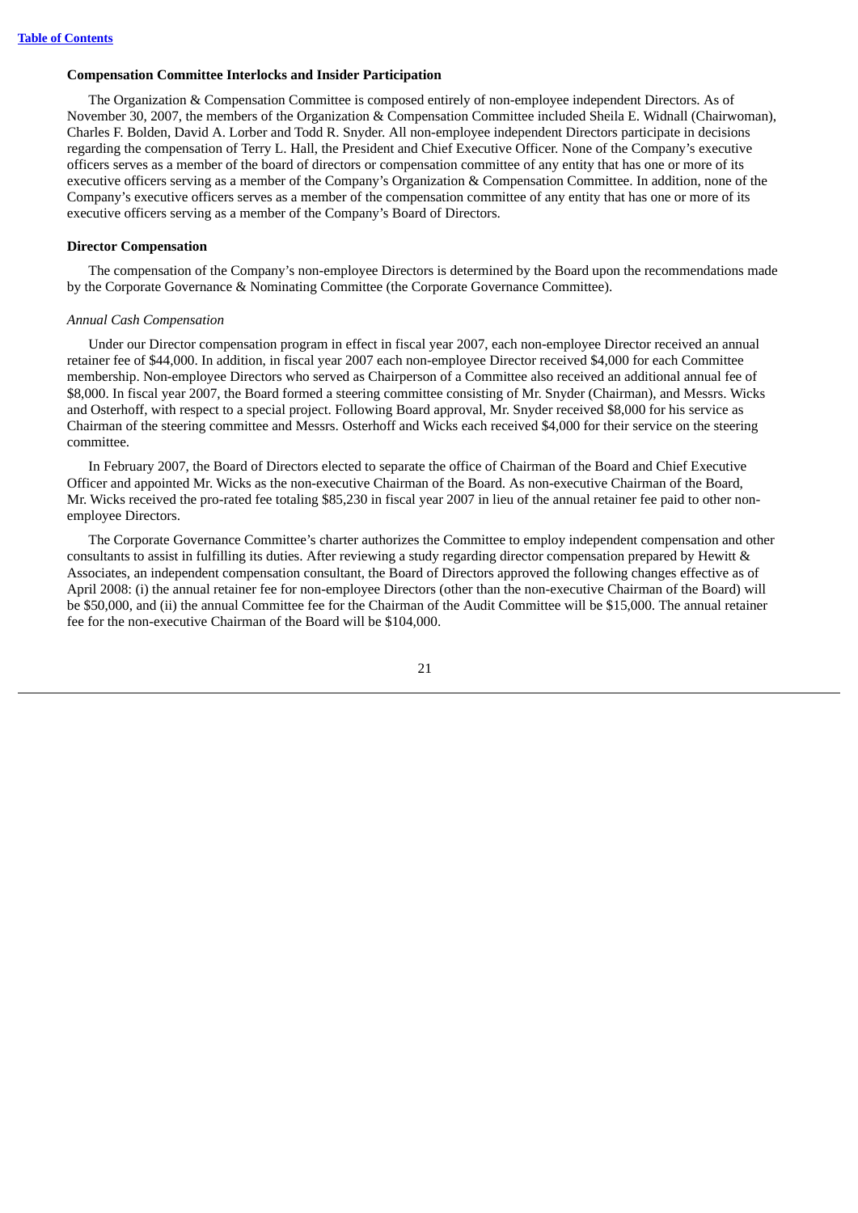### Compensation Committee Interlocks and Insider Participation

The Organization & Compensation Committee is composed entirely of non-employee independent Directors. As of November 30, 2007, the members of the Organization & Compensation Committee included Sheila E. Widnall (Chairwoman), Charles F. Bolden, David A. Lorber and Todd R. Snyder. All non-employee independent Directors participate in decisions regarding the compensation of Terry L. Hall, the President and Chief Executive Officer. None of the Company's executive officers serves as a member of the board of directors or compensation committee of any entity that has one or more of its executive officers serving as a member of the Company's Organization & Compensation Committee. In addition, none of the Company's executive officers serves as a member of the compensation committee of any entity that has one or more of its executive officers serving as a member of the Company's Board of Directors.

### Director Compensation

The compensation of the Company's non-employee Directors is determined by the Board upon the recommendations made by the Corporate Governance & Nominating Committee (the Corporate Governance Committee).

*Annual Cash Compensation*

Under our Director compensation program in effect in fiscal year 2007, each non-employee Director received an annual retainer fee of $44,000. In addition, in fiscal year 2007 each non-employee Director received $4,000 for each Committee membership. Non-employee Directors who served as Chairperson of a Committee also received an additional annual fee of $8,000. In fiscal year 2007, the Board formed a steering committee consisting of Mr. Snyder (Chairman), and Messrs. Wicks and Osterhoff, with respect to a special project. Following Board approval, Mr. Snyder received $8,000 for his service as Chairman of the steering committee and Messrs. Osterhoff and Wicks each received $4,000 for their service on the steering committee.

In February 2007, the Board of Directors elected to separate the office of Chairman of the Board and Chief Executive Officer and appointed Mr. Wicks as the non-executive Chairman of the Board. As non-executive Chairman of the Board, Mr. Wicks received the pro-rated fee totaling $85,230 in fiscal year 2007 in lieu of the annual retainer fee paid to other non-employee Directors.

The Corporate Governance Committee's charter authorizes the Committee to employ independent compensation and other consultants to assist in fulfilling its duties. After reviewing a study regarding director compensation prepared by Hewitt & Associates, an independent compensation consultant, the Board of Directors approved the following changes effective as of April 2008: (i) the annual retainer fee for non-employee Directors (other than the non-executive Chairman of the Board) will be $50,000, and (ii) the annual Committee fee for the Chairman of the Audit Committee will be $15,000. The annual retainer fee for the non-executive Chairman of the Board will be $104,000.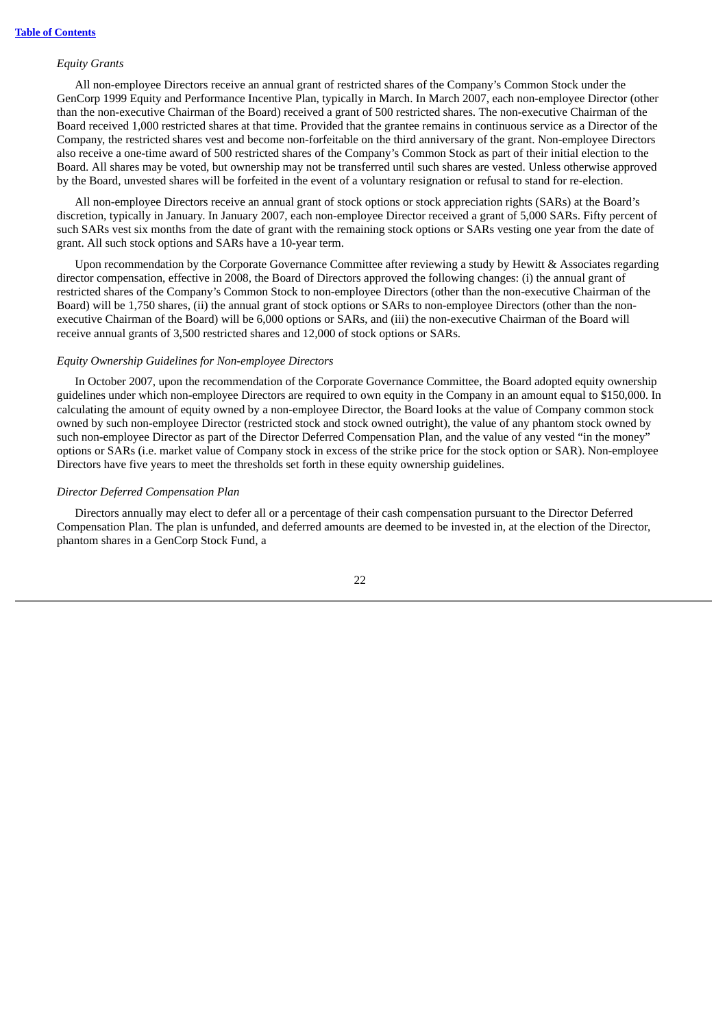*Equity Grants*

All non-employee Directors receive an annual grant of restricted shares of the Company's Common Stock under the GenCorp 1999 Equity and Performance Incentive Plan, typically in March. In March 2007, each non-employee Director (other than the non-executive Chairman of the Board) received a grant of 500 restricted shares. The non-executive Chairman of the Board received 1,000 restricted shares at that time. Provided that the grantee remains in continuous service as a Director of the Company, the restricted shares vest and become non-forfeitable on the third anniversary of the grant. Non-employee Directors also receive a one-time award of 500 restricted shares of the Company's Common Stock as part of their initial election to the Board. All shares may be voted, but ownership may not be transferred until such shares are vested. Unless otherwise approved by the Board, unvested shares will be forfeited in the event of a voluntary resignation or refusal to stand for re-election.

All non-employee Directors receive an annual grant of stock options or stock appreciation rights (SARs) at the Board's discretion, typically in January. In January 2007, each non-employee Director received a grant of 5,000 SARs. Fifty percent of such SARs vest six months from the date of grant with the remaining stock options or SARs vesting one year from the date of grant. All such stock options and SARs have a 10-year term.

Upon recommendation by the Corporate Governance Committee after reviewing a study by Hewitt & Associates regarding director compensation, effective in 2008, the Board of Directors approved the following changes: (i) the annual grant of restricted shares of the Company's Common Stock to non-employee Directors (other than the non-executive Chairman of the Board) will be 1,750 shares, (ii) the annual grant of stock options or SARs to non-employee Directors (other than the non-executive Chairman of the Board) will be 6,000 options or SARs, and (iii) the non-executive Chairman of the Board will receive annual grants of 3,500 restricted shares and 12,000 of stock options or SARs.

*Equity Ownership Guidelines for Non-employee Directors*

In October 2007, upon the recommendation of the Corporate Governance Committee, the Board adopted equity ownership guidelines under which non-employee Directors are required to own equity in the Company in an amount equal to $150,000. In calculating the amount of equity owned by a non-employee Director, the Board looks at the value of Company common stock owned by such non-employee Director (restricted stock and stock owned outright), the value of any phantom stock owned by such non-employee Director as part of the Director Deferred Compensation Plan, and the value of any vested "in the money" options or SARs (i.e. market value of Company stock in excess of the strike price for the stock option or SAR). Non-employee Directors have five years to meet the thresholds set forth in these equity ownership guidelines.

*Director Deferred Compensation Plan*

Directors annually may elect to defer all or a percentage of their cash compensation pursuant to the Director Deferred Compensation Plan. The plan is unfunded, and deferred amounts are deemed to be invested in, at the election of the Director, phantom shares in a GenCorp Stock Fund, a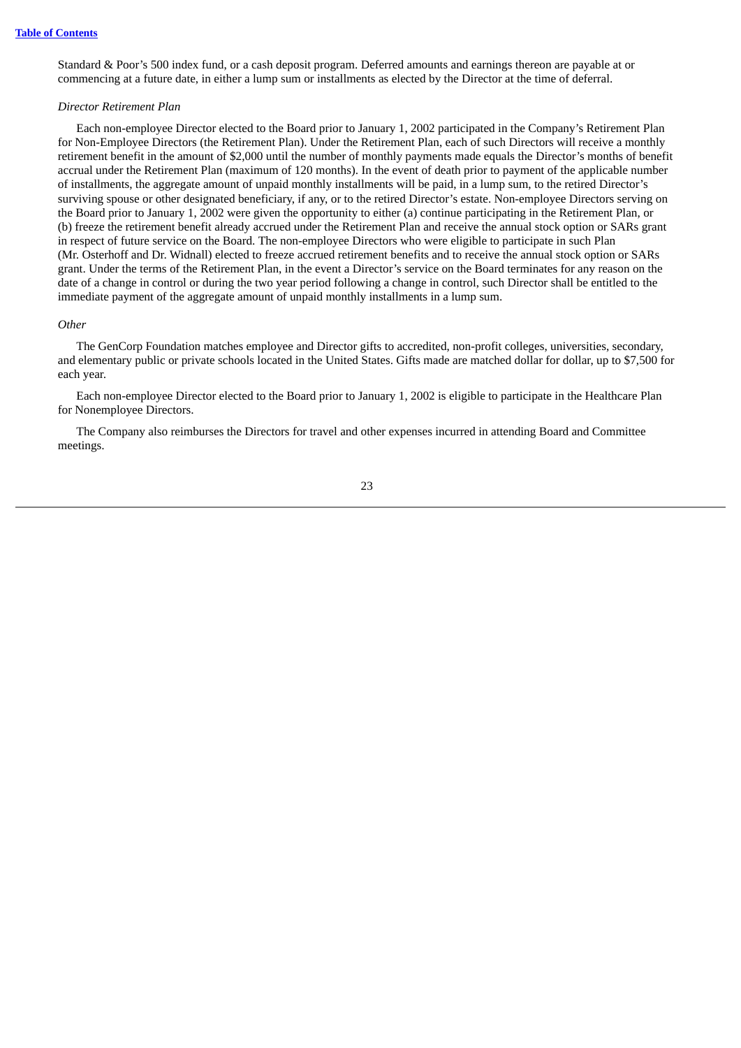Standard & Poor's 500 index fund, or a cash deposit program. Deferred amounts and earnings thereon are payable at or commencing at a future date, in either a lump sum or installments as elected by the Director at the time of deferral.

*Director Retirement Plan*

Each non-employee Director elected to the Board prior to January 1, 2002 participated in the Company's Retirement Plan for Non-Employee Directors (the Retirement Plan). Under the Retirement Plan, each of such Directors will receive a monthly retirement benefit in the amount of $2,000 until the number of monthly payments made equals the Director's months of benefit accrual under the Retirement Plan (maximum of 120 months). In the event of death prior to payment of the applicable number of installments, the aggregate amount of unpaid monthly installments will be paid, in a lump sum, to the retired Director's surviving spouse or other designated beneficiary, if any, or to the retired Director's estate. Non-employee Directors serving on the Board prior to January 1, 2002 were given the opportunity to either (a) continue participating in the Retirement Plan, or (b) freeze the retirement benefit already accrued under the Retirement Plan and receive the annual stock option or SARs grant in respect of future service on the Board. The non-employee Directors who were eligible to participate in such Plan (Mr. Osterhoff and Dr. Widnall) elected to freeze accrued retirement benefits and to receive the annual stock option or SARs grant. Under the terms of the Retirement Plan, in the event a Director's service on the Board terminates for any reason on the date of a change in control or during the two year period following a change in control, such Director shall be entitled to the immediate payment of the aggregate amount of unpaid monthly installments in a lump sum.

*Other*

The GenCorp Foundation matches employee and Director gifts to accredited, non-profit colleges, universities, secondary, and elementary public or private schools located in the United States. Gifts made are matched dollar for dollar, up to $7,500 for each year.

Each non-employee Director elected to the Board prior to January 1, 2002 is eligible to participate in the Healthcare Plan for Nonemployee Directors.

The Company also reimburses the Directors for travel and other expenses incurred in attending Board and Committee meetings.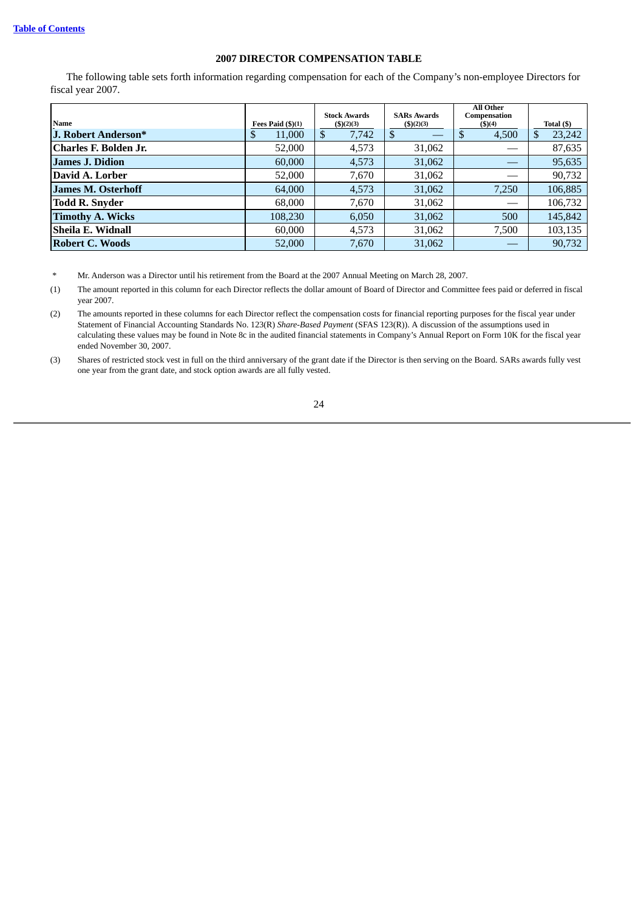[Table of Contents](#)

## 2007 DIRECTOR COMPENSATION TABLE

The following table sets forth information regarding compensation for each of the Company's non-employee Directors for fiscal year 2007.

| Name | Fees Paid ($)(1) | Stock Awards ($)(2)(3) | SARs Awards ($)(2)(3) | All Other Compensation ($)(4) | Total ($) |
|---|---|---|---|---|---|
| **J. Robert Anderson*** | $ 11,000 | $ 7,742 | $ — | $ 4,500 | $ 23,242 |
| **Charles F. Bolden Jr.** | 52,000 | 4,573 | 31,062 | — | 87,635 |
| **James J. Didion** | 60,000 | 4,573 | 31,062 | — | 95,635 |
| **David A. Lorber** | 52,000 | 7,670 | 31,062 | — | 90,732 |
| **James M. Osterhoff** | 64,000 | 4,573 | 31,062 | 7,250 | 106,885 |
| **Todd R. Snyder** | 68,000 | 7,670 | 31,062 | — | 106,732 |
| **Timothy A. Wicks** | 108,230 | 6,050 | 31,062 | 500 | 145,842 |
| **Sheila E. Widnall** | 60,000 | 4,573 | 31,062 | 7,500 | 103,135 |
| **Robert C. Woods** | 52,000 | 7,670 | 31,062 | — | 90,732 |

\* Mr. Anderson was a Director until his retirement from the Board at the 2007 Annual Meeting on March 28, 2007.

(1) The amount reported in this column for each Director reflects the dollar amount of Board of Director and Committee fees paid or deferred in fiscal year 2007.

(2) The amounts reported in these columns for each Director reflect the compensation costs for financial reporting purposes for the fiscal year under Statement of Financial Accounting Standards No. 123(R) *Share-Based Payment* (SFAS 123(R)). A discussion of the assumptions used in calculating these values may be found in Note 8c in the audited financial statements in Company's Annual Report on Form 10K for the fiscal year ended November 30, 2007.

(3) Shares of restricted stock vest in full on the third anniversary of the grant date if the Director is then serving on the Board. SARs awards fully vest one year from the grant date, and stock option awards are all fully vested.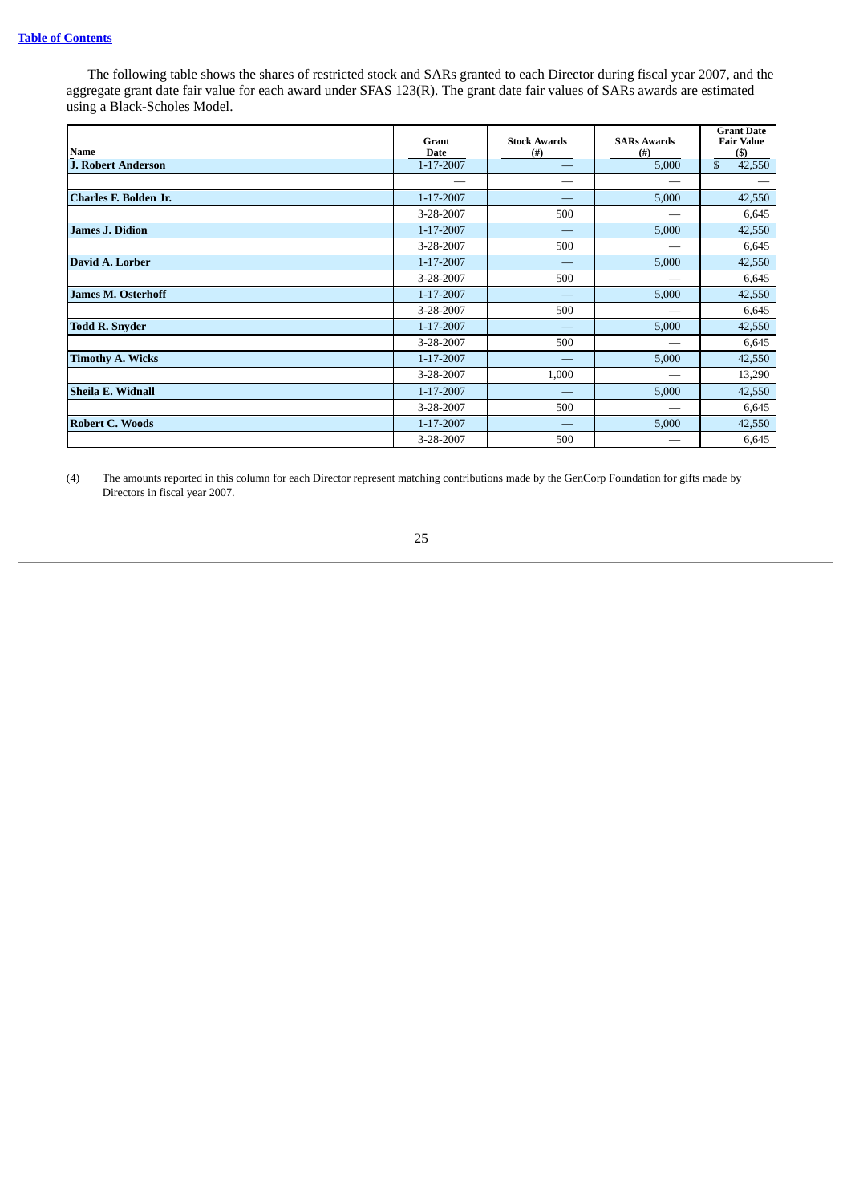The following table shows the shares of restricted stock and SARs granted to each Director during fiscal year 2007, and the aggregate grant date fair value for each award under SFAS 123(R). The grant date fair values of SARs awards are estimated using a Black-Scholes Model.

| Name | Grant Date | Stock Awards (#) | SARs Awards (#) | Grant Date Fair Value ($) |
|---|---|---|---|---|
| **J. Robert Anderson** | 1-17-2007 | — | 5,000 | $ 42,550 |
| | — | — | — | — |
| **Charles F. Bolden Jr.** | 1-17-2007 | — | 5,000 | 42,550 |
| | 3-28-2007 | 500 | — | 6,645 |
| **James J. Didion** | 1-17-2007 | — | 5,000 | 42,550 |
| | 3-28-2007 | 500 | — | 6,645 |
| **David A. Lorber** | 1-17-2007 | — | 5,000 | 42,550 |
| | 3-28-2007 | 500 | — | 6,645 |
| **James M. Osterhoff** | 1-17-2007 | — | 5,000 | 42,550 |
| | 3-28-2007 | 500 | — | 6,645 |
| **Todd R. Snyder** | 1-17-2007 | — | 5,000 | 42,550 |
| | 3-28-2007 | 500 | — | 6,645 |
| **Timothy A. Wicks** | 1-17-2007 | — | 5,000 | 42,550 |
| | 3-28-2007 | 1,000 | — | 13,290 |
| **Sheila E. Widnall** | 1-17-2007 | — | 5,000 | 42,550 |
| | 3-28-2007 | 500 | — | 6,645 |
| **Robert C. Woods** | 1-17-2007 | — | 5,000 | 42,550 |
| | 3-28-2007 | 500 | — | 6,645 |

(4) The amounts reported in this column for each Director represent matching contributions made by the GenCorp Foundation for gifts made by Directors in fiscal year 2007.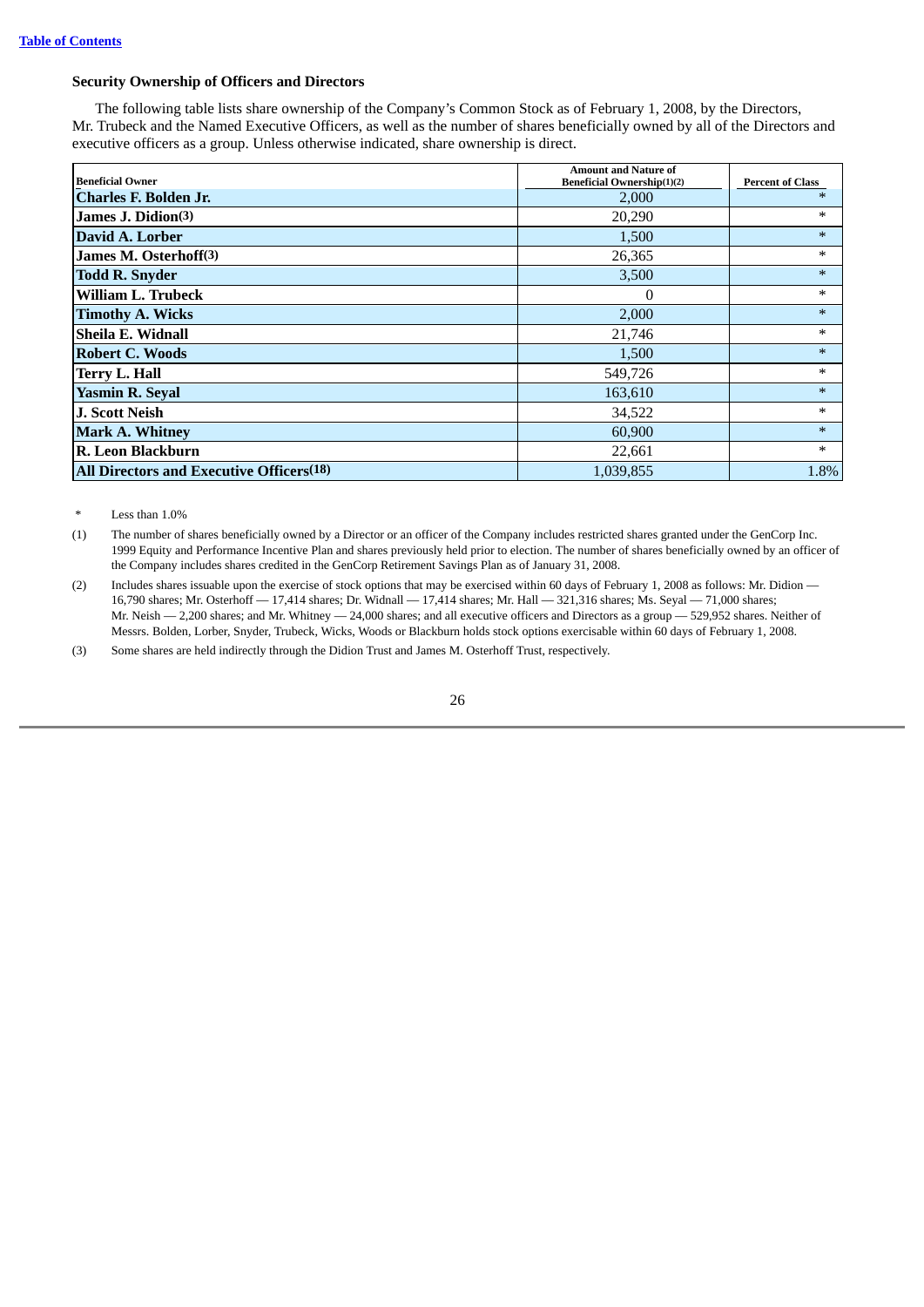[Table of Contents](#)

### Security Ownership of Officers and Directors

The following table lists share ownership of the Company's Common Stock as of February 1, 2008, by the Directors, Mr. Trubeck and the Named Executive Officers, as well as the number of shares beneficially owned by all of the Directors and executive officers as a group. Unless otherwise indicated, share ownership is direct.

| Beneficial Owner | Amount and Nature of Beneficial Ownership(1)(2) | Percent of Class |
|---|---|---|
| **Charles F. Bolden Jr.** | 2,000 | * |
| **James J. Didion(3)** | 20,290 | * |
| **David A. Lorber** | 1,500 | * |
| **James M. Osterhoff(3)** | 26,365 | * |
| **Todd R. Snyder** | 3,500 | * |
| **William L. Trubeck** | 0 | * |
| **Timothy A. Wicks** | 2,000 | * |
| **Sheila E. Widnall** | 21,746 | * |
| **Robert C. Woods** | 1,500 | * |
| **Terry L. Hall** | 549,726 | * |
| **Yasmin R. Seyal** | 163,610 | * |
| **J. Scott Neish** | 34,522 | * |
| **Mark A. Whitney** | 60,900 | * |
| **R. Leon Blackburn** | 22,661 | * |
| **All Directors and Executive Officers(18)** | 1,039,855 | 1.8% |

\* Less than 1.0%

(1) The number of shares beneficially owned by a Director or an officer of the Company includes restricted shares granted under the GenCorp Inc. 1999 Equity and Performance Incentive Plan and shares previously held prior to election. The number of shares beneficially owned by an officer of the Company includes shares credited in the GenCorp Retirement Savings Plan as of January 31, 2008.

(2) Includes shares issuable upon the exercise of stock options that may be exercised within 60 days of February 1, 2008 as follows: Mr. Didion — 16,790 shares; Mr. Osterhoff — 17,414 shares; Dr. Widnall — 17,414 shares; Mr. Hall — 321,316 shares; Ms. Seyal — 71,000 shares; Mr. Neish — 2,200 shares; and Mr. Whitney — 24,000 shares; and all executive officers and Directors as a group — 529,952 shares. Neither of Messrs. Bolden, Lorber, Snyder, Trubeck, Wicks, Woods or Blackburn holds stock options exercisable within 60 days of February 1, 2008.

(3) Some shares are held indirectly through the Didion Trust and James M. Osterhoff Trust, respectively.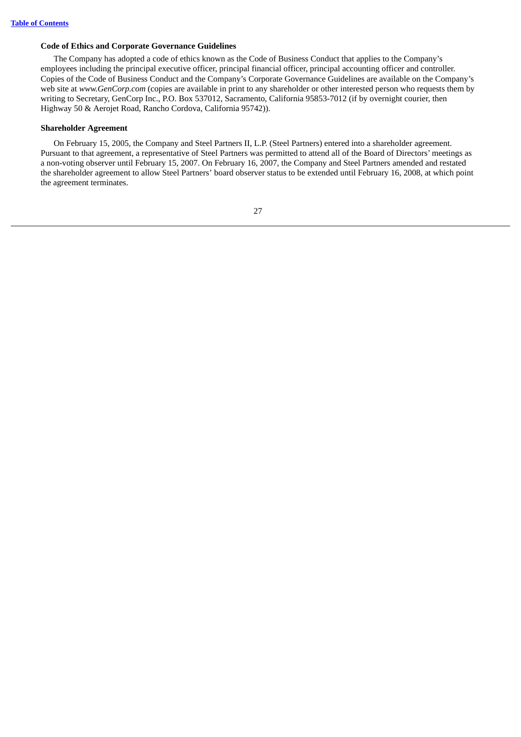### Code of Ethics and Corporate Governance Guidelines

The Company has adopted a code of ethics known as the Code of Business Conduct that applies to the Company's employees including the principal executive officer, principal financial officer, principal accounting officer and controller. Copies of the Code of Business Conduct and the Company's Corporate Governance Guidelines are available on the Company's web site at *www.GenCorp.com* (copies are available in print to any shareholder or other interested person who requests them by writing to Secretary, GenCorp Inc., P.O. Box 537012, Sacramento, California 95853-7012 (if by overnight courier, then Highway 50 & Aerojet Road, Rancho Cordova, California 95742)).

### Shareholder Agreement

On February 15, 2005, the Company and Steel Partners II, L.P. (Steel Partners) entered into a shareholder agreement. Pursuant to that agreement, a representative of Steel Partners was permitted to attend all of the Board of Directors' meetings as a non-voting observer until February 15, 2007. On February 16, 2007, the Company and Steel Partners amended and restated the shareholder agreement to allow Steel Partners' board observer status to be extended until February 16, 2008, at which point the agreement terminates.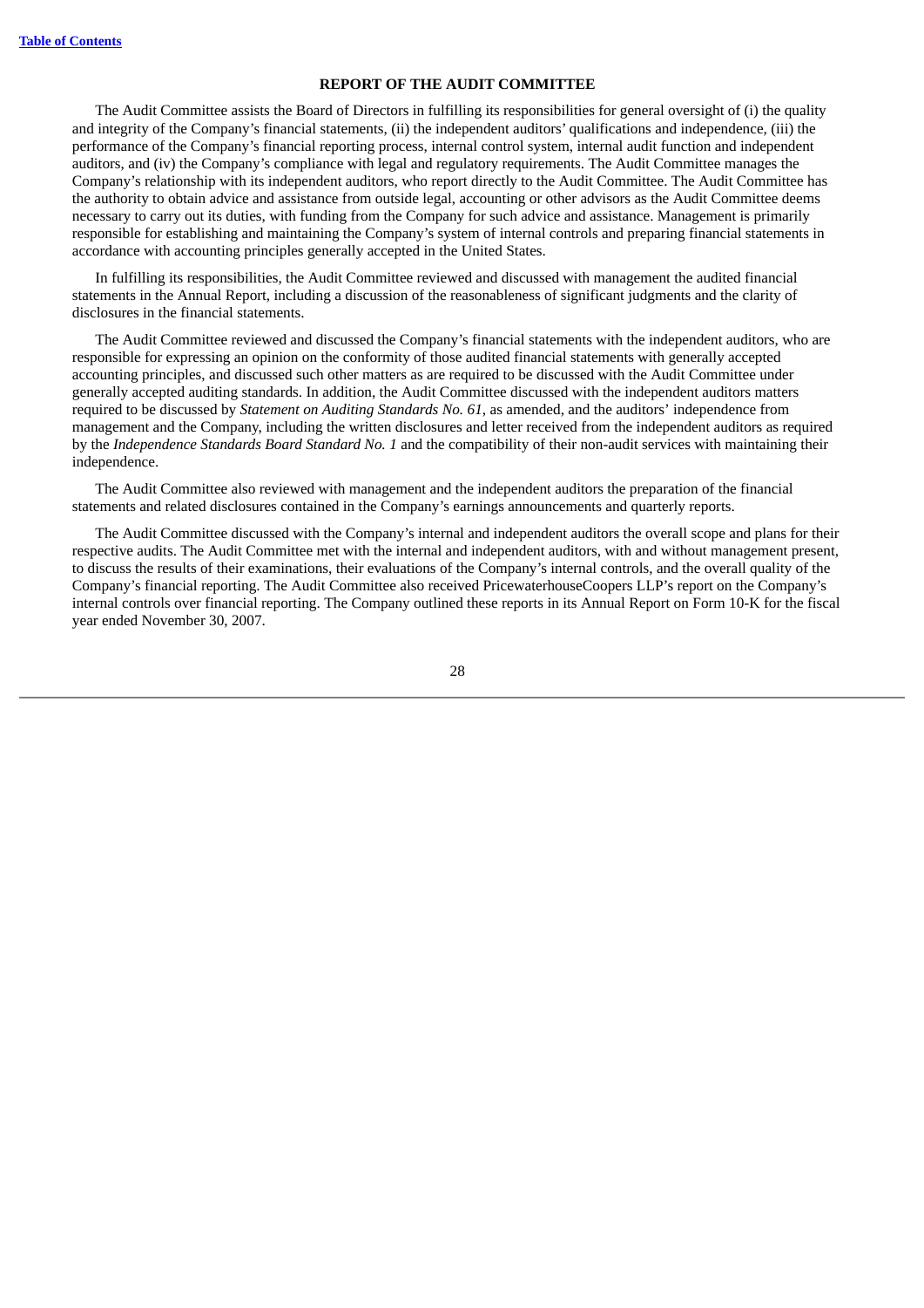## REPORT OF THE AUDIT COMMITTEE

The Audit Committee assists the Board of Directors in fulfilling its responsibilities for general oversight of (i) the quality and integrity of the Company's financial statements, (ii) the independent auditors' qualifications and independence, (iii) the performance of the Company's financial reporting process, internal control system, internal audit function and independent auditors, and (iv) the Company's compliance with legal and regulatory requirements. The Audit Committee manages the Company's relationship with its independent auditors, who report directly to the Audit Committee. The Audit Committee has the authority to obtain advice and assistance from outside legal, accounting or other advisors as the Audit Committee deems necessary to carry out its duties, with funding from the Company for such advice and assistance. Management is primarily responsible for establishing and maintaining the Company's system of internal controls and preparing financial statements in accordance with accounting principles generally accepted in the United States.

In fulfilling its responsibilities, the Audit Committee reviewed and discussed with management the audited financial statements in the Annual Report, including a discussion of the reasonableness of significant judgments and the clarity of disclosures in the financial statements.

The Audit Committee reviewed and discussed the Company's financial statements with the independent auditors, who are responsible for expressing an opinion on the conformity of those audited financial statements with generally accepted accounting principles, and discussed such other matters as are required to be discussed with the Audit Committee under generally accepted auditing standards. In addition, the Audit Committee discussed with the independent auditors matters required to be discussed by *Statement on Auditing Standards No. 61,* as amended, and the auditors' independence from management and the Company, including the written disclosures and letter received from the independent auditors as required by the *Independence Standards Board Standard No. 1* and the compatibility of their non-audit services with maintaining their independence.

The Audit Committee also reviewed with management and the independent auditors the preparation of the financial statements and related disclosures contained in the Company's earnings announcements and quarterly reports.

The Audit Committee discussed with the Company's internal and independent auditors the overall scope and plans for their respective audits. The Audit Committee met with the internal and independent auditors, with and without management present, to discuss the results of their examinations, their evaluations of the Company's internal controls, and the overall quality of the Company's financial reporting. The Audit Committee also received PricewaterhouseCoopers LLP's report on the Company's internal controls over financial reporting. The Company outlined these reports in its Annual Report on Form 10-K for the fiscal year ended November 30, 2007.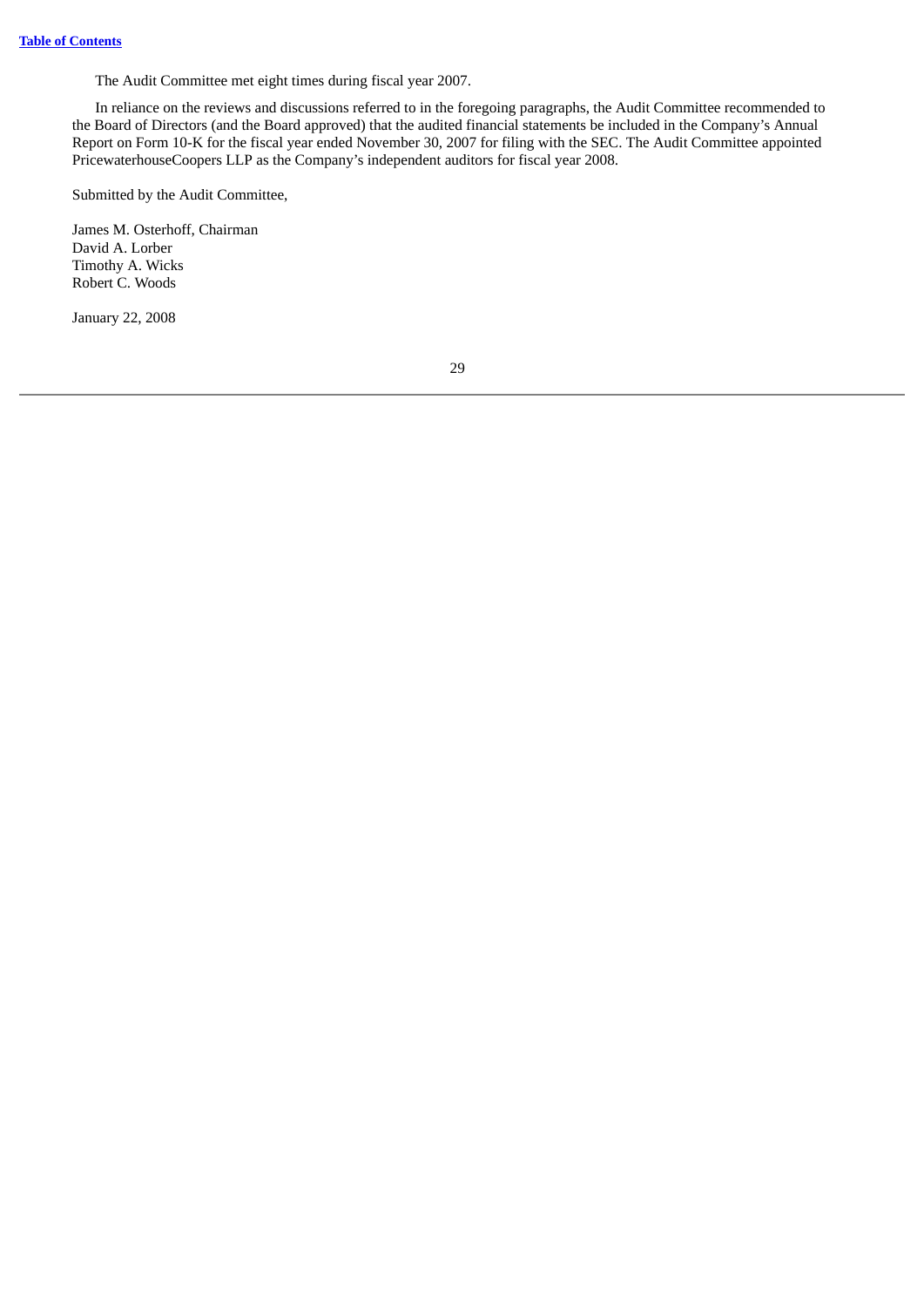The Audit Committee met eight times during fiscal year 2007.

In reliance on the reviews and discussions referred to in the foregoing paragraphs, the Audit Committee recommended to the Board of Directors (and the Board approved) that the audited financial statements be included in the Company's Annual Report on Form 10-K for the fiscal year ended November 30, 2007 for filing with the SEC. The Audit Committee appointed PricewaterhouseCoopers LLP as the Company's independent auditors for fiscal year 2008.

Submitted by the Audit Committee,

James M. Osterhoff, Chairman
David A. Lorber
Timothy A. Wicks
Robert C. Woods

January 22, 2008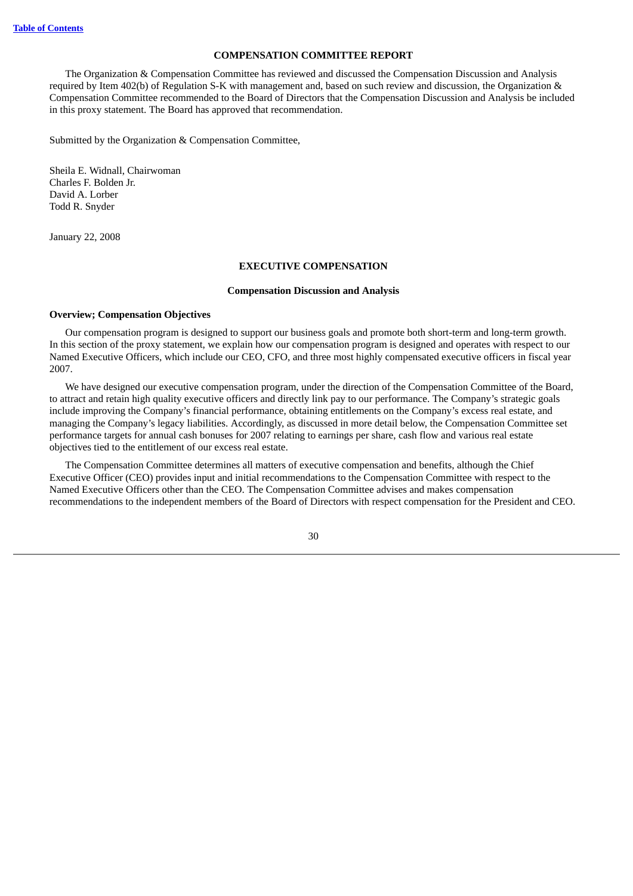## COMPENSATION COMMITTEE REPORT

The Organization & Compensation Committee has reviewed and discussed the Compensation Discussion and Analysis required by Item 402(b) of Regulation S-K with management and, based on such review and discussion, the Organization & Compensation Committee recommended to the Board of Directors that the Compensation Discussion and Analysis be included in this proxy statement. The Board has approved that recommendation.

Submitted by the Organization & Compensation Committee,

Sheila E. Widnall, Chairwoman
Charles F. Bolden Jr.
David A. Lorber
Todd R. Snyder

January 22, 2008

## EXECUTIVE COMPENSATION

### Compensation Discussion and Analysis

#### Overview; Compensation Objectives

Our compensation program is designed to support our business goals and promote both short-term and long-term growth. In this section of the proxy statement, we explain how our compensation program is designed and operates with respect to our Named Executive Officers, which include our CEO, CFO, and three most highly compensated executive officers in fiscal year 2007.

We have designed our executive compensation program, under the direction of the Compensation Committee of the Board, to attract and retain high quality executive officers and directly link pay to our performance. The Company's strategic goals include improving the Company's financial performance, obtaining entitlements on the Company's excess real estate, and managing the Company's legacy liabilities. Accordingly, as discussed in more detail below, the Compensation Committee set performance targets for annual cash bonuses for 2007 relating to earnings per share, cash flow and various real estate objectives tied to the entitlement of our excess real estate.

The Compensation Committee determines all matters of executive compensation and benefits, although the Chief Executive Officer (CEO) provides input and initial recommendations to the Compensation Committee with respect to the Named Executive Officers other than the CEO. The Compensation Committee advises and makes compensation recommendations to the independent members of the Board of Directors with respect compensation for the President and CEO.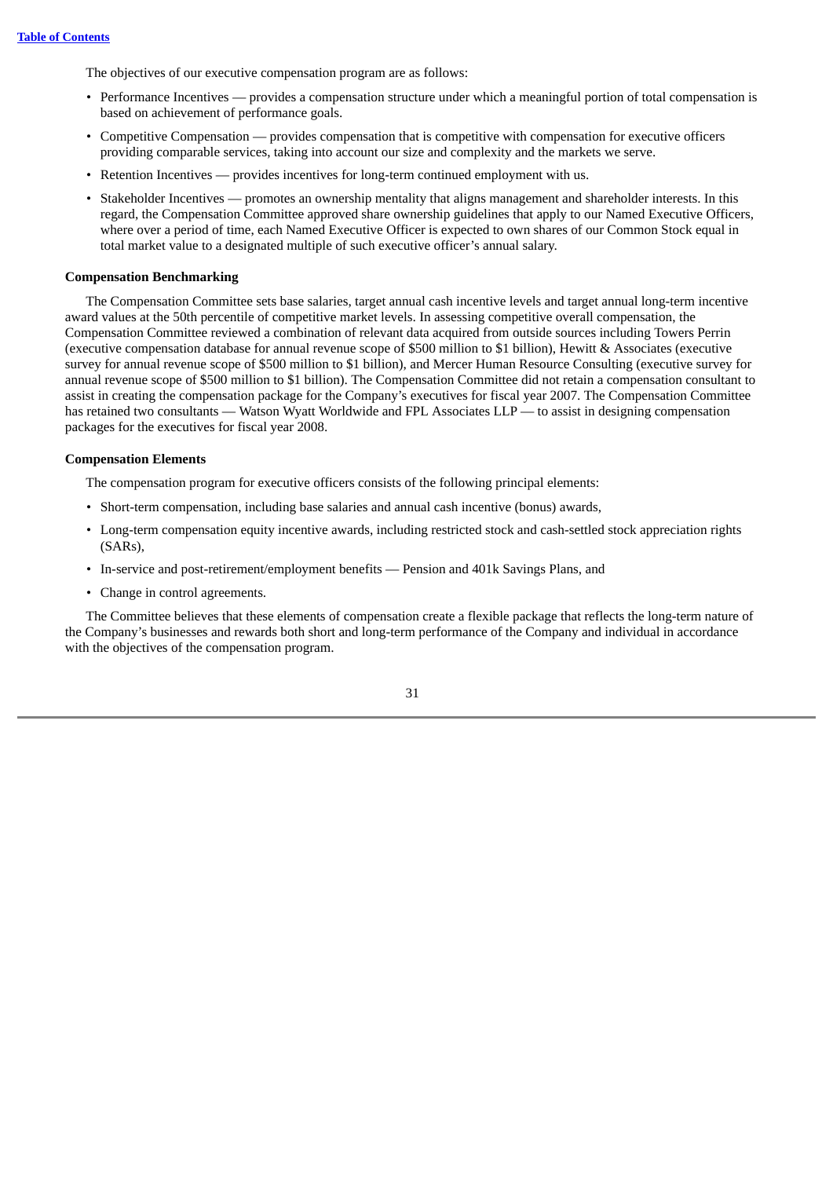The objectives of our executive compensation program are as follows:

- Performance Incentives — provides a compensation structure under which a meaningful portion of total compensation is based on achievement of performance goals.
- Competitive Compensation — provides compensation that is competitive with compensation for executive officers providing comparable services, taking into account our size and complexity and the markets we serve.
- Retention Incentives — provides incentives for long-term continued employment with us.
- Stakeholder Incentives — promotes an ownership mentality that aligns management and shareholder interests. In this regard, the Compensation Committee approved share ownership guidelines that apply to our Named Executive Officers, where over a period of time, each Named Executive Officer is expected to own shares of our Common Stock equal in total market value to a designated multiple of such executive officer's annual salary.

**Compensation Benchmarking**

The Compensation Committee sets base salaries, target annual cash incentive levels and target annual long-term incentive award values at the 50th percentile of competitive market levels. In assessing competitive overall compensation, the Compensation Committee reviewed a combination of relevant data acquired from outside sources including Towers Perrin (executive compensation database for annual revenue scope of $500 million to $1 billion), Hewitt & Associates (executive survey for annual revenue scope of $500 million to $1 billion), and Mercer Human Resource Consulting (executive survey for annual revenue scope of $500 million to $1 billion). The Compensation Committee did not retain a compensation consultant to assist in creating the compensation package for the Company's executives for fiscal year 2007. The Compensation Committee has retained two consultants — Watson Wyatt Worldwide and FPL Associates LLP — to assist in designing compensation packages for the executives for fiscal year 2008.

**Compensation Elements**

The compensation program for executive officers consists of the following principal elements:

- Short-term compensation, including base salaries and annual cash incentive (bonus) awards,
- Long-term compensation equity incentive awards, including restricted stock and cash-settled stock appreciation rights (SARs),
- In-service and post-retirement/employment benefits — Pension and 401k Savings Plans, and
- Change in control agreements.

The Committee believes that these elements of compensation create a flexible package that reflects the long-term nature of the Company's businesses and rewards both short and long-term performance of the Company and individual in accordance with the objectives of the compensation program.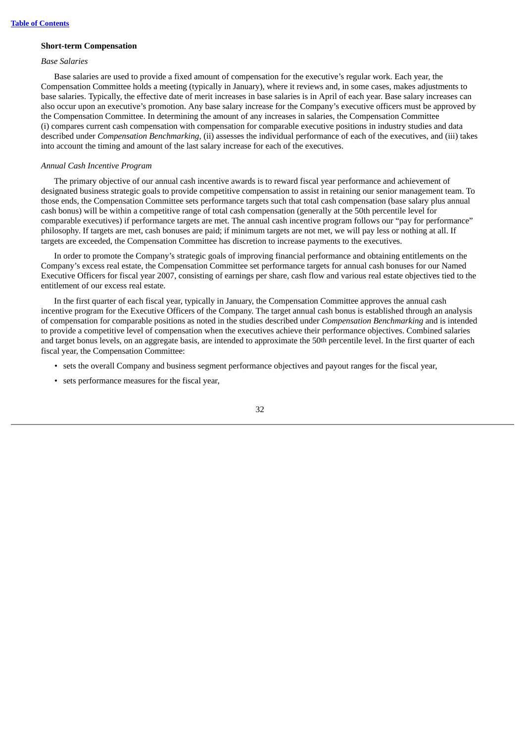**Short-term Compensation**

*Base Salaries*

Base salaries are used to provide a fixed amount of compensation for the executive's regular work. Each year, the Compensation Committee holds a meeting (typically in January), where it reviews and, in some cases, makes adjustments to base salaries. Typically, the effective date of merit increases in base salaries is in April of each year. Base salary increases can also occur upon an executive's promotion. Any base salary increase for the Company's executive officers must be approved by the Compensation Committee. In determining the amount of any increases in salaries, the Compensation Committee (i) compares current cash compensation with compensation for comparable executive positions in industry studies and data described under *Compensation Benchmarking*, (ii) assesses the individual performance of each of the executives, and (iii) takes into account the timing and amount of the last salary increase for each of the executives.

*Annual Cash Incentive Program*

The primary objective of our annual cash incentive awards is to reward fiscal year performance and achievement of designated business strategic goals to provide competitive compensation to assist in retaining our senior management team. To those ends, the Compensation Committee sets performance targets such that total cash compensation (base salary plus annual cash bonus) will be within a competitive range of total cash compensation (generally at the 50th percentile level for comparable executives) if performance targets are met. The annual cash incentive program follows our "pay for performance" philosophy. If targets are met, cash bonuses are paid; if minimum targets are not met, we will pay less or nothing at all. If targets are exceeded, the Compensation Committee has discretion to increase payments to the executives.

In order to promote the Company's strategic goals of improving financial performance and obtaining entitlements on the Company's excess real estate, the Compensation Committee set performance targets for annual cash bonuses for our Named Executive Officers for fiscal year 2007, consisting of earnings per share, cash flow and various real estate objectives tied to the entitlement of our excess real estate.

In the first quarter of each fiscal year, typically in January, the Compensation Committee approves the annual cash incentive program for the Executive Officers of the Company. The target annual cash bonus is established through an analysis of compensation for comparable positions as noted in the studies described under *Compensation Benchmarking* and is intended to provide a competitive level of compensation when the executives achieve their performance objectives. Combined salaries and target bonus levels, on an aggregate basis, are intended to approximate the 50th percentile level. In the first quarter of each fiscal year, the Compensation Committee:

- sets the overall Company and business segment performance objectives and payout ranges for the fiscal year,
- sets performance measures for the fiscal year,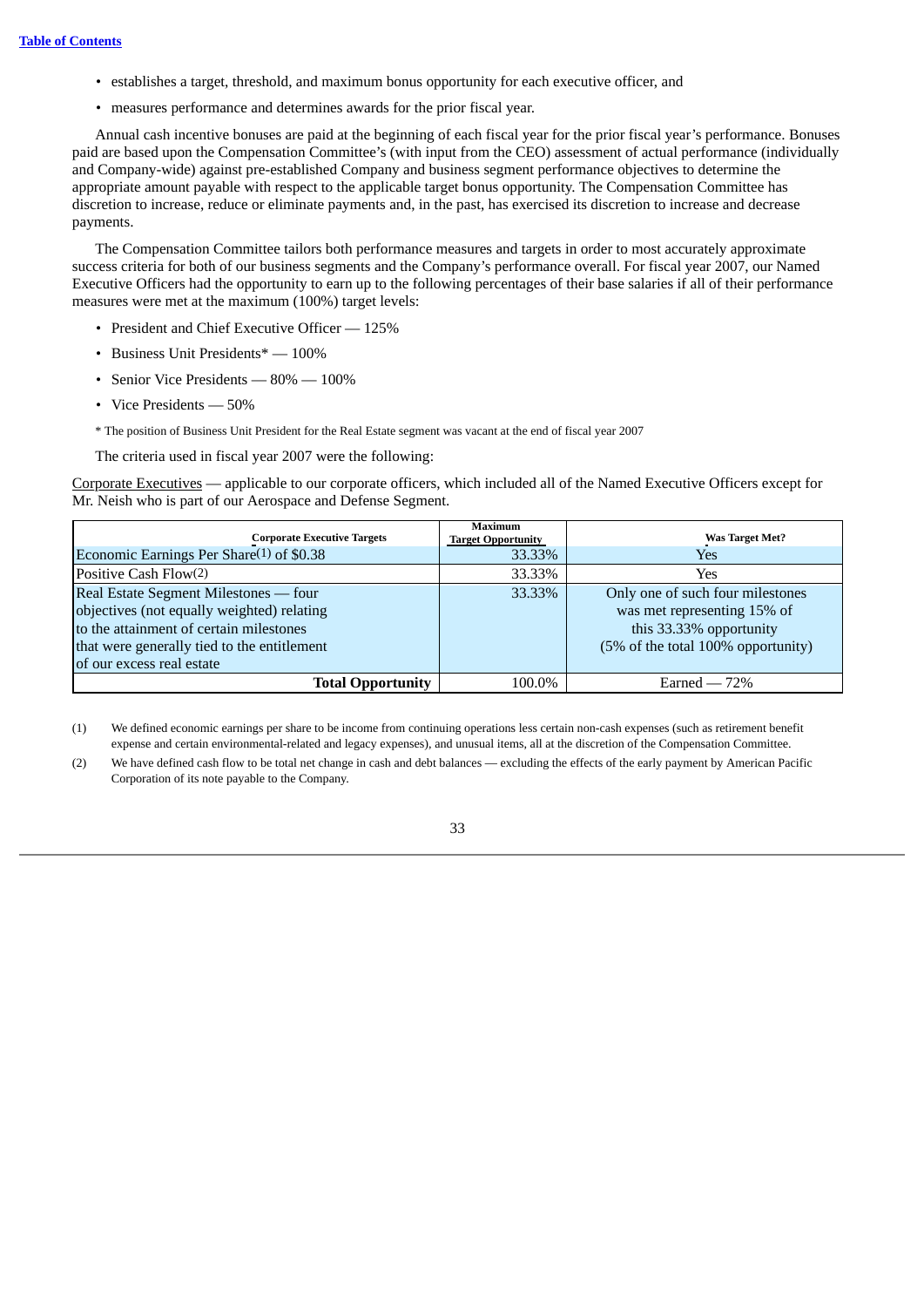- establishes a target, threshold, and maximum bonus opportunity for each executive officer, and
- measures performance and determines awards for the prior fiscal year.

Annual cash incentive bonuses are paid at the beginning of each fiscal year for the prior fiscal year's performance. Bonuses paid are based upon the Compensation Committee's (with input from the CEO) assessment of actual performance (individually and Company-wide) against pre-established Company and business segment performance objectives to determine the appropriate amount payable with respect to the applicable target bonus opportunity. The Compensation Committee has discretion to increase, reduce or eliminate payments and, in the past, has exercised its discretion to increase and decrease payments.

The Compensation Committee tailors both performance measures and targets in order to most accurately approximate success criteria for both of our business segments and the Company's performance overall. For fiscal year 2007, our Named Executive Officers had the opportunity to earn up to the following percentages of their base salaries if all of their performance measures were met at the maximum (100%) target levels:

- President and Chief Executive Officer — 125%
- Business Unit Presidents* — 100%
- Senior Vice Presidents — 80% — 100%
- Vice Presidents — 50%

\* The position of Business Unit President for the Real Estate segment was vacant at the end of fiscal year 2007

The criteria used in fiscal year 2007 were the following:

Corporate Executives — applicable to our corporate officers, which included all of the Named Executive Officers except for Mr. Neish who is part of our Aerospace and Defense Segment.

| Corporate Executive Targets | Maximum Target Opportunity | Was Target Met? |
|---|---|---|
| Economic Earnings Per Share[(1)] of $0.38 | 33.33% | Yes |
| Positive Cash Flow[(2)] | 33.33% | Yes |
| Real Estate Segment Milestones — four objectives (not equally weighted) relating to the attainment of certain milestones that were generally tied to the entitlement of our excess real estate | 33.33% | Only one of such four milestones was met representing 15% of this 33.33% opportunity (5% of the total 100% opportunity) |
| **Total Opportunity** | 100.0% | Earned — 72% |

(1) We defined economic earnings per share to be income from continuing operations less certain non-cash expenses (such as retirement benefit expense and certain environmental-related and legacy expenses), and unusual items, all at the discretion of the Compensation Committee.

(2) We have defined cash flow to be total net change in cash and debt balances — excluding the effects of the early payment by American Pacific Corporation of its note payable to the Company.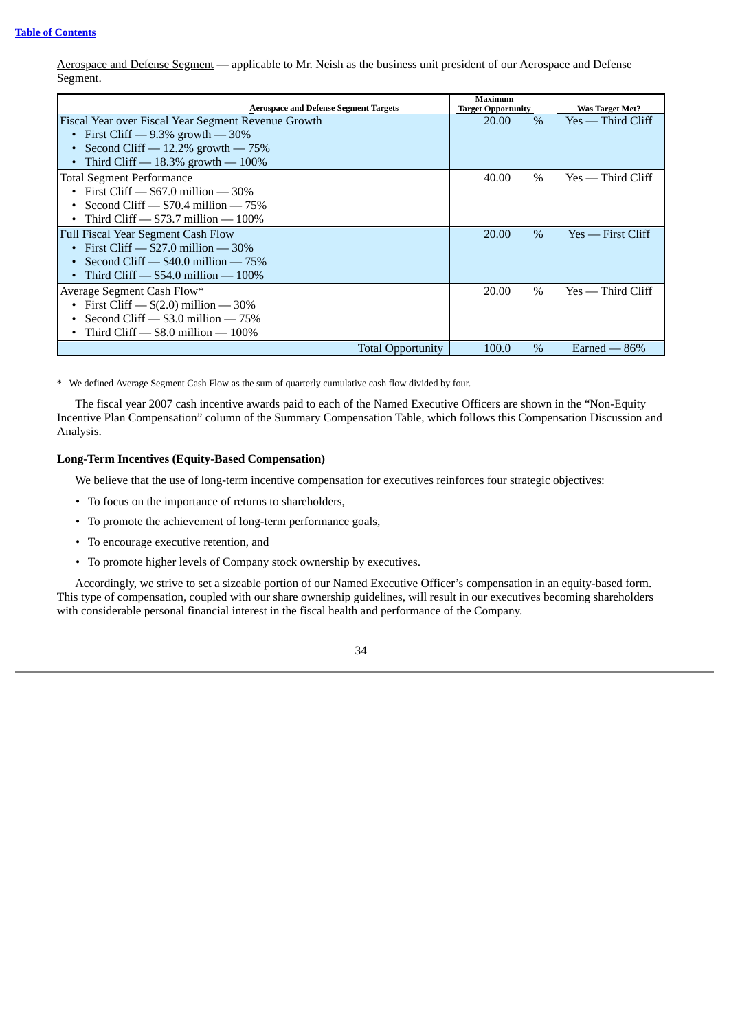Aerospace and Defense Segment — applicable to Mr. Neish as the business unit president of our Aerospace and Defense Segment.

| Aerospace and Defense Segment Targets | Maximum Target Opportunity | Was Target Met? |
|---|---|---|
| Fiscal Year over Fiscal Year Segment Revenue Growth<br>• First Cliff — 9.3% growth — 30%<br>• Second Cliff — 12.2% growth — 75%<br>• Third Cliff — 18.3% growth — 100% | 20.00 % | Yes — Third Cliff |
| Total Segment Performance<br>• First Cliff — $67.0 million — 30%<br>• Second Cliff — $70.4 million — 75%<br>• Third Cliff — $73.7 million — 100% | 40.00 % | Yes — Third Cliff |
| Full Fiscal Year Segment Cash Flow<br>• First Cliff — $27.0 million — 30%<br>• Second Cliff — $40.0 million — 75%<br>• Third Cliff — $54.0 million — 100% | 20.00 % | Yes — First Cliff |
| Average Segment Cash Flow*<br>• First Cliff — $(2.0) million — 30%<br>• Second Cliff — $3.0 million — 75%<br>• Third Cliff — $8.0 million — 100% | 20.00 % | Yes — Third Cliff |
| Total Opportunity | 100.0 % | Earned — 86% |

* We defined Average Segment Cash Flow as the sum of quarterly cumulative cash flow divided by four.

The fiscal year 2007 cash incentive awards paid to each of the Named Executive Officers are shown in the "Non-Equity Incentive Plan Compensation" column of the Summary Compensation Table, which follows this Compensation Discussion and Analysis.

**Long-Term Incentives (Equity-Based Compensation)**

We believe that the use of long-term incentive compensation for executives reinforces four strategic objectives:

- To focus on the importance of returns to shareholders,
- To promote the achievement of long-term performance goals,
- To encourage executive retention, and
- To promote higher levels of Company stock ownership by executives.

Accordingly, we strive to set a sizeable portion of our Named Executive Officer's compensation in an equity-based form. This type of compensation, coupled with our share ownership guidelines, will result in our executives becoming shareholders with considerable personal financial interest in the fiscal health and performance of the Company.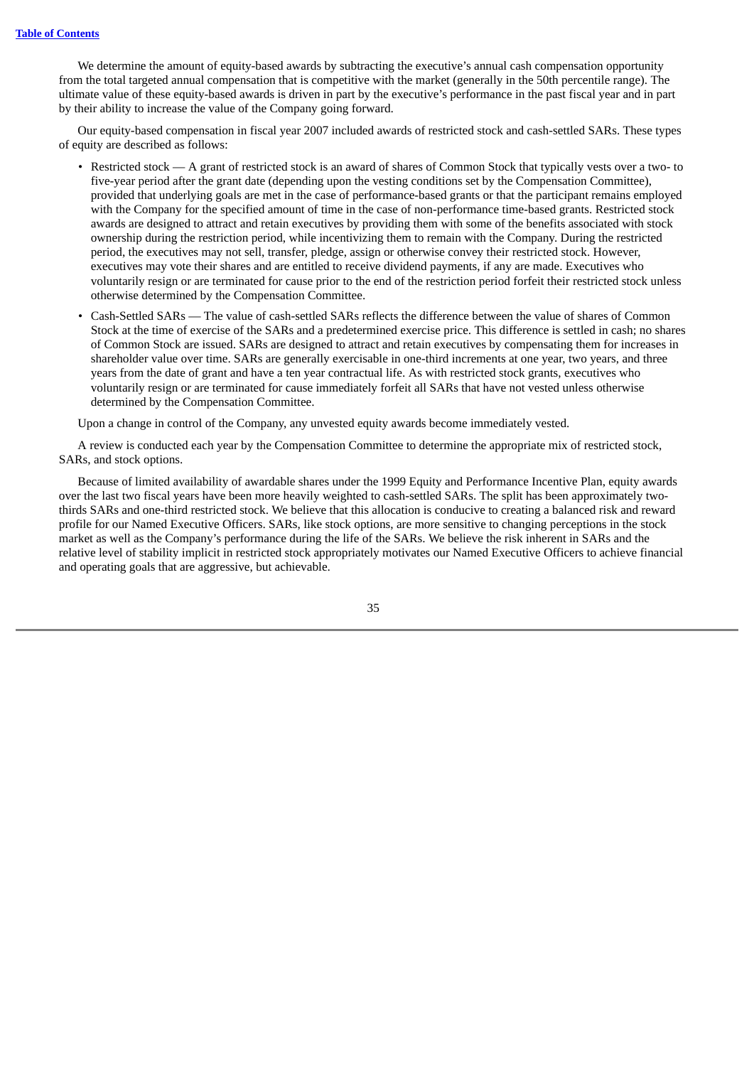We determine the amount of equity-based awards by subtracting the executive's annual cash compensation opportunity from the total targeted annual compensation that is competitive with the market (generally in the 50th percentile range). The ultimate value of these equity-based awards is driven in part by the executive's performance in the past fiscal year and in part by their ability to increase the value of the Company going forward.

Our equity-based compensation in fiscal year 2007 included awards of restricted stock and cash-settled SARs. These types of equity are described as follows:

- Restricted stock — A grant of restricted stock is an award of shares of Common Stock that typically vests over a two- to five-year period after the grant date (depending upon the vesting conditions set by the Compensation Committee), provided that underlying goals are met in the case of performance-based grants or that the participant remains employed with the Company for the specified amount of time in the case of non-performance time-based grants. Restricted stock awards are designed to attract and retain executives by providing them with some of the benefits associated with stock ownership during the restriction period, while incentivizing them to remain with the Company. During the restricted period, the executives may not sell, transfer, pledge, assign or otherwise convey their restricted stock. However, executives may vote their shares and are entitled to receive dividend payments, if any are made. Executives who voluntarily resign or are terminated for cause prior to the end of the restriction period forfeit their restricted stock unless otherwise determined by the Compensation Committee.
- Cash-Settled SARs — The value of cash-settled SARs reflects the difference between the value of shares of Common Stock at the time of exercise of the SARs and a predetermined exercise price. This difference is settled in cash; no shares of Common Stock are issued. SARs are designed to attract and retain executives by compensating them for increases in shareholder value over time. SARs are generally exercisable in one-third increments at one year, two years, and three years from the date of grant and have a ten year contractual life. As with restricted stock grants, executives who voluntarily resign or are terminated for cause immediately forfeit all SARs that have not vested unless otherwise determined by the Compensation Committee.

Upon a change in control of the Company, any unvested equity awards become immediately vested.

A review is conducted each year by the Compensation Committee to determine the appropriate mix of restricted stock, SARs, and stock options.

Because of limited availability of awardable shares under the 1999 Equity and Performance Incentive Plan, equity awards over the last two fiscal years have been more heavily weighted to cash-settled SARs. The split has been approximately two-thirds SARs and one-third restricted stock. We believe that this allocation is conducive to creating a balanced risk and reward profile for our Named Executive Officers. SARs, like stock options, are more sensitive to changing perceptions in the stock market as well as the Company's performance during the life of the SARs. We believe the risk inherent in SARs and the relative level of stability implicit in restricted stock appropriately motivates our Named Executive Officers to achieve financial and operating goals that are aggressive, but achievable.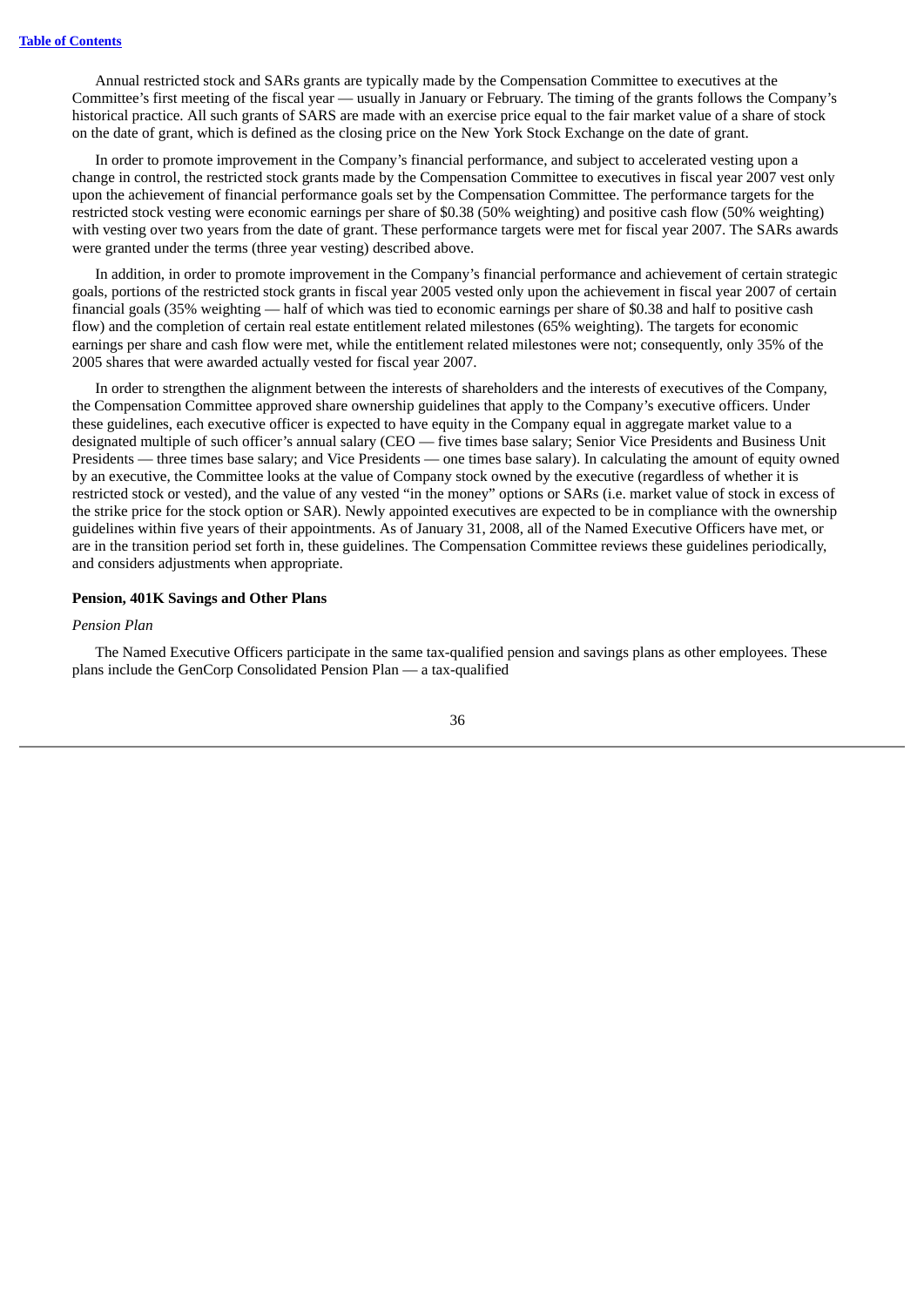Annual restricted stock and SARs grants are typically made by the Compensation Committee to executives at the Committee's first meeting of the fiscal year — usually in January or February. The timing of the grants follows the Company's historical practice. All such grants of SARS are made with an exercise price equal to the fair market value of a share of stock on the date of grant, which is defined as the closing price on the New York Stock Exchange on the date of grant.

In order to promote improvement in the Company's financial performance, and subject to accelerated vesting upon a change in control, the restricted stock grants made by the Compensation Committee to executives in fiscal year 2007 vest only upon the achievement of financial performance goals set by the Compensation Committee. The performance targets for the restricted stock vesting were economic earnings per share of $0.38 (50% weighting) and positive cash flow (50% weighting) with vesting over two years from the date of grant. These performance targets were met for fiscal year 2007. The SARs awards were granted under the terms (three year vesting) described above.

In addition, in order to promote improvement in the Company's financial performance and achievement of certain strategic goals, portions of the restricted stock grants in fiscal year 2005 vested only upon the achievement in fiscal year 2007 of certain financial goals (35% weighting — half of which was tied to economic earnings per share of $0.38 and half to positive cash flow) and the completion of certain real estate entitlement related milestones (65% weighting). The targets for economic earnings per share and cash flow were met, while the entitlement related milestones were not; consequently, only 35% of the 2005 shares that were awarded actually vested for fiscal year 2007.

In order to strengthen the alignment between the interests of shareholders and the interests of executives of the Company, the Compensation Committee approved share ownership guidelines that apply to the Company's executive officers. Under these guidelines, each executive officer is expected to have equity in the Company equal in aggregate market value to a designated multiple of such officer's annual salary (CEO — five times base salary; Senior Vice Presidents and Business Unit Presidents — three times base salary; and Vice Presidents — one times base salary). In calculating the amount of equity owned by an executive, the Committee looks at the value of Company stock owned by the executive (regardless of whether it is restricted stock or vested), and the value of any vested "in the money" options or SARs (i.e. market value of stock in excess of the strike price for the stock option or SAR). Newly appointed executives are expected to be in compliance with the ownership guidelines within five years of their appointments. As of January 31, 2008, all of the Named Executive Officers have met, or are in the transition period set forth in, these guidelines. The Compensation Committee reviews these guidelines periodically, and considers adjustments when appropriate.

**Pension, 401K Savings and Other Plans**

*Pension Plan*

The Named Executive Officers participate in the same tax-qualified pension and savings plans as other employees. These plans include the GenCorp Consolidated Pension Plan — a tax-qualified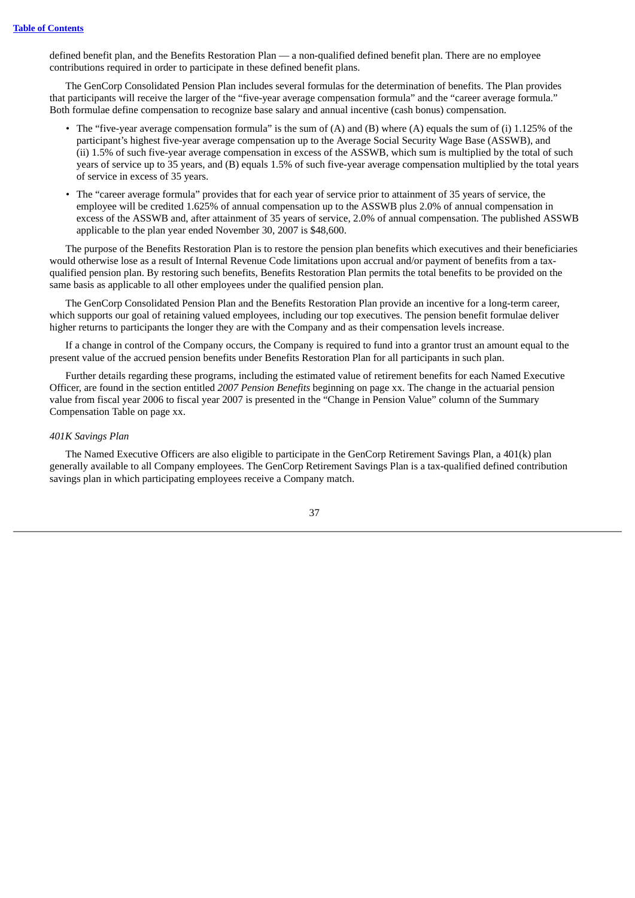defined benefit plan, and the Benefits Restoration Plan — a non-qualified defined benefit plan. There are no employee contributions required in order to participate in these defined benefit plans.

The GenCorp Consolidated Pension Plan includes several formulas for the determination of benefits. The Plan provides that participants will receive the larger of the "five-year average compensation formula" and the "career average formula." Both formulae define compensation to recognize base salary and annual incentive (cash bonus) compensation.

- The "five-year average compensation formula" is the sum of (A) and (B) where (A) equals the sum of (i) 1.125% of the participant's highest five-year average compensation up to the Average Social Security Wage Base (ASSWB), and (ii) 1.5% of such five-year average compensation in excess of the ASSWB, which sum is multiplied by the total of such years of service up to 35 years, and (B) equals 1.5% of such five-year average compensation multiplied by the total years of service in excess of 35 years.
- The "career average formula" provides that for each year of service prior to attainment of 35 years of service, the employee will be credited 1.625% of annual compensation up to the ASSWB plus 2.0% of annual compensation in excess of the ASSWB and, after attainment of 35 years of service, 2.0% of annual compensation. The published ASSWB applicable to the plan year ended November 30, 2007 is $48,600.

The purpose of the Benefits Restoration Plan is to restore the pension plan benefits which executives and their beneficiaries would otherwise lose as a result of Internal Revenue Code limitations upon accrual and/or payment of benefits from a tax-qualified pension plan. By restoring such benefits, Benefits Restoration Plan permits the total benefits to be provided on the same basis as applicable to all other employees under the qualified pension plan.

The GenCorp Consolidated Pension Plan and the Benefits Restoration Plan provide an incentive for a long-term career, which supports our goal of retaining valued employees, including our top executives. The pension benefit formulae deliver higher returns to participants the longer they are with the Company and as their compensation levels increase.

If a change in control of the Company occurs, the Company is required to fund into a grantor trust an amount equal to the present value of the accrued pension benefits under Benefits Restoration Plan for all participants in such plan.

Further details regarding these programs, including the estimated value of retirement benefits for each Named Executive Officer, are found in the section entitled *2007 Pension Benefits* beginning on page xx. The change in the actuarial pension value from fiscal year 2006 to fiscal year 2007 is presented in the "Change in Pension Value" column of the Summary Compensation Table on page xx.

*401K Savings Plan*

The Named Executive Officers are also eligible to participate in the GenCorp Retirement Savings Plan, a 401(k) plan generally available to all Company employees. The GenCorp Retirement Savings Plan is a tax-qualified defined contribution savings plan in which participating employees receive a Company match.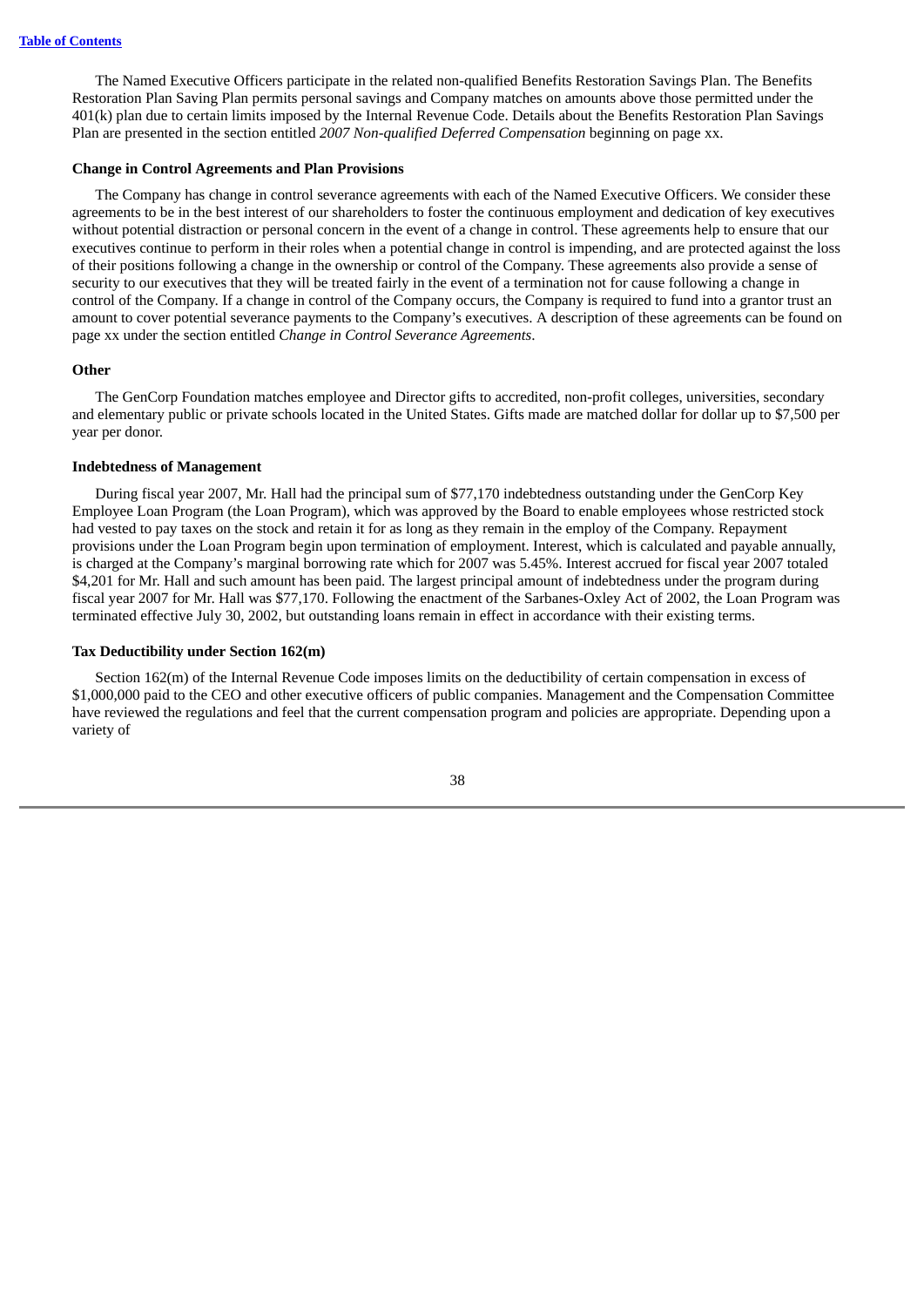The Named Executive Officers participate in the related non-qualified Benefits Restoration Savings Plan. The Benefits Restoration Plan Saving Plan permits personal savings and Company matches on amounts above those permitted under the 401(k) plan due to certain limits imposed by the Internal Revenue Code. Details about the Benefits Restoration Plan Savings Plan are presented in the section entitled *2007 Non-qualified Deferred Compensation* beginning on page xx.

**Change in Control Agreements and Plan Provisions**

The Company has change in control severance agreements with each of the Named Executive Officers. We consider these agreements to be in the best interest of our shareholders to foster the continuous employment and dedication of key executives without potential distraction or personal concern in the event of a change in control. These agreements help to ensure that our executives continue to perform in their roles when a potential change in control is impending, and are protected against the loss of their positions following a change in the ownership or control of the Company. These agreements also provide a sense of security to our executives that they will be treated fairly in the event of a termination not for cause following a change in control of the Company. If a change in control of the Company occurs, the Company is required to fund into a grantor trust an amount to cover potential severance payments to the Company's executives. A description of these agreements can be found on page xx under the section entitled *Change in Control Severance Agreements*.

**Other**

The GenCorp Foundation matches employee and Director gifts to accredited, non-profit colleges, universities, secondary and elementary public or private schools located in the United States. Gifts made are matched dollar for dollar up to $7,500 per year per donor.

**Indebtedness of Management**

During fiscal year 2007, Mr. Hall had the principal sum of $77,170 indebtedness outstanding under the GenCorp Key Employee Loan Program (the Loan Program), which was approved by the Board to enable employees whose restricted stock had vested to pay taxes on the stock and retain it for as long as they remain in the employ of the Company. Repayment provisions under the Loan Program begin upon termination of employment. Interest, which is calculated and payable annually, is charged at the Company's marginal borrowing rate which for 2007 was 5.45%. Interest accrued for fiscal year 2007 totaled $4,201 for Mr. Hall and such amount has been paid. The largest principal amount of indebtedness under the program during fiscal year 2007 for Mr. Hall was $77,170. Following the enactment of the Sarbanes-Oxley Act of 2002, the Loan Program was terminated effective July 30, 2002, but outstanding loans remain in effect in accordance with their existing terms.

**Tax Deductibility under Section 162(m)**

Section 162(m) of the Internal Revenue Code imposes limits on the deductibility of certain compensation in excess of $1,000,000 paid to the CEO and other executive officers of public companies. Management and the Compensation Committee have reviewed the regulations and feel that the current compensation program and policies are appropriate. Depending upon a variety of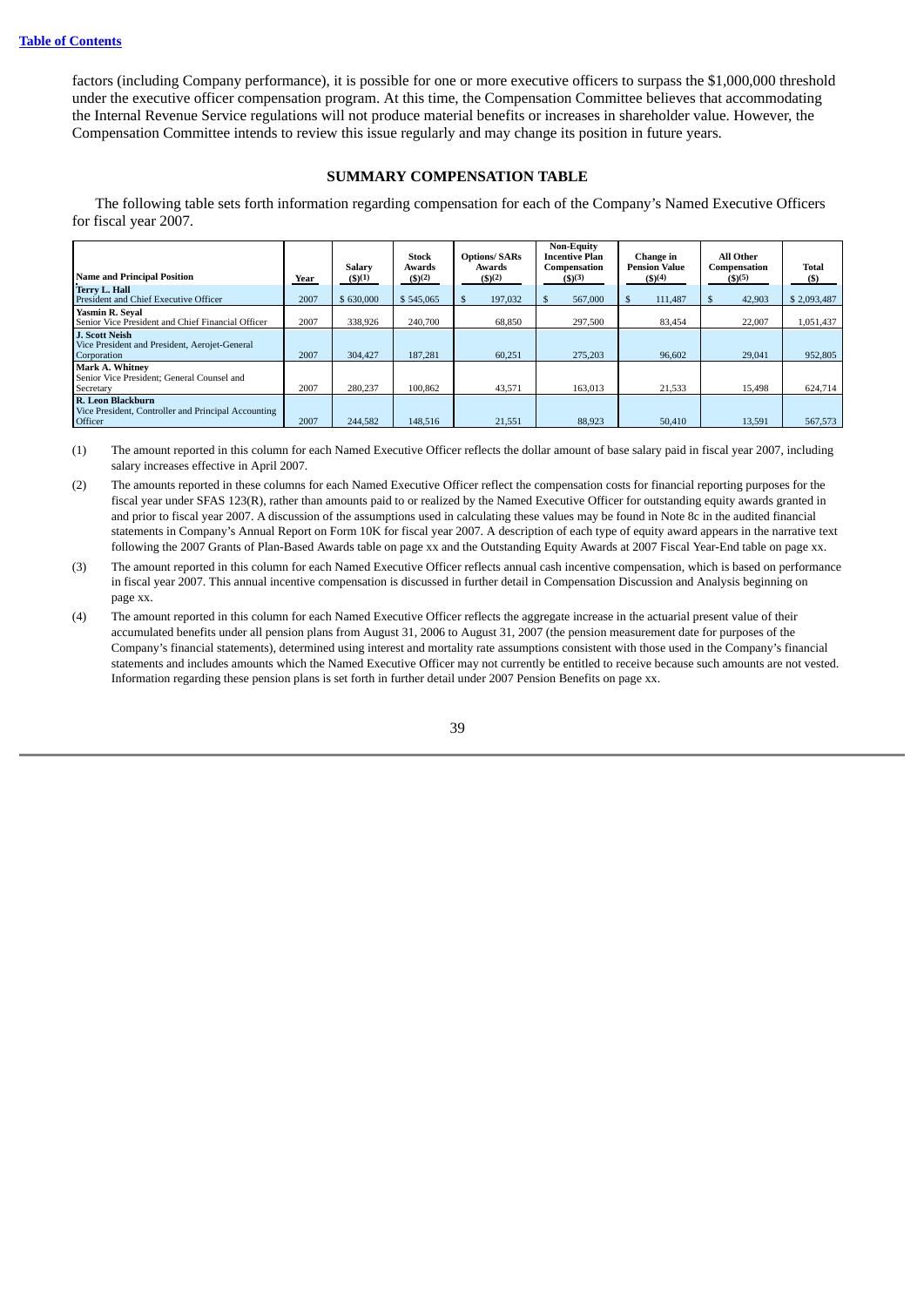factors (including Company performance), it is possible for one or more executive officers to surpass the $1,000,000 threshold under the executive officer compensation program. At this time, the Compensation Committee believes that accommodating the Internal Revenue Service regulations will not produce material benefits or increases in shareholder value. However, the Compensation Committee intends to review this issue regularly and may change its position in future years.

## SUMMARY COMPENSATION TABLE

The following table sets forth information regarding compensation for each of the Company's Named Executive Officers for fiscal year 2007.

| Name and Principal Position | Year | Salary ($)(1) | Stock Awards ($)(2) | Options/ SARs Awards ($)(2) | Non-Equity Incentive Plan Compensation ($)(3) | Change in Pension Value ($)(4) | All Other Compensation ($)(5) | Total ($) |
|---|---|---|---|---|---|---|---|---|
| **Terry L. Hall** President and Chief Executive Officer | 2007 | $ 630,000 | $ 545,065 | $ 197,032 | $ 567,000 | $ 111,487 | $ 42,903 | $ 2,093,487 |
| **Yasmin R. Seyal** Senior Vice President and Chief Financial Officer | 2007 | 338,926 | 240,700 | 68,850 | 297,500 | 83,454 | 22,007 | 1,051,437 |
| **J. Scott Neish** Vice President and President, Aerojet-General Corporation | 2007 | 304,427 | 187,281 | 60,251 | 275,203 | 96,602 | 29,041 | 952,805 |
| **Mark A. Whitney** Senior Vice President; General Counsel and Secretary | 2007 | 280,237 | 100,862 | 43,571 | 163,013 | 21,533 | 15,498 | 624,714 |
| **R. Leon Blackburn** Vice President, Controller and Principal Accounting Officer | 2007 | 244,582 | 148,516 | 21,551 | 88,923 | 50,410 | 13,591 | 567,573 |

(1) The amount reported in this column for each Named Executive Officer reflects the dollar amount of base salary paid in fiscal year 2007, including salary increases effective in April 2007.

(2) The amounts reported in these columns for each Named Executive Officer reflect the compensation costs for financial reporting purposes for the fiscal year under SFAS 123(R), rather than amounts paid to or realized by the Named Executive Officer for outstanding equity awards granted in and prior to fiscal year 2007. A discussion of the assumptions used in calculating these values may be found in Note 8c in the audited financial statements in Company's Annual Report on Form 10K for fiscal year 2007. A description of each type of equity award appears in the narrative text following the 2007 Grants of Plan-Based Awards table on page xx and the Outstanding Equity Awards at 2007 Fiscal Year-End table on page xx.

(3) The amount reported in this column for each Named Executive Officer reflects annual cash incentive compensation, which is based on performance in fiscal year 2007. This annual incentive compensation is discussed in further detail in Compensation Discussion and Analysis beginning on page xx.

(4) The amount reported in this column for each Named Executive Officer reflects the aggregate increase in the actuarial present value of their accumulated benefits under all pension plans from August 31, 2006 to August 31, 2007 (the pension measurement date for purposes of the Company's financial statements), determined using interest and mortality rate assumptions consistent with those used in the Company's financial statements and includes amounts which the Named Executive Officer may not currently be entitled to receive because such amounts are not vested. Information regarding these pension plans is set forth in further detail under 2007 Pension Benefits on page xx.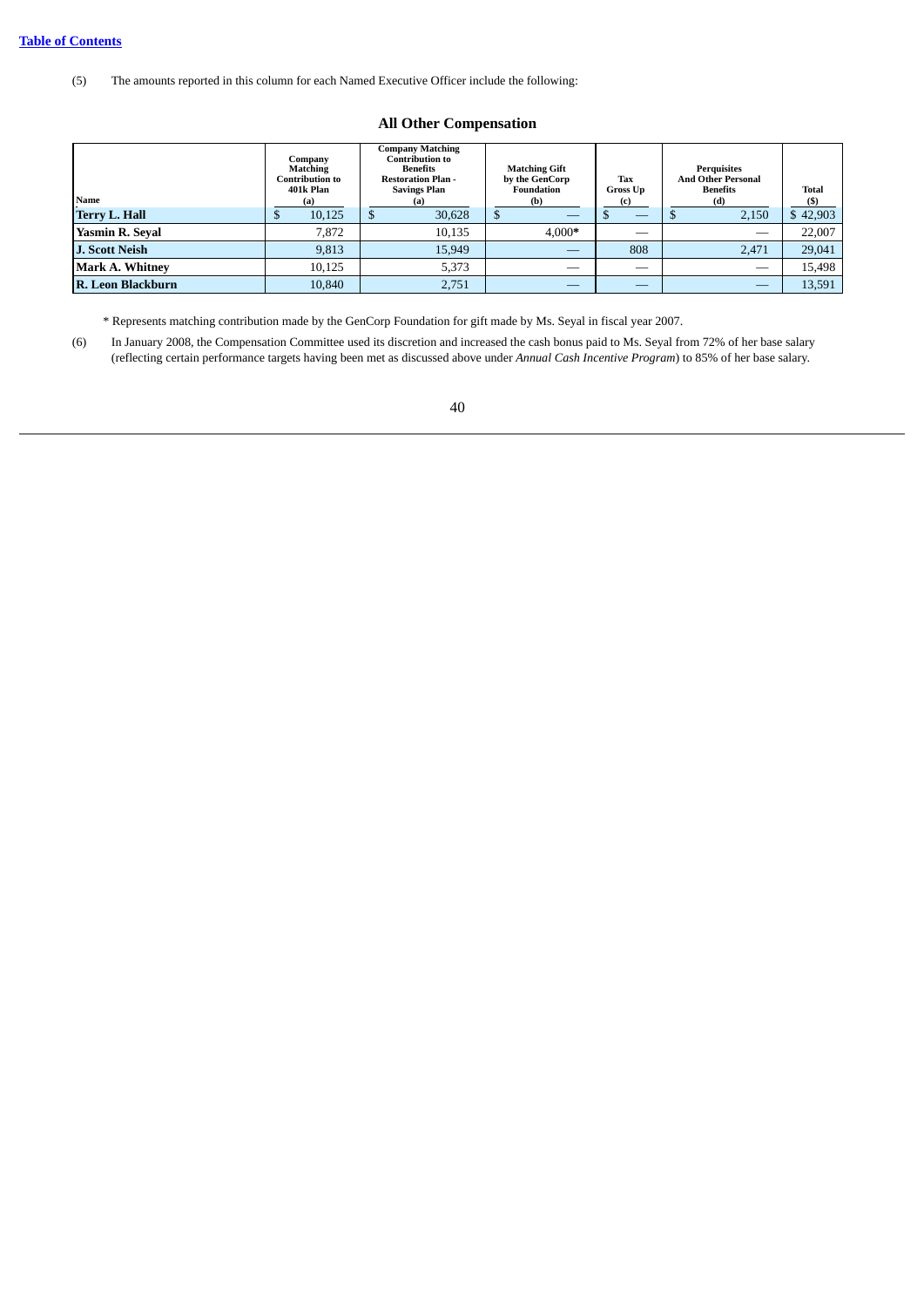(5) The amounts reported in this column for each Named Executive Officer include the following:

## All Other Compensation

| Name | Company Matching Contribution to 401k Plan (a) | Company Matching Contribution to Benefits Restoration Plan - Savings Plan (a) | Matching Gift by the GenCorp Foundation (b) | Tax Gross Up (c) | Perquisites And Other Personal Benefits (d) | Total ($) |
|---|---|---|---|---|---|---|
| **Terry L. Hall** | $ 10,125 | $ 30,628 | $ — | $ — | $ 2,150 | $ 42,903 |
| **Yasmin R. Seyal** | 7,872 | 10,135 | 4,000* | — | — | 22,007 |
| **J. Scott Neish** | 9,813 | 15,949 | — | 808 | 2,471 | 29,041 |
| **Mark A. Whitney** | 10,125 | 5,373 | — | — | — | 15,498 |
| **R. Leon Blackburn** | 10,840 | 2,751 | — | — | — | 13,591 |

\* Represents matching contribution made by the GenCorp Foundation for gift made by Ms. Seyal in fiscal year 2007.

(6) In January 2008, the Compensation Committee used its discretion and increased the cash bonus paid to Ms. Seyal from 72% of her base salary (reflecting certain performance targets having been met as discussed above under *Annual Cash Incentive Program*) to 85% of her base salary.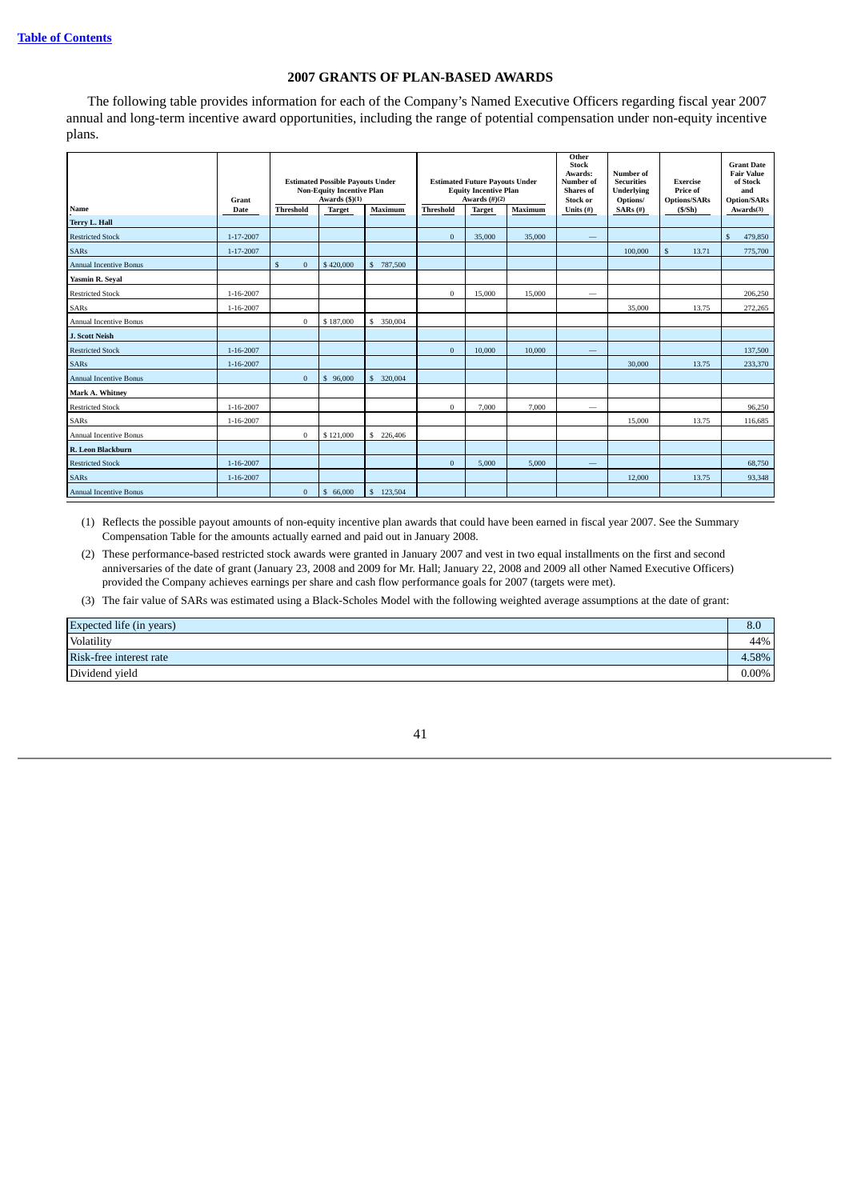[Table of Contents](#)

## 2007 GRANTS OF PLAN-BASED AWARDS

The following table provides information for each of the Company's Named Executive Officers regarding fiscal year 2007 annual and long-term incentive award opportunities, including the range of potential compensation under non-equity incentive plans.

| Name | Grant Date | Estimated Possible Payouts Under Non-Equity Incentive Plan Awards ($)(1) | | | Estimated Future Payouts Under Equity Incentive Plan Awards (#)(2) | | | Other Stock Awards: Number of Shares of Stock or Units (#) | Number of Securities Underlying Options/ SARs (#) | Exercise Price of Options/SARs ($/Sh) | Grant Date Fair Value of Stock and Option/SARs Awards(3) |
|---|---|---|---|---|---|---|---|---|---|---|---|
| | | Threshold | Target | Maximum | Threshold | Target | Maximum | | | | |
| **Terry L. Hall** | | | | | | | | | | | |
| Restricted Stock | 1-17-2007 | | | | 0 | 35,000 | 35,000 | — | | | $ 479,850 |
| SARs | 1-17-2007 | | | | | | | | 100,000 | $ 13.71 | 775,700 |
| Annual Incentive Bonus | | $ 0 | $ 420,000 | $ 787,500 | | | | | | | |
| **Yasmin R. Seyal** | | | | | | | | | | | |
| Restricted Stock | 1-16-2007 | | | | 0 | 15,000 | 15,000 | — | | | 206,250 |
| SARs | 1-16-2007 | | | | | | | | 35,000 | 13.75 | 272,265 |
| Annual Incentive Bonus | | 0 | $ 187,000 | $ 350,004 | | | | | | | |
| **J. Scott Neish** | | | | | | | | | | | |
| Restricted Stock | 1-16-2007 | | | | 0 | 10,000 | 10,000 | — | | | 137,500 |
| SARs | 1-16-2007 | | | | | | | | 30,000 | 13.75 | 233,370 |
| Annual Incentive Bonus | | 0 | $ 96,000 | $ 320,004 | | | | | | | |
| **Mark A. Whitney** | | | | | | | | | | | |
| Restricted Stock | 1-16-2007 | | | | 0 | 7,000 | 7,000 | — | | | 96,250 |
| SARs | 1-16-2007 | | | | | | | | 15,000 | 13.75 | 116,685 |
| Annual Incentive Bonus | | 0 | $ 121,000 | $ 226,406 | | | | | | | |
| **R. Leon Blackburn** | | | | | | | | | | | |
| Restricted Stock | 1-16-2007 | | | | 0 | 5,000 | 5,000 | — | | | 68,750 |
| SARs | 1-16-2007 | | | | | | | | 12,000 | 13.75 | 93,348 |
| Annual Incentive Bonus | | 0 | $ 66,000 | $ 123,504 | | | | | | | |

(1) Reflects the possible payout amounts of non-equity incentive plan awards that could have been earned in fiscal year 2007. See the Summary Compensation Table for the amounts actually earned and paid out in January 2008.

(2) These performance-based restricted stock awards were granted in January 2007 and vest in two equal installments on the first and second anniversaries of the date of grant (January 23, 2008 and 2009 for Mr. Hall; January 22, 2008 and 2009 all other Named Executive Officers) provided the Company achieves earnings per share and cash flow performance goals for 2007 (targets were met).

(3) The fair value of SARs was estimated using a Black-Scholes Model with the following weighted average assumptions at the date of grant:

| | |
|---|---|
| Expected life (in years) | 8.0 |
| Volatility | 44% |
| Risk-free interest rate | 4.58% |
| Dividend yield | 0.00% |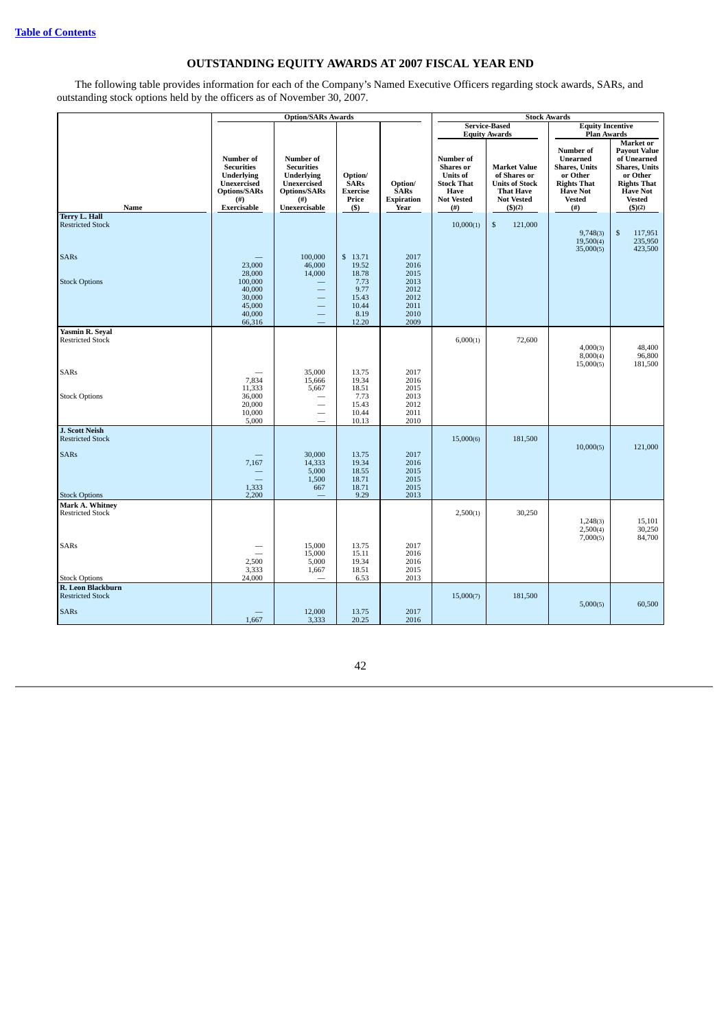Table of Contents

# OUTSTANDING EQUITY AWARDS AT 2007 FISCAL YEAR END

The following table provides information for each of the Company's Named Executive Officers regarding stock awards, SARs, and outstanding stock options held by the officers as of November 30, 2007.

| | Option/SARs Awards | | | | Stock Awards | | | |
|---|---|---|---|---|---|---|---|---|
| | | | | | Service-Based Equity Awards | | Equity Incentive Plan Awards | |
| Name | Number of Securities Underlying Unexercised Options/SARs (#) Exercisable | Number of Securities Underlying Unexercised Options/SARs (#) Unexercisable | Option/ SARs Exercise Price ($) | Option/ SARs Expiration Year | Number of Shares or Units of Stock That Have Not Vested (#) | Market Value of Shares or Units of Stock That Have Not Vested ($)(2) | Number of Unearned Shares, Units or Other Rights That Have Not Vested (#) | Market or Payout Value of Unearned Shares, Units or Other Rights That Have Not Vested ($)(2) |
| **Terry L. Hall** | | | | | | | | |
| Restricted Stock | | | | | 10,000(1) | $ 121,000 | | |
| | | | | | | | 9,748(3) | $ 117,951 |
| | | | | | | | 19,500(4) | 235,950 |
| | | | | | | | 35,000(5) | 423,500 |
| SARs | — | 100,000 | $ 13.71 | 2017 | | | | |
| | 23,000 | 46,000 | 19.52 | 2016 | | | | |
| | 28,000 | 14,000 | 18.78 | 2015 | | | | |
| Stock Options | 100,000 | — | 7.73 | 2013 | | | | |
| | 40,000 | — | 9.77 | 2012 | | | | |
| | 30,000 | — | 15.43 | 2012 | | | | |
| | 45,000 | — | 10.44 | 2011 | | | | |
| | 40,000 | — | 8.19 | 2010 | | | | |
| | 66,316 | — | 12.20 | 2009 | | | | |
| **Yasmin R. Seyal** | | | | | | | | |
| Restricted Stock | | | | | 6,000(1) | 72,600 | | |
| | | | | | | | 4,000(3) | 48,400 |
| | | | | | | | 8,000(4) | 96,800 |
| | | | | | | | 15,000(5) | 181,500 |
| SARs | — | 35,000 | 13.75 | 2017 | | | | |
| | 7,834 | 15,666 | 19.34 | 2016 | | | | |
| | 11,333 | 5,667 | 18.51 | 2015 | | | | |
| Stock Options | 36,000 | — | 7.73 | 2013 | | | | |
| | 20,000 | — | 15.43 | 2012 | | | | |
| | 10,000 | — | 10.44 | 2011 | | | | |
| | 5,000 | — | 10.13 | 2010 | | | | |
| **J. Scott Neish** | | | | | | | | |
| Restricted Stock | | | | | 15,000(6) | 181,500 | | |
| | | | | | | | 10,000(5) | 121,000 |
| SARs | — | 30,000 | 13.75 | 2017 | | | | |
| | 7,167 | 14,333 | 19.34 | 2016 | | | | |
| | — | 5,000 | 18.55 | 2015 | | | | |
| | — | 1,500 | 18.71 | 2015 | | | | |
| | 1,333 | 667 | 18.71 | 2015 | | | | |
| Stock Options | 2,200 | — | 9.29 | 2013 | | | | |
| **Mark A. Whitney** | | | | | | | | |
| Restricted Stock | | | | | 2,500(1) | 30,250 | | |
| | | | | | | | 1,248(3) | 15,101 |
| | | | | | | | 2,500(4) | 30,250 |
| | | | | | | | 7,000(5) | 84,700 |
| SARs | — | 15,000 | 13.75 | 2017 | | | | |
| | — | 15,000 | 15.11 | 2016 | | | | |
| | 2,500 | 5,000 | 19.34 | 2016 | | | | |
| | 3,333 | 1,667 | 18.51 | 2015 | | | | |
| Stock Options | 24,000 | — | 6.53 | 2013 | | | | |
| **R. Leon Blackburn** | | | | | | | | |
| Restricted Stock | | | | | 15,000(7) | 181,500 | | |
| | | | | | | | 5,000(5) | 60,500 |
| SARs | — | 12,000 | 13.75 | 2017 | | | | |
| | 1,667 | 3,333 | 20.25 | 2016 | | | | |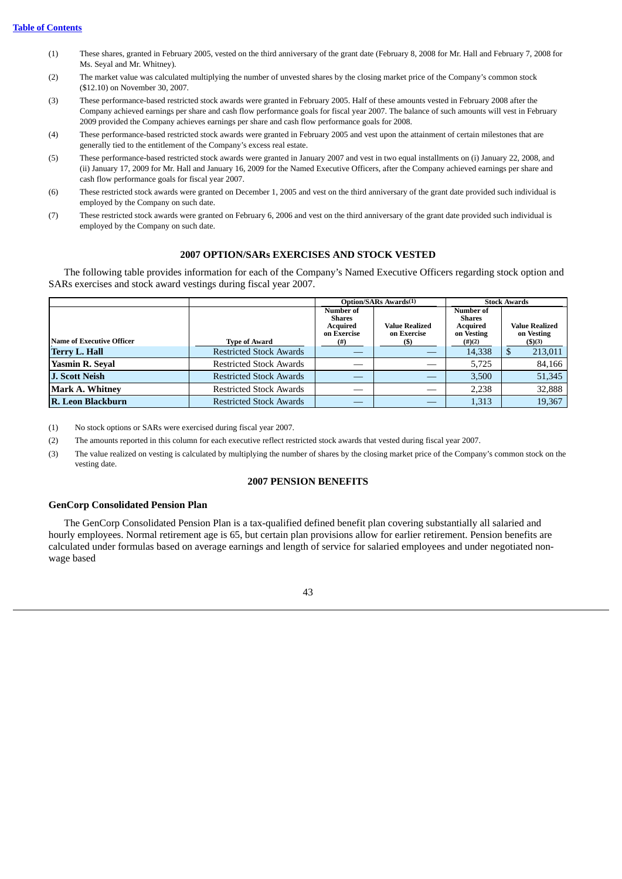[Table of Contents](#)

(1) These shares, granted in February 2005, vested on the third anniversary of the grant date (February 8, 2008 for Mr. Hall and February 7, 2008 for Ms. Seyal and Mr. Whitney).

(2) The market value was calculated multiplying the number of unvested shares by the closing market price of the Company's common stock ($12.10) on November 30, 2007.

(3) These performance-based restricted stock awards were granted in February 2005. Half of these amounts vested in February 2008 after the Company achieved earnings per share and cash flow performance goals for fiscal year 2007. The balance of such amounts will vest in February 2009 provided the Company achieves earnings per share and cash flow performance goals for 2008.

(4) These performance-based restricted stock awards were granted in February 2005 and vest upon the attainment of certain milestones that are generally tied to the entitlement of the Company's excess real estate.

(5) These performance-based restricted stock awards were granted in January 2007 and vest in two equal installments on (i) January 22, 2008, and (ii) January 17, 2009 for Mr. Hall and January 16, 2009 for the Named Executive Officers, after the Company achieved earnings per share and cash flow performance goals for fiscal year 2007.

(6) These restricted stock awards were granted on December 1, 2005 and vest on the third anniversary of the grant date provided such individual is employed by the Company on such date.

(7) These restricted stock awards were granted on February 6, 2006 and vest on the third anniversary of the grant date provided such individual is employed by the Company on such date.

## 2007 OPTION/SARs EXERCISES AND STOCK VESTED

The following table provides information for each of the Company's Named Executive Officers regarding stock option and SARs exercises and stock award vestings during fiscal year 2007.

| | | Option/SARs Awards(1) | | Stock Awards | |
|---|---|---|---|---|---|
| Name of Executive Officer | Type of Award | Number of Shares Acquired on Exercise (#) | Value Realized on Exercise ($) | Number of Shares Acquired on Vesting (#)(2) | Value Realized on Vesting ($)(3) |
| **Terry L. Hall** | Restricted Stock Awards | — | — | 14,338 | $ 213,011 |
| **Yasmin R. Seyal** | Restricted Stock Awards | — | — | 5,725 | 84,166 |
| **J. Scott Neish** | Restricted Stock Awards | — | — | 3,500 | 51,345 |
| **Mark A. Whitney** | Restricted Stock Awards | — | — | 2,238 | 32,888 |
| **R. Leon Blackburn** | Restricted Stock Awards | — | — | 1,313 | 19,367 |

(1) No stock options or SARs were exercised during fiscal year 2007.

(2) The amounts reported in this column for each executive reflect restricted stock awards that vested during fiscal year 2007.

(3) The value realized on vesting is calculated by multiplying the number of shares by the closing market price of the Company's common stock on the vesting date.

## 2007 PENSION BENEFITS

### GenCorp Consolidated Pension Plan

The GenCorp Consolidated Pension Plan is a tax-qualified defined benefit plan covering substantially all salaried and hourly employees. Normal retirement age is 65, but certain plan provisions allow for earlier retirement. Pension benefits are calculated under formulas based on average earnings and length of service for salaried employees and under negotiated non-wage based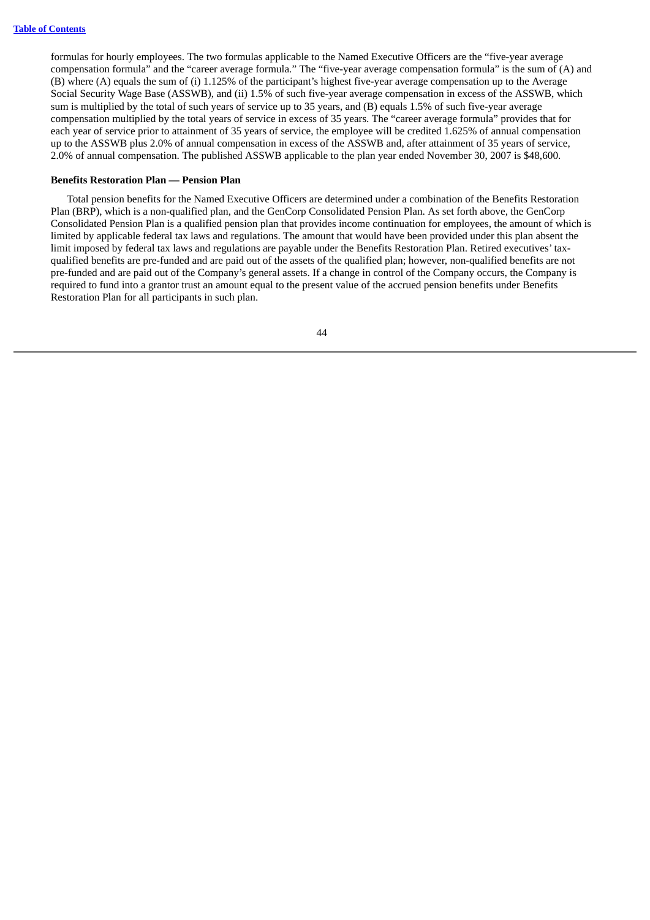formulas for hourly employees. The two formulas applicable to the Named Executive Officers are the "five-year average compensation formula" and the "career average formula." The "five-year average compensation formula" is the sum of (A) and (B) where (A) equals the sum of (i) 1.125% of the participant's highest five-year average compensation up to the Average Social Security Wage Base (ASSWB), and (ii) 1.5% of such five-year average compensation in excess of the ASSWB, which sum is multiplied by the total of such years of service up to 35 years, and (B) equals 1.5% of such five-year average compensation multiplied by the total years of service in excess of 35 years. The "career average formula" provides that for each year of service prior to attainment of 35 years of service, the employee will be credited 1.625% of annual compensation up to the ASSWB plus 2.0% of annual compensation in excess of the ASSWB and, after attainment of 35 years of service, 2.0% of annual compensation. The published ASSWB applicable to the plan year ended November 30, 2007 is $48,600.

**Benefits Restoration Plan — Pension Plan**

Total pension benefits for the Named Executive Officers are determined under a combination of the Benefits Restoration Plan (BRP), which is a non-qualified plan, and the GenCorp Consolidated Pension Plan. As set forth above, the GenCorp Consolidated Pension Plan is a qualified pension plan that provides income continuation for employees, the amount of which is limited by applicable federal tax laws and regulations. The amount that would have been provided under this plan absent the limit imposed by federal tax laws and regulations are payable under the Benefits Restoration Plan. Retired executives' tax-qualified benefits are pre-funded and are paid out of the assets of the qualified plan; however, non-qualified benefits are not pre-funded and are paid out of the Company's general assets. If a change in control of the Company occurs, the Company is required to fund into a grantor trust an amount equal to the present value of the accrued pension benefits under Benefits Restoration Plan for all participants in such plan.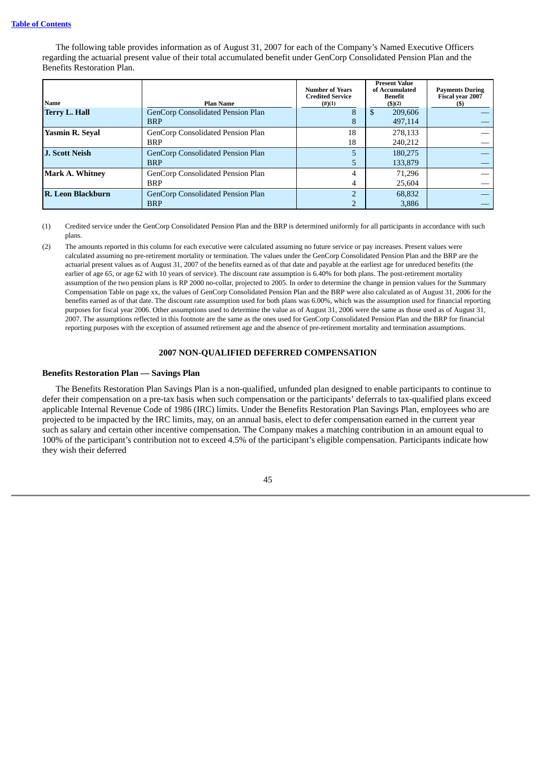The following table provides information as of August 31, 2007 for each of the Company's Named Executive Officers regarding the actuarial present value of their total accumulated benefit under GenCorp Consolidated Pension Plan and the Benefits Restoration Plan.

| Name | Plan Name | Number of Years Credited Service (#)(1) | Present Value of Accumulated Benefit ($)(2) | Payments During Fiscal year 2007 ($) |
|---|---|---|---|---|
| **Terry L. Hall** | GenCorp Consolidated Pension Plan | 8 | $ 209,606 | — |
| | BRP | 8 | 497,114 | — |
| **Yasmin R. Seyal** | GenCorp Consolidated Pension Plan | 18 | 278,133 | — |
| | BRP | 18 | 240,212 | — |
| **J. Scott Neish** | GenCorp Consolidated Pension Plan | 5 | 180,275 | — |
| | BRP | 5 | 133,879 | — |
| **Mark A. Whitney** | GenCorp Consolidated Pension Plan | 4 | 71,296 | — |
| | BRP | 4 | 25,604 | — |
| **R. Leon Blackburn** | GenCorp Consolidated Pension Plan | 2 | 68,832 | — |
| | BRP | 2 | 3,886 | — |

(1) Credited service under the GenCorp Consolidated Pension Plan and the BRP is determined uniformly for all participants in accordance with such plans.

(2) The amounts reported in this column for each executive were calculated assuming no future service or pay increases. Present values were calculated assuming no pre-retirement mortality or termination. The values under the GenCorp Consolidated Pension Plan and the BRP are the actuarial present values as of August 31, 2007 of the benefits earned as of that date and payable at the earliest age for unreduced benefits (the earlier of age 65, or age 62 with 10 years of service). The discount rate assumption is 6.40% for both plans. The post-retirement mortality assumption of the two pension plans is RP 2000 no-collar, projected to 2005. In order to determine the change in pension values for the Summary Compensation Table on page xx, the values of GenCorp Consolidated Pension Plan and the BRP were also calculated as of August 31, 2006 for the benefits earned as of that date. The discount rate assumption used for both plans was 6.00%, which was the assumption used for financial reporting purposes for fiscal year 2006. Other assumptions used to determine the value as of August 31, 2006 were the same as those used as of August 31, 2007. The assumptions reflected in this footnote are the same as the ones used for GenCorp Consolidated Pension Plan and the BRP for financial reporting purposes with the exception of assumed retirement age and the absence of pre-retirement mortality and termination assumptions.

## 2007 NON-QUALIFIED DEFERRED COMPENSATION

### Benefits Restoration Plan — Savings Plan

The Benefits Restoration Plan Savings Plan is a non-qualified, unfunded plan designed to enable participants to continue to defer their compensation on a pre-tax basis when such compensation or the participants' deferrals to tax-qualified plans exceed applicable Internal Revenue Code of 1986 (IRC) limits. Under the Benefits Restoration Plan Savings Plan, employees who are projected to be impacted by the IRC limits, may, on an annual basis, elect to defer compensation earned in the current year such as salary and certain other incentive compensation. The Company makes a matching contribution in an amount equal to 100% of the participant's contribution not to exceed 4.5% of the participant's eligible compensation. Participants indicate how they wish their deferred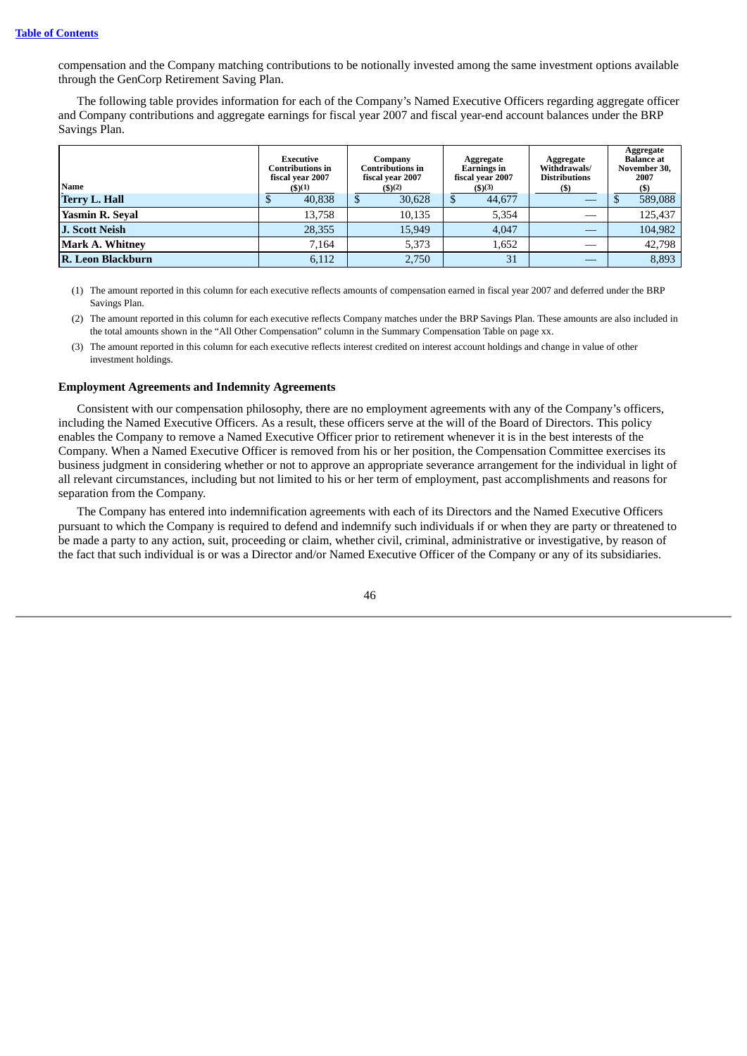compensation and the Company matching contributions to be notionally invested among the same investment options available through the GenCorp Retirement Saving Plan.

The following table provides information for each of the Company's Named Executive Officers regarding aggregate officer and Company contributions and aggregate earnings for fiscal year 2007 and fiscal year-end account balances under the BRP Savings Plan.

| Name | Executive Contributions in fiscal year 2007 ($)(1) | Company Contributions in fiscal year 2007 ($)(2) | Aggregate Earnings in fiscal year 2007 ($)(3) | Aggregate Withdrawals/ Distributions ($) | Aggregate Balance at November 30, 2007 ($) |
|---|---|---|---|---|---|
| **Terry L. Hall** | $ 40,838 | $ 30,628 | $ 44,677 | — | $ 589,088 |
| **Yasmin R. Seyal** | 13,758 | 10,135 | 5,354 | — | 125,437 |
| **J. Scott Neish** | 28,355 | 15,949 | 4,047 | — | 104,982 |
| **Mark A. Whitney** | 7,164 | 5,373 | 1,652 | — | 42,798 |
| **R. Leon Blackburn** | 6,112 | 2,750 | 31 | — | 8,893 |

(1) The amount reported in this column for each executive reflects amounts of compensation earned in fiscal year 2007 and deferred under the BRP Savings Plan.

(2) The amount reported in this column for each executive reflects Company matches under the BRP Savings Plan. These amounts are also included in the total amounts shown in the "All Other Compensation" column in the Summary Compensation Table on page xx.

(3) The amount reported in this column for each executive reflects interest credited on interest account holdings and change in value of other investment holdings.

### Employment Agreements and Indemnity Agreements

Consistent with our compensation philosophy, there are no employment agreements with any of the Company's officers, including the Named Executive Officers. As a result, these officers serve at the will of the Board of Directors. This policy enables the Company to remove a Named Executive Officer prior to retirement whenever it is in the best interests of the Company. When a Named Executive Officer is removed from his or her position, the Compensation Committee exercises its business judgment in considering whether or not to approve an appropriate severance arrangement for the individual in light of all relevant circumstances, including but not limited to his or her term of employment, past accomplishments and reasons for separation from the Company.

The Company has entered into indemnification agreements with each of its Directors and the Named Executive Officers pursuant to which the Company is required to defend and indemnify such individuals if or when they are party or threatened to be made a party to any action, suit, proceeding or claim, whether civil, criminal, administrative or investigative, by reason of the fact that such individual is or was a Director and/or Named Executive Officer of the Company or any of its subsidiaries.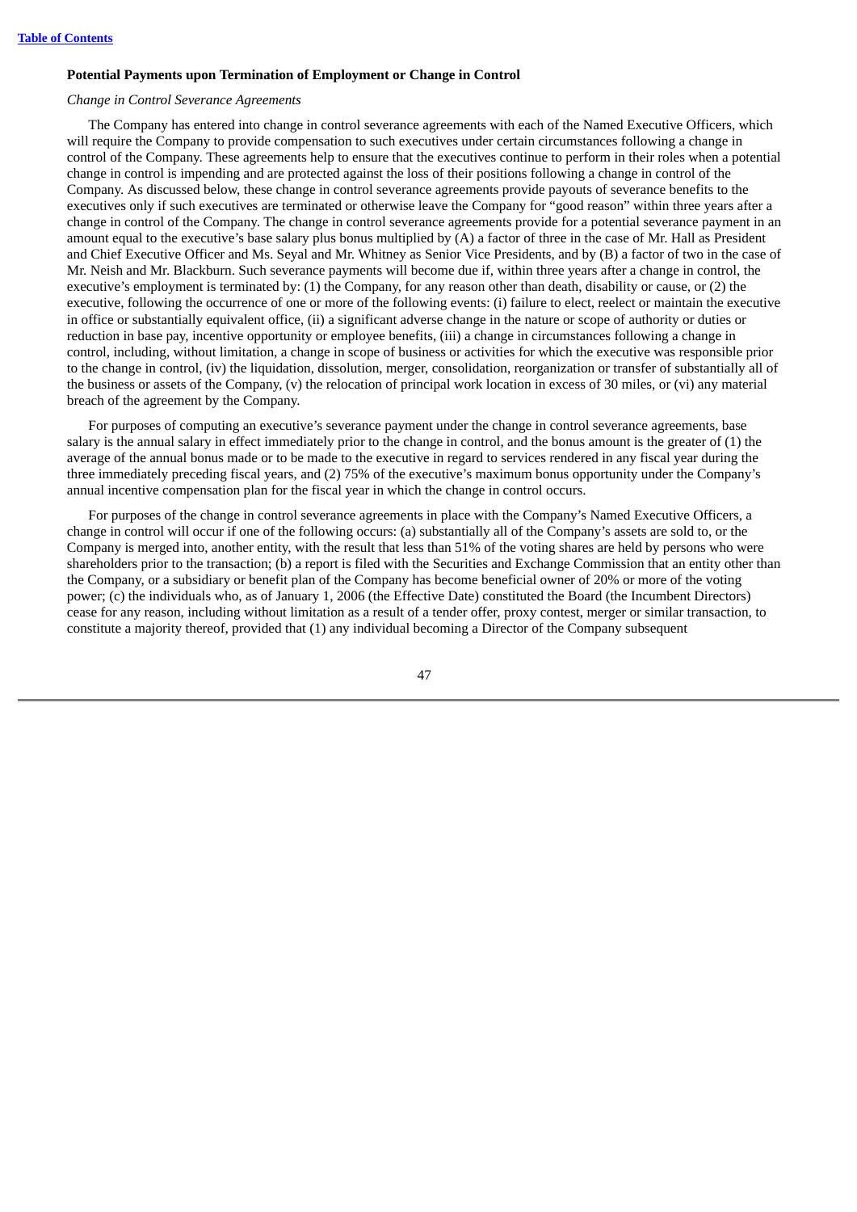### Potential Payments upon Termination of Employment or Change in Control

*Change in Control Severance Agreements*

The Company has entered into change in control severance agreements with each of the Named Executive Officers, which will require the Company to provide compensation to such executives under certain circumstances following a change in control of the Company. These agreements help to ensure that the executives continue to perform in their roles when a potential change in control is impending and are protected against the loss of their positions following a change in control of the Company. As discussed below, these change in control severance agreements provide payouts of severance benefits to the executives only if such executives are terminated or otherwise leave the Company for "good reason" within three years after a change in control of the Company. The change in control severance agreements provide for a potential severance payment in an amount equal to the executive's base salary plus bonus multiplied by (A) a factor of three in the case of Mr. Hall as President and Chief Executive Officer and Ms. Seyal and Mr. Whitney as Senior Vice Presidents, and by (B) a factor of two in the case of Mr. Neish and Mr. Blackburn. Such severance payments will become due if, within three years after a change in control, the executive's employment is terminated by: (1) the Company, for any reason other than death, disability or cause, or (2) the executive, following the occurrence of one or more of the following events: (i) failure to elect, reelect or maintain the executive in office or substantially equivalent office, (ii) a significant adverse change in the nature or scope of authority or duties or reduction in base pay, incentive opportunity or employee benefits, (iii) a change in circumstances following a change in control, including, without limitation, a change in scope of business or activities for which the executive was responsible prior to the change in control, (iv) the liquidation, dissolution, merger, consolidation, reorganization or transfer of substantially all of the business or assets of the Company, (v) the relocation of principal work location in excess of 30 miles, or (vi) any material breach of the agreement by the Company.

For purposes of computing an executive's severance payment under the change in control severance agreements, base salary is the annual salary in effect immediately prior to the change in control, and the bonus amount is the greater of (1) the average of the annual bonus made or to be made to the executive in regard to services rendered in any fiscal year during the three immediately preceding fiscal years, and (2) 75% of the executive's maximum bonus opportunity under the Company's annual incentive compensation plan for the fiscal year in which the change in control occurs.

For purposes of the change in control severance agreements in place with the Company's Named Executive Officers, a change in control will occur if one of the following occurs: (a) substantially all of the Company's assets are sold to, or the Company is merged into, another entity, with the result that less than 51% of the voting shares are held by persons who were shareholders prior to the transaction; (b) a report is filed with the Securities and Exchange Commission that an entity other than the Company, or a subsidiary or benefit plan of the Company has become beneficial owner of 20% or more of the voting power; (c) the individuals who, as of January 1, 2006 (the Effective Date) constituted the Board (the Incumbent Directors) cease for any reason, including without limitation as a result of a tender offer, proxy contest, merger or similar transaction, to constitute a majority thereof, provided that (1) any individual becoming a Director of the Company subsequent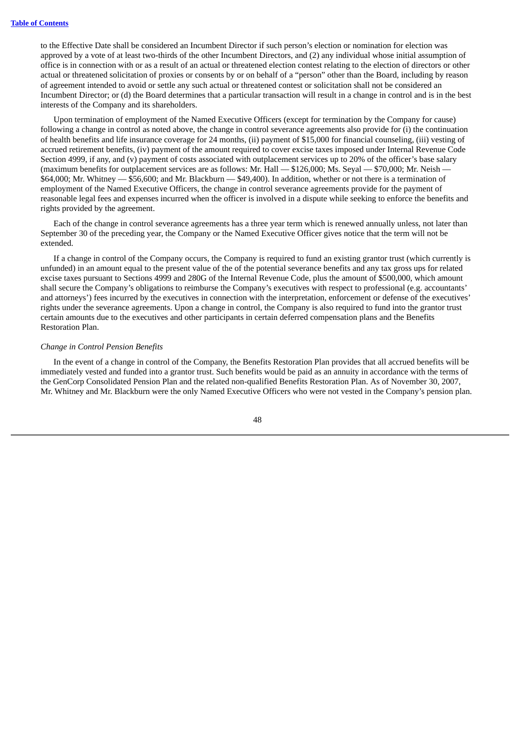to the Effective Date shall be considered an Incumbent Director if such person's election or nomination for election was approved by a vote of at least two-thirds of the other Incumbent Directors, and (2) any individual whose initial assumption of office is in connection with or as a result of an actual or threatened election contest relating to the election of directors or other actual or threatened solicitation of proxies or consents by or on behalf of a "person" other than the Board, including by reason of agreement intended to avoid or settle any such actual or threatened contest or solicitation shall not be considered an Incumbent Director; or (d) the Board determines that a particular transaction will result in a change in control and is in the best interests of the Company and its shareholders.

Upon termination of employment of the Named Executive Officers (except for termination by the Company for cause) following a change in control as noted above, the change in control severance agreements also provide for (i) the continuation of health benefits and life insurance coverage for 24 months, (ii) payment of $15,000 for financial counseling, (iii) vesting of accrued retirement benefits, (iv) payment of the amount required to cover excise taxes imposed under Internal Revenue Code Section 4999, if any, and (v) payment of costs associated with outplacement services up to 20% of the officer's base salary (maximum benefits for outplacement services are as follows: Mr. Hall — $126,000; Ms. Seyal — $70,000; Mr. Neish — $64,000; Mr. Whitney — $56,600; and Mr. Blackburn — $49,400). In addition, whether or not there is a termination of employment of the Named Executive Officers, the change in control severance agreements provide for the payment of reasonable legal fees and expenses incurred when the officer is involved in a dispute while seeking to enforce the benefits and rights provided by the agreement.

Each of the change in control severance agreements has a three year term which is renewed annually unless, not later than September 30 of the preceding year, the Company or the Named Executive Officer gives notice that the term will not be extended.

If a change in control of the Company occurs, the Company is required to fund an existing grantor trust (which currently is unfunded) in an amount equal to the present value of the of the potential severance benefits and any tax gross ups for related excise taxes pursuant to Sections 4999 and 280G of the Internal Revenue Code, plus the amount of $500,000, which amount shall secure the Company's obligations to reimburse the Company's executives with respect to professional (e.g. accountants' and attorneys') fees incurred by the executives in connection with the interpretation, enforcement or defense of the executives' rights under the severance agreements. Upon a change in control, the Company is also required to fund into the grantor trust certain amounts due to the executives and other participants in certain deferred compensation plans and the Benefits Restoration Plan.

*Change in Control Pension Benefits*

In the event of a change in control of the Company, the Benefits Restoration Plan provides that all accrued benefits will be immediately vested and funded into a grantor trust. Such benefits would be paid as an annuity in accordance with the terms of the GenCorp Consolidated Pension Plan and the related non-qualified Benefits Restoration Plan. As of November 30, 2007, Mr. Whitney and Mr. Blackburn were the only Named Executive Officers who were not vested in the Company's pension plan.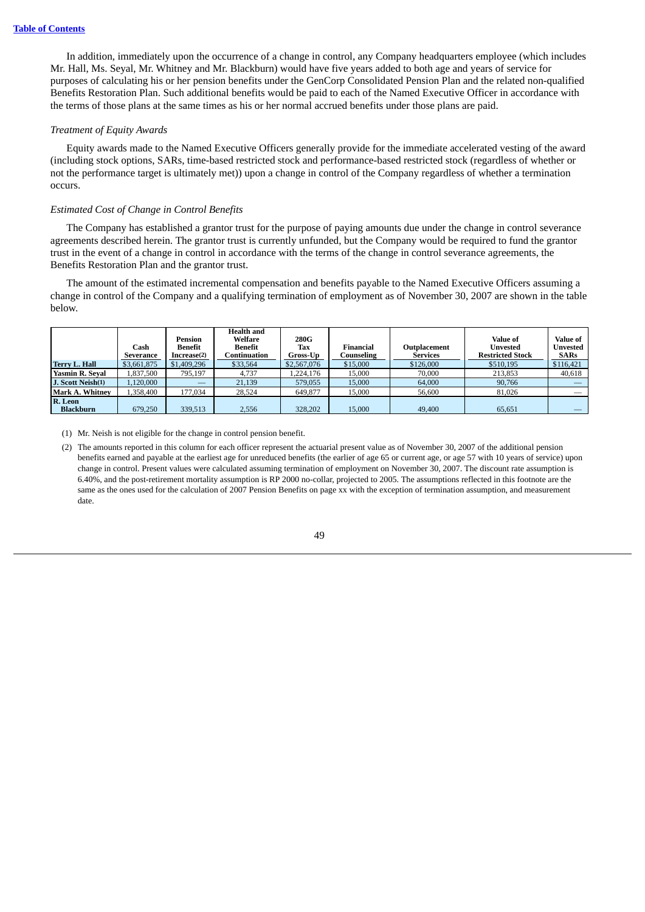[Table of Contents](#)

In addition, immediately upon the occurrence of a change in control, any Company headquarters employee (which includes Mr. Hall, Ms. Seyal, Mr. Whitney and Mr. Blackburn) would have five years added to both age and years of service for purposes of calculating his or her pension benefits under the GenCorp Consolidated Pension Plan and the related non-qualified Benefits Restoration Plan. Such additional benefits would be paid to each of the Named Executive Officer in accordance with the terms of those plans at the same times as his or her normal accrued benefits under those plans are paid.

*Treatment of Equity Awards*

Equity awards made to the Named Executive Officers generally provide for the immediate accelerated vesting of the award (including stock options, SARs, time-based restricted stock and performance-based restricted stock (regardless of whether or not the performance target is ultimately met)) upon a change in control of the Company regardless of whether a termination occurs.

*Estimated Cost of Change in Control Benefits*

The Company has established a grantor trust for the purpose of paying amounts due under the change in control severance agreements described herein. The grantor trust is currently unfunded, but the Company would be required to fund the grantor trust in the event of a change in control in accordance with the terms of the change in control severance agreements, the Benefits Restoration Plan and the grantor trust.

The amount of the estimated incremental compensation and benefits payable to the Named Executive Officers assuming a change in control of the Company and a qualifying termination of employment as of November 30, 2007 are shown in the table below.

| | Cash Severance | Pension Benefit Increase(2) | Health and Welfare Benefit Continuation | 280G Tax Gross-Up | Financial Counseling | Outplacement Services | Value of Unvested Restricted Stock | Value of Unvested SARs |
|---|---|---|---|---|---|---|---|---|
| **Terry L. Hall** | $3,661,875 | $1,409,296 | $33,564 | $2,567,076 | $15,000 | $126,000 | $510,195 | $116,421 |
| **Yasmin R. Seyal** | 1,837,500 | 795,197 | 4,737 | 1,224,176 | 15,000 | 70,000 | 213,853 | 40,618 |
| **J. Scott Neish(1)** | 1,120,000 | — | 21,139 | 579,055 | 15,000 | 64,000 | 90,766 | — |
| **Mark A. Whitney** | 1,358,400 | 177,034 | 28,524 | 649,877 | 15,000 | 56,600 | 81,026 | — |
| **R. Leon Blackburn** | 679,250 | 339,513 | 2,556 | 328,202 | 15,000 | 49,400 | 65,651 | — |

(1) Mr. Neish is not eligible for the change in control pension benefit.

(2) The amounts reported in this column for each officer represent the actuarial present value as of November 30, 2007 of the additional pension benefits earned and payable at the earliest age for unreduced benefits (the earlier of age 65 or current age, or age 57 with 10 years of service) upon change in control. Present values were calculated assuming termination of employment on November 30, 2007. The discount rate assumption is 6.40%, and the post-retirement mortality assumption is RP 2000 no-collar, projected to 2005. The assumptions reflected in this footnote are the same as the ones used for the calculation of 2007 Pension Benefits on page xx with the exception of termination assumption, and measurement date.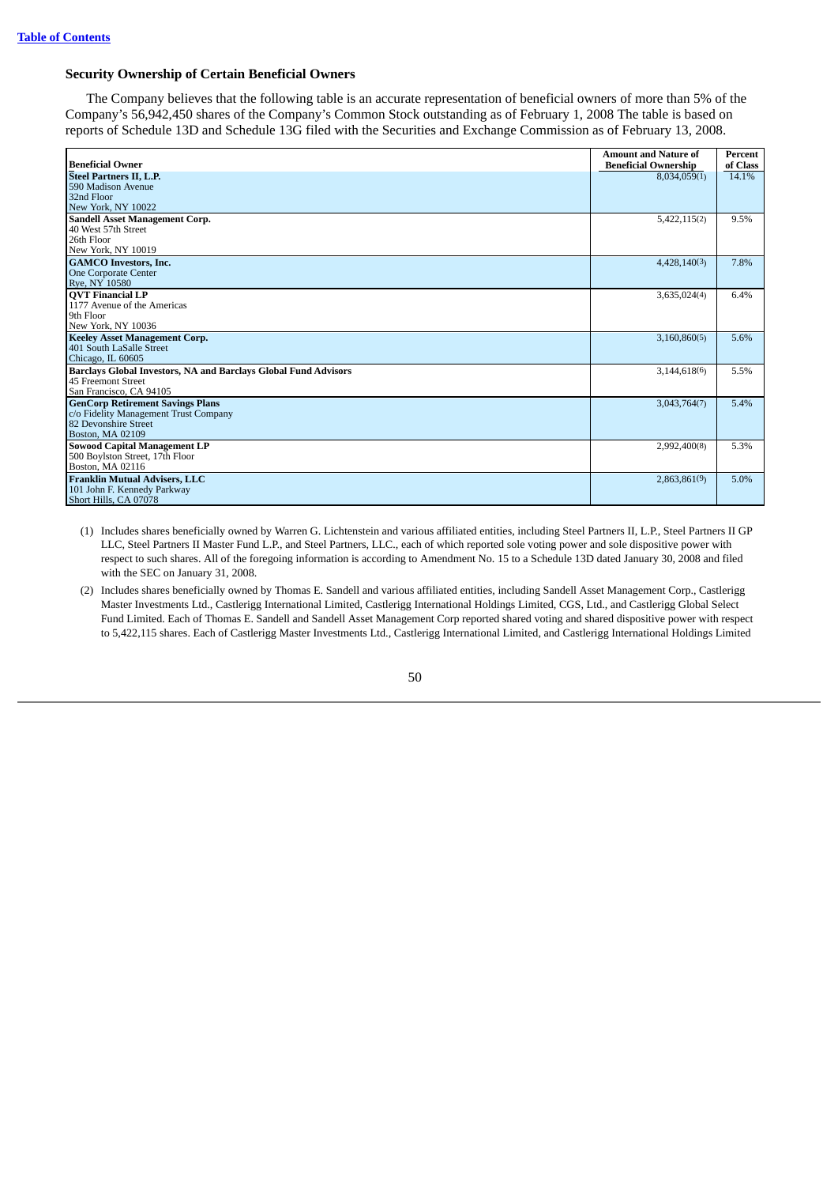[Table of Contents](#)

### Security Ownership of Certain Beneficial Owners

The Company believes that the following table is an accurate representation of beneficial owners of more than 5% of the Company's 56,942,450 shares of the Company's Common Stock outstanding as of February 1, 2008 The table is based on reports of Schedule 13D and Schedule 13G filed with the Securities and Exchange Commission as of February 13, 2008.

| Beneficial Owner | Amount and Nature of Beneficial Ownership | Percent of Class |
|---|---|---|
| **Steel Partners II, L.P.**<br>590 Madison Avenue<br>32nd Floor<br>New York, NY 10022 | 8,034,059(1) | 14.1% |
| **Sandell Asset Management Corp.**<br>40 West 57th Street<br>26th Floor<br>New York, NY 10019 | 5,422,115(2) | 9.5% |
| **GAMCO Investors, Inc.**<br>One Corporate Center<br>Rye, NY 10580 | 4,428,140(3) | 7.8% |
| **QVT Financial LP**<br>1177 Avenue of the Americas<br>9th Floor<br>New York, NY 10036 | 3,635,024(4) | 6.4% |
| **Keeley Asset Management Corp.**<br>401 South LaSalle Street<br>Chicago, IL 60605 | 3,160,860(5) | 5.6% |
| **Barclays Global Investors, NA and Barclays Global Fund Advisors**<br>45 Freemont Street<br>San Francisco, CA 94105 | 3,144,618(6) | 5.5% |
| **GenCorp Retirement Savings Plans**<br>c/o Fidelity Management Trust Company<br>82 Devonshire Street<br>Boston, MA 02109 | 3,043,764(7) | 5.4% |
| **Sowood Capital Management LP**<br>500 Boylston Street, 17th Floor<br>Boston, MA 02116 | 2,992,400(8) | 5.3% |
| **Franklin Mutual Advisers, LLC**<br>101 John F. Kennedy Parkway<br>Short Hills, CA 07078 | 2,863,861(9) | 5.0% |

(1) Includes shares beneficially owned by Warren G. Lichtenstein and various affiliated entities, including Steel Partners II, L.P., Steel Partners II GP LLC, Steel Partners II Master Fund L.P., and Steel Partners, LLC., each of which reported sole voting power and sole dispositive power with respect to such shares. All of the foregoing information is according to Amendment No. 15 to a Schedule 13D dated January 30, 2008 and filed with the SEC on January 31, 2008.

(2) Includes shares beneficially owned by Thomas E. Sandell and various affiliated entities, including Sandell Asset Management Corp., Castlerigg Master Investments Ltd., Castlerigg International Limited, Castlerigg International Holdings Limited, CGS, Ltd., and Castlerigg Global Select Fund Limited. Each of Thomas E. Sandell and Sandell Asset Management Corp reported shared voting and shared dispositive power with respect to 5,422,115 shares. Each of Castlerigg Master Investments Ltd., Castlerigg International Limited, and Castlerigg International Holdings Limited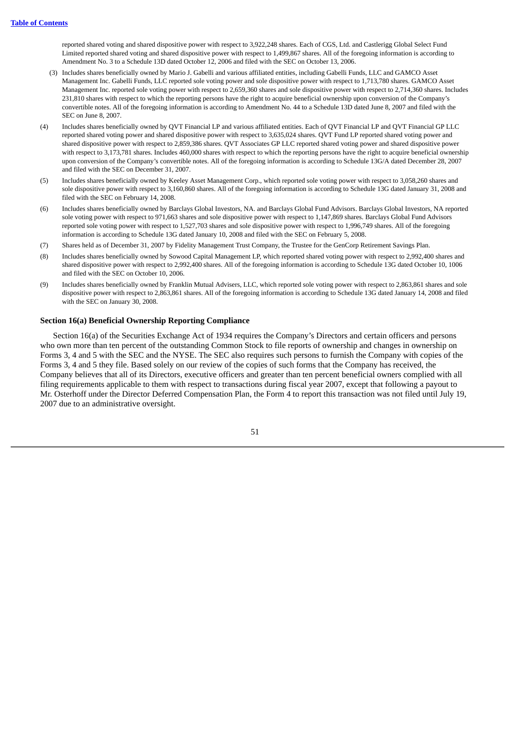reported shared voting and shared dispositive power with respect to 3,922,248 shares. Each of CGS, Ltd. and Castlerigg Global Select Fund Limited reported shared voting and shared dispositive power with respect to 1,499,867 shares. All of the foregoing information is according to Amendment No. 3 to a Schedule 13D dated October 12, 2006 and filed with the SEC on October 13, 2006.

(3) Includes shares beneficially owned by Mario J. Gabelli and various affiliated entities, including Gabelli Funds, LLC and GAMCO Asset Management Inc. Gabelli Funds, LLC reported sole voting power and sole dispositive power with respect to 1,713,780 shares. GAMCO Asset Management Inc. reported sole voting power with respect to 2,659,360 shares and sole dispositive power with respect to 2,714,360 shares. Includes 231,810 shares with respect to which the reporting persons have the right to acquire beneficial ownership upon conversion of the Company's convertible notes. All of the foregoing information is according to Amendment No. 44 to a Schedule 13D dated June 8, 2007 and filed with the SEC on June 8, 2007.

(4) Includes shares beneficially owned by QVT Financial LP and various affiliated entities. Each of QVT Financial LP and QVT Financial GP LLC reported shared voting power and shared dispositive power with respect to 3,635,024 shares. QVT Fund LP reported shared voting power and shared dispositive power with respect to 2,859,386 shares. QVT Associates GP LLC reported shared voting power and shared dispositive power with respect to 3,173,781 shares. Includes 460,000 shares with respect to which the reporting persons have the right to acquire beneficial ownership upon conversion of the Company's convertible notes. All of the foregoing information is according to Schedule 13G/A dated December 28, 2007 and filed with the SEC on December 31, 2007.

(5) Includes shares beneficially owned by Keeley Asset Management Corp., which reported sole voting power with respect to 3,058,260 shares and sole dispositive power with respect to 3,160,860 shares. All of the foregoing information is according to Schedule 13G dated January 31, 2008 and filed with the SEC on February 14, 2008.

(6) Includes shares beneficially owned by Barclays Global Investors, NA. and Barclays Global Fund Advisors. Barclays Global Investors, NA reported sole voting power with respect to 971,663 shares and sole dispositive power with respect to 1,147,869 shares. Barclays Global Fund Advisors reported sole voting power with respect to 1,527,703 shares and sole dispositive power with respect to 1,996,749 shares. All of the foregoing information is according to Schedule 13G dated January 10, 2008 and filed with the SEC on February 5, 2008.

(7) Shares held as of December 31, 2007 by Fidelity Management Trust Company, the Trustee for the GenCorp Retirement Savings Plan.

(8) Includes shares beneficially owned by Sowood Capital Management LP, which reported shared voting power with respect to 2,992,400 shares and shared dispositive power with respect to 2,992,400 shares. All of the foregoing information is according to Schedule 13G dated October 10, 1006 and filed with the SEC on October 10, 2006.

(9) Includes shares beneficially owned by Franklin Mutual Advisers, LLC, which reported sole voting power with respect to 2,863,861 shares and sole dispositive power with respect to 2,863,861 shares. All of the foregoing information is according to Schedule 13G dated January 14, 2008 and filed with the SEC on January 30, 2008.

### Section 16(a) Beneficial Ownership Reporting Compliance

Section 16(a) of the Securities Exchange Act of 1934 requires the Company's Directors and certain officers and persons who own more than ten percent of the outstanding Common Stock to file reports of ownership and changes in ownership on Forms 3, 4 and 5 with the SEC and the NYSE. The SEC also requires such persons to furnish the Company with copies of the Forms 3, 4 and 5 they file. Based solely on our review of the copies of such forms that the Company has received, the Company believes that all of its Directors, executive officers and greater than ten percent beneficial owners complied with all filing requirements applicable to them with respect to transactions during fiscal year 2007, except that following a payout to Mr. Osterhoff under the Director Deferred Compensation Plan, the Form 4 to report this transaction was not filed until July 19, 2007 due to an administrative oversight.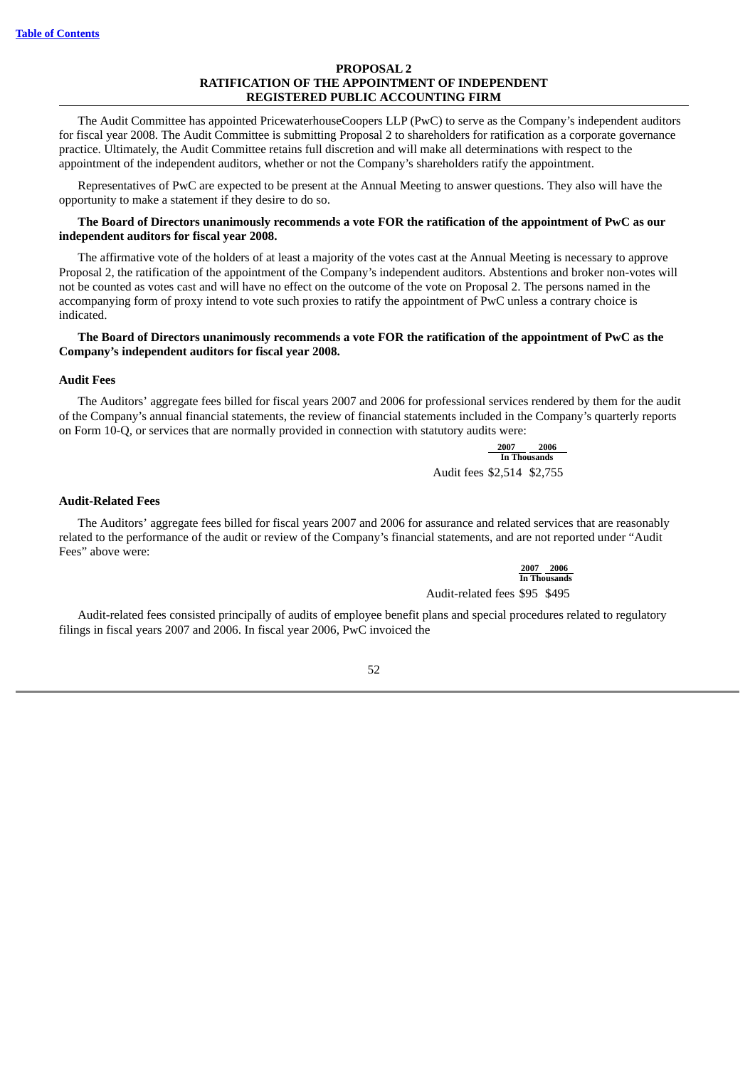Table of Contents

## PROPOSAL 2
## RATIFICATION OF THE APPOINTMENT OF INDEPENDENT REGISTERED PUBLIC ACCOUNTING FIRM

The Audit Committee has appointed PricewaterhouseCoopers LLP (PwC) to serve as the Company's independent auditors for fiscal year 2008. The Audit Committee is submitting Proposal 2 to shareholders for ratification as a corporate governance practice. Ultimately, the Audit Committee retains full discretion and will make all determinations with respect to the appointment of the independent auditors, whether or not the Company's shareholders ratify the appointment.

Representatives of PwC are expected to be present at the Annual Meeting to answer questions. They also will have the opportunity to make a statement if they desire to do so.

**The Board of Directors unanimously recommends a vote FOR the ratification of the appointment of PwC as our independent auditors for fiscal year 2008.**

The affirmative vote of the holders of at least a majority of the votes cast at the Annual Meeting is necessary to approve Proposal 2, the ratification of the appointment of the Company's independent auditors. Abstentions and broker non-votes will not be counted as votes cast and will have no effect on the outcome of the vote on Proposal 2. The persons named in the accompanying form of proxy intend to vote such proxies to ratify the appointment of PwC unless a contrary choice is indicated.

**The Board of Directors unanimously recommends a vote FOR the ratification of the appointment of PwC as the Company's independent auditors for fiscal year 2008.**

### Audit Fees

The Auditors' aggregate fees billed for fiscal years 2007 and 2006 for professional services rendered by them for the audit of the Company's annual financial statements, the review of financial statements included in the Company's quarterly reports on Form 10-Q, or services that are normally provided in connection with statutory audits were:

| | 2007 | 2006 |
|---|---|---|
| | In Thousands | |
| Audit fees | $2,514 | $2,755 |

### Audit-Related Fees

The Auditors' aggregate fees billed for fiscal years 2007 and 2006 for assurance and related services that are reasonably related to the performance of the audit or review of the Company's financial statements, and are not reported under "Audit Fees" above were:

| | 2007 | 2006 |
|---|---|---|
| | In Thousands | |
| Audit-related fees | $95 | $495 |

Audit-related fees consisted principally of audits of employee benefit plans and special procedures related to regulatory filings in fiscal years 2007 and 2006. In fiscal year 2006, PwC invoiced the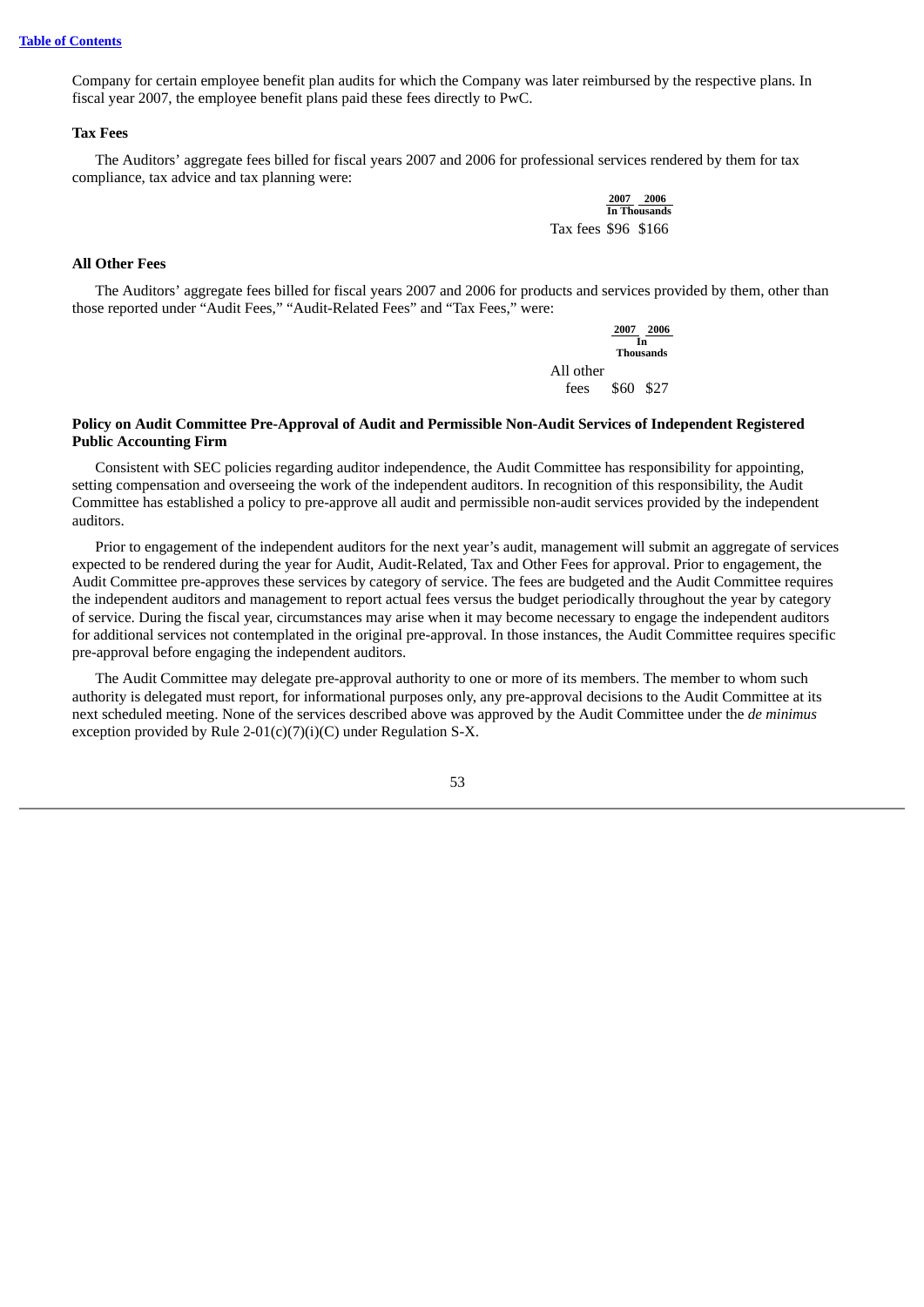Company for certain employee benefit plan audits for which the Company was later reimbursed by the respective plans. In fiscal year 2007, the employee benefit plans paid these fees directly to PwC.

**Tax Fees**

The Auditors' aggregate fees billed for fiscal years 2007 and 2006 for professional services rendered by them for tax compliance, tax advice and tax planning were:

| | 2007 | 2006 |
|---|---|---|
| | In Thousands | |
| Tax fees | $96 | $166 |

**All Other Fees**

The Auditors' aggregate fees billed for fiscal years 2007 and 2006 for products and services provided by them, other than those reported under "Audit Fees," "Audit-Related Fees" and "Tax Fees," were:

| | 2007 | 2006 |
|---|---|---|
| | In Thousands | |
| All other fees | $60 | $27 |

**Policy on Audit Committee Pre-Approval of Audit and Permissible Non-Audit Services of Independent Registered Public Accounting Firm**

Consistent with SEC policies regarding auditor independence, the Audit Committee has responsibility for appointing, setting compensation and overseeing the work of the independent auditors. In recognition of this responsibility, the Audit Committee has established a policy to pre-approve all audit and permissible non-audit services provided by the independent auditors.

Prior to engagement of the independent auditors for the next year's audit, management will submit an aggregate of services expected to be rendered during the year for Audit, Audit-Related, Tax and Other Fees for approval. Prior to engagement, the Audit Committee pre-approves these services by category of service. The fees are budgeted and the Audit Committee requires the independent auditors and management to report actual fees versus the budget periodically throughout the year by category of service. During the fiscal year, circumstances may arise when it may become necessary to engage the independent auditors for additional services not contemplated in the original pre-approval. In those instances, the Audit Committee requires specific pre-approval before engaging the independent auditors.

The Audit Committee may delegate pre-approval authority to one or more of its members. The member to whom such authority is delegated must report, for informational purposes only, any pre-approval decisions to the Audit Committee at its next scheduled meeting. None of the services described above was approved by the Audit Committee under the *de minimus* exception provided by Rule 2-01(c)(7)(i)(C) under Regulation S-X.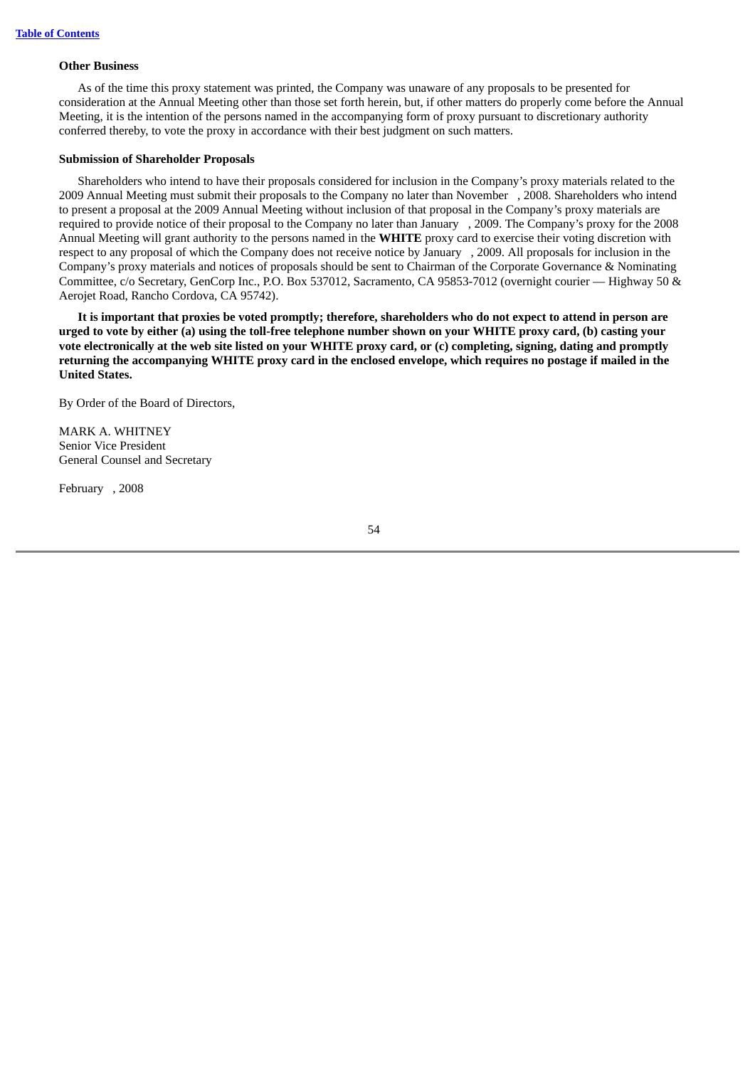### Other Business

As of the time this proxy statement was printed, the Company was unaware of any proposals to be presented for consideration at the Annual Meeting other than those set forth herein, but, if other matters do properly come before the Annual Meeting, it is the intention of the persons named in the accompanying form of proxy pursuant to discretionary authority conferred thereby, to vote the proxy in accordance with their best judgment on such matters.

### Submission of Shareholder Proposals

Shareholders who intend to have their proposals considered for inclusion in the Company's proxy materials related to the 2009 Annual Meeting must submit their proposals to the Company no later than November , 2008. Shareholders who intend to present a proposal at the 2009 Annual Meeting without inclusion of that proposal in the Company's proxy materials are required to provide notice of their proposal to the Company no later than January , 2009. The Company's proxy for the 2008 Annual Meeting will grant authority to the persons named in the **WHITE** proxy card to exercise their voting discretion with respect to any proposal of which the Company does not receive notice by January , 2009. All proposals for inclusion in the Company's proxy materials and notices of proposals should be sent to Chairman of the Corporate Governance & Nominating Committee, c/o Secretary, GenCorp Inc., P.O. Box 537012, Sacramento, CA 95853-7012 (overnight courier — Highway 50 & Aerojet Road, Rancho Cordova, CA 95742).

**It is important that proxies be voted promptly; therefore, shareholders who do not expect to attend in person are urged to vote by either (a) using the toll-free telephone number shown on your WHITE proxy card, (b) casting your vote electronically at the web site listed on your WHITE proxy card, or (c) completing, signing, dating and promptly returning the accompanying WHITE proxy card in the enclosed envelope, which requires no postage if mailed in the United States.**

By Order of the Board of Directors,

MARK A. WHITNEY
Senior Vice President
General Counsel and Secretary

February , 2008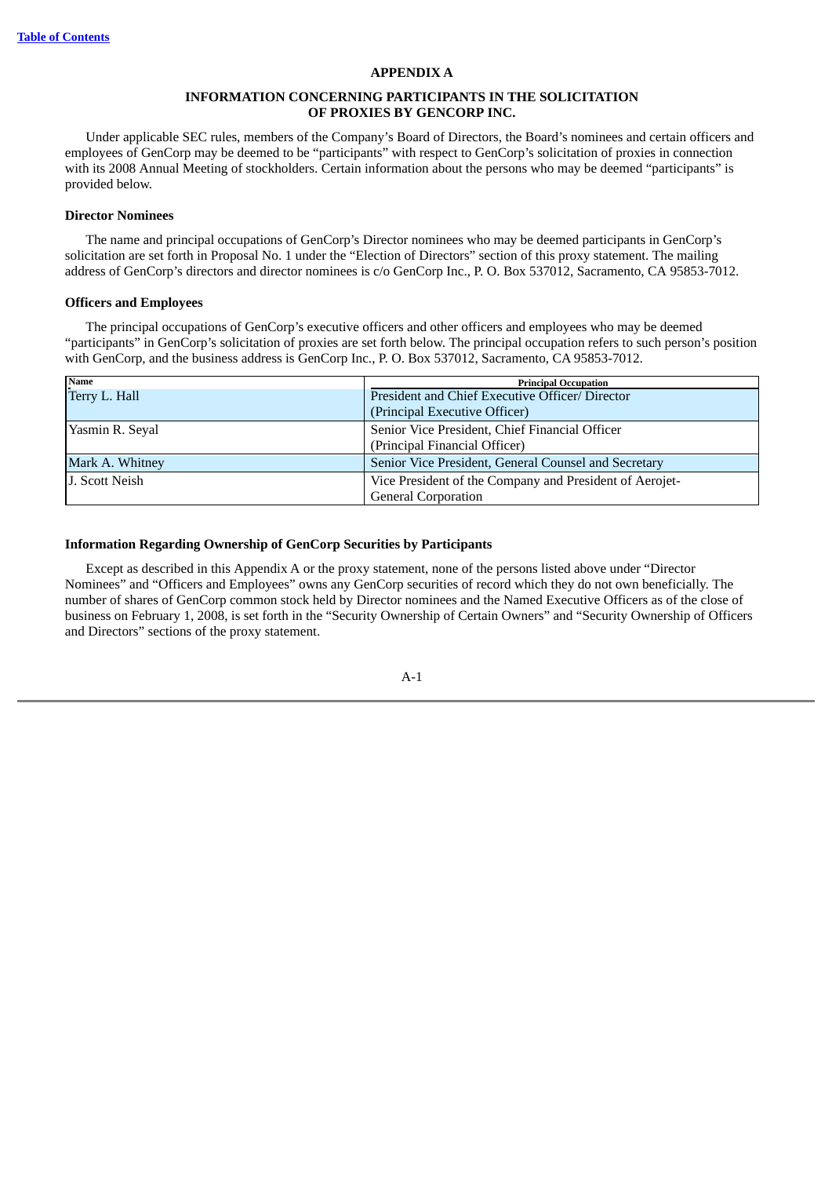[Table of Contents]

# APPENDIX A

## INFORMATION CONCERNING PARTICIPANTS IN THE SOLICITATION OF PROXIES BY GENCORP INC.

Under applicable SEC rules, members of the Company's Board of Directors, the Board's nominees and certain officers and employees of GenCorp may be deemed to be "participants" with respect to GenCorp's solicitation of proxies in connection with its 2008 Annual Meeting of stockholders. Certain information about the persons who may be deemed "participants" is provided below.

### Director Nominees

The name and principal occupations of GenCorp's Director nominees who may be deemed participants in GenCorp's solicitation are set forth in Proposal No. 1 under the "Election of Directors" section of this proxy statement. The mailing address of GenCorp's directors and director nominees is c/o GenCorp Inc., P. O. Box 537012, Sacramento, CA 95853-7012.

### Officers and Employees

The principal occupations of GenCorp's executive officers and other officers and employees who may be deemed "participants" in GenCorp's solicitation of proxies are set forth below. The principal occupation refers to such person's position with GenCorp, and the business address is GenCorp Inc., P. O. Box 537012, Sacramento, CA 95853-7012.

| Name | Principal Occupation |
|---|---|
| Terry L. Hall | President and Chief Executive Officer/ Director (Principal Executive Officer) |
| Yasmin R. Seyal | Senior Vice President, Chief Financial Officer (Principal Financial Officer) |
| Mark A. Whitney | Senior Vice President, General Counsel and Secretary |
| J. Scott Neish | Vice President of the Company and President of Aerojet-General Corporation |

### Information Regarding Ownership of GenCorp Securities by Participants

Except as described in this Appendix A or the proxy statement, none of the persons listed above under "Director Nominees" and "Officers and Employees" owns any GenCorp securities of record which they do not own beneficially. The number of shares of GenCorp common stock held by Director nominees and the Named Executive Officers as of the close of business on February 1, 2008, is set forth in the "Security Ownership of Certain Owners" and "Security Ownership of Officers and Directors" sections of the proxy statement.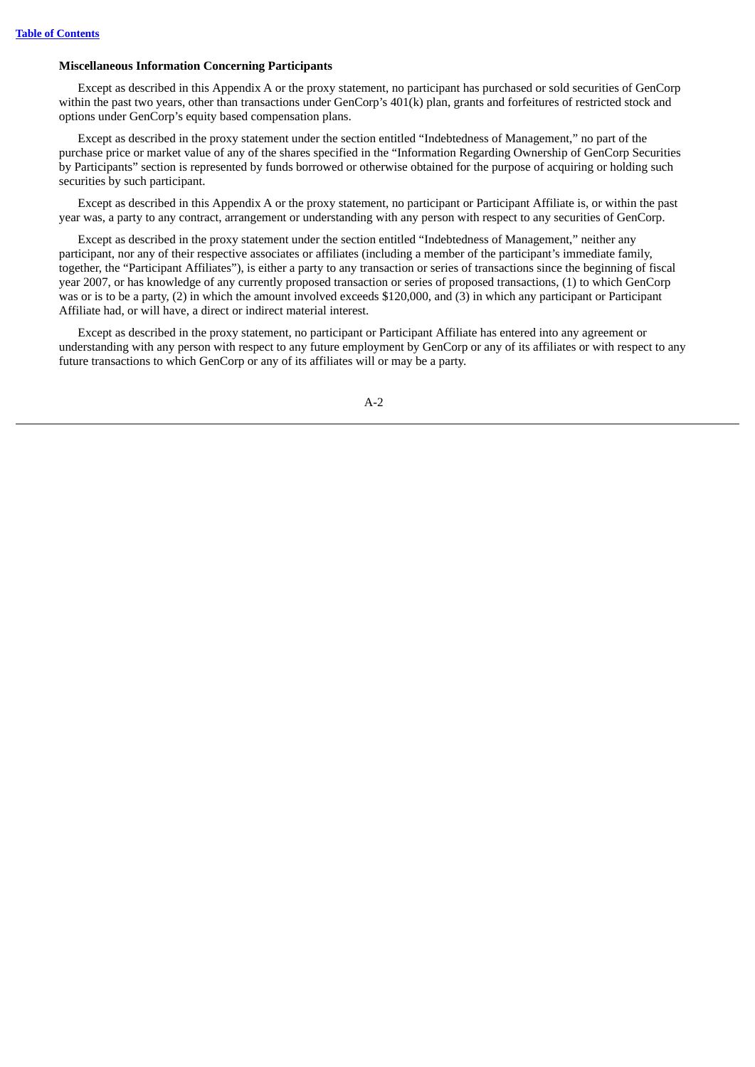### Miscellaneous Information Concerning Participants

Except as described in this Appendix A or the proxy statement, no participant has purchased or sold securities of GenCorp within the past two years, other than transactions under GenCorp's 401(k) plan, grants and forfeitures of restricted stock and options under GenCorp's equity based compensation plans.

Except as described in the proxy statement under the section entitled "Indebtedness of Management," no part of the purchase price or market value of any of the shares specified in the "Information Regarding Ownership of GenCorp Securities by Participants" section is represented by funds borrowed or otherwise obtained for the purpose of acquiring or holding such securities by such participant.

Except as described in this Appendix A or the proxy statement, no participant or Participant Affiliate is, or within the past year was, a party to any contract, arrangement or understanding with any person with respect to any securities of GenCorp.

Except as described in the proxy statement under the section entitled "Indebtedness of Management," neither any participant, nor any of their respective associates or affiliates (including a member of the participant's immediate family, together, the "Participant Affiliates"), is either a party to any transaction or series of transactions since the beginning of fiscal year 2007, or has knowledge of any currently proposed transaction or series of proposed transactions, (1) to which GenCorp was or is to be a party, (2) in which the amount involved exceeds $120,000, and (3) in which any participant or Participant Affiliate had, or will have, a direct or indirect material interest.

Except as described in the proxy statement, no participant or Participant Affiliate has entered into any agreement or understanding with any person with respect to any future employment by GenCorp or any of its affiliates or with respect to any future transactions to which GenCorp or any of its affiliates will or may be a party.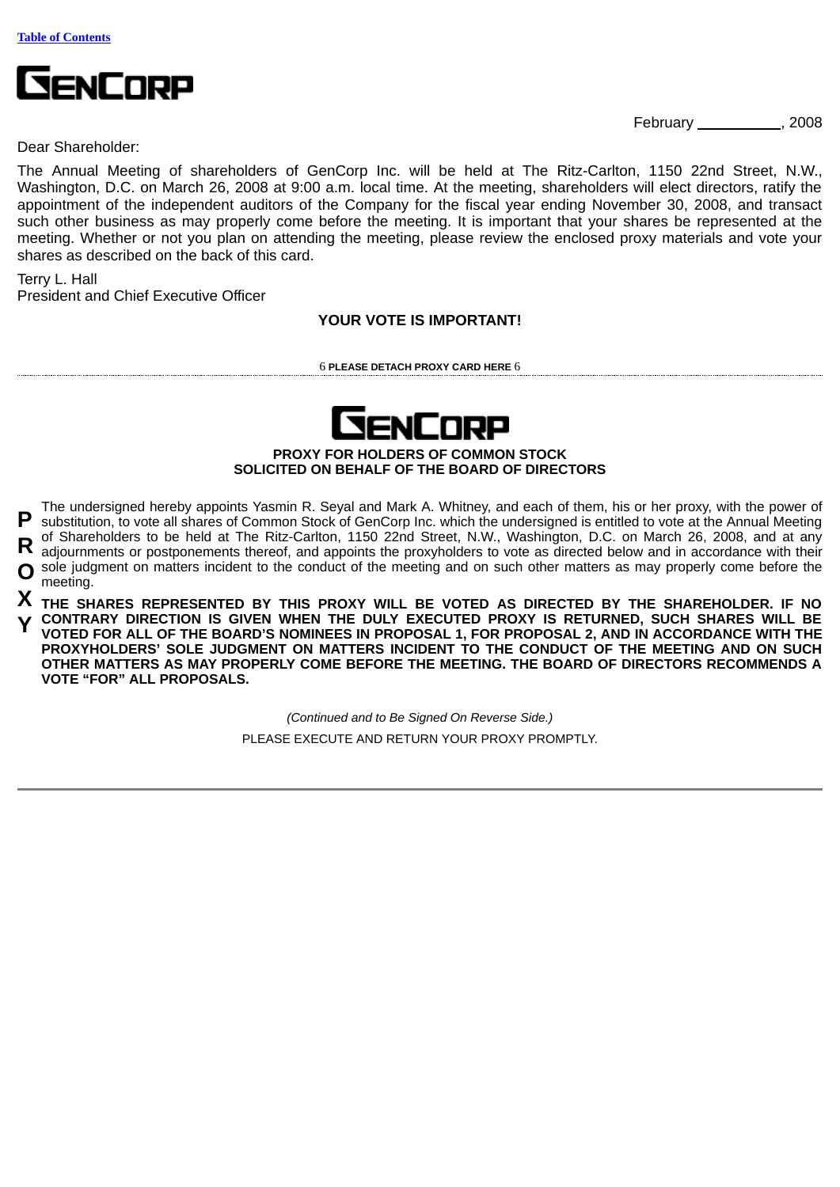Table of Contents

**GENCORP**

February \_\_\_\_\_\_\_\_\_\_, 2008

Dear Shareholder:

The Annual Meeting of shareholders of GenCorp Inc. will be held at The Ritz-Carlton, 1150 22nd Street, N.W., Washington, D.C. on March 26, 2008 at 9:00 a.m. local time. At the meeting, shareholders will elect directors, ratify the appointment of the independent auditors of the Company for the fiscal year ending November 30, 2008, and transact such other business as may properly come before the meeting. It is important that your shares be represented at the meeting. Whether or not you plan on attending the meeting, please review the enclosed proxy materials and vote your shares as described on the back of this card.

Terry L. Hall
President and Chief Executive Officer

**YOUR VOTE IS IMPORTANT!**

6 **PLEASE DETACH PROXY CARD HERE** 6

**GENCORP**

**PROXY FOR HOLDERS OF COMMON STOCK**
**SOLICITED ON BEHALF OF THE BOARD OF DIRECTORS**

**PROXY**

The undersigned hereby appoints Yasmin R. Seyal and Mark A. Whitney, and each of them, his or her proxy, with the power of substitution, to vote all shares of Common Stock of GenCorp Inc. which the undersigned is entitled to vote at the Annual Meeting of Shareholders to be held at The Ritz-Carlton, 1150 22nd Street, N.W., Washington, D.C. on March 26, 2008, and at any adjournments or postponements thereof, and appoints the proxyholders to vote as directed below and in accordance with their sole judgment on matters incident to the conduct of the meeting and on such other matters as may properly come before the meeting.

**THE SHARES REPRESENTED BY THIS PROXY WILL BE VOTED AS DIRECTED BY THE SHAREHOLDER. IF NO CONTRARY DIRECTION IS GIVEN WHEN THE DULY EXECUTED PROXY IS RETURNED, SUCH SHARES WILL BE VOTED FOR ALL OF THE BOARD'S NOMINEES IN PROPOSAL 1, FOR PROPOSAL 2, AND IN ACCORDANCE WITH THE PROXYHOLDERS' SOLE JUDGMENT ON MATTERS INCIDENT TO THE CONDUCT OF THE MEETING AND ON SUCH OTHER MATTERS AS MAY PROPERLY COME BEFORE THE MEETING. THE BOARD OF DIRECTORS RECOMMENDS A VOTE "FOR" ALL PROPOSALS.**

*(Continued and to Be Signed On Reverse Side.)*

PLEASE EXECUTE AND RETURN YOUR PROXY PROMPTLY.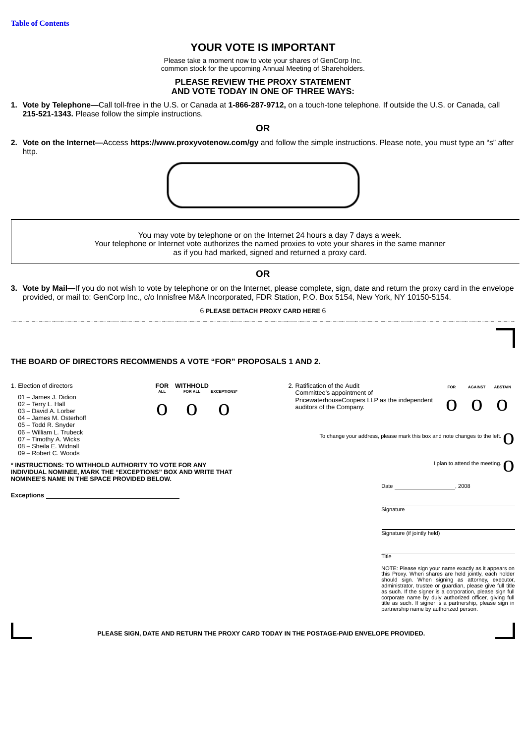# YOUR VOTE IS IMPORTANT

Please take a moment now to vote your shares of GenCorp Inc. common stock for the upcoming Annual Meeting of Shareholders.

## PLEASE REVIEW THE PROXY STATEMENT AND VOTE TODAY IN ONE OF THREE WAYS:

1. **Vote by Telephone—**Call toll-free in the U.S. or Canada at **1-866-287-9712,** on a touch-tone telephone. If outside the U.S. or Canada, call **215-521-1343.** Please follow the simple instructions.

**OR**

2. **Vote on the Internet—**Access **https://www.proxyvotenow.com/gy** and follow the simple instructions. Please note, you must type an "s" after http.

You may vote by telephone or on the Internet 24 hours a day 7 days a week. Your telephone or Internet vote authorizes the named proxies to vote your shares in the same manner as if you had marked, signed and returned a proxy card.

**OR**

3. **Vote by Mail—**If you do not wish to vote by telephone or on the Internet, please complete, sign, date and return the proxy card in the envelope provided, or mail to: GenCorp Inc., c/o Innisfree M&A Incorporated, FDR Station, P.O. Box 5154, New York, NY 10150-5154.

6 **PLEASE DETACH PROXY CARD HERE** 6

---

**THE BOARD OF DIRECTORS RECOMMENDS A VOTE "FOR" PROPOSALS 1 AND 2.**

1. Election of directors

01 – James J. Didion
02 – Terry L. Hall
03 – David A. Lorber
04 – James M. Osterhoff
05 – Todd R. Snyder
06 – William L. Trubeck
07 – Timothy A. Wicks
08 – Sheila E. Widnall
09 – Robert C. Woods

| FOR ALL | WITHHOLD FOR ALL | EXCEPTIONS* |
|---|---|---|
| O | O | O |

**\* INSTRUCTIONS: TO WITHHOLD AUTHORITY TO VOTE FOR ANY INDIVIDUAL NOMINEE, MARK THE "EXCEPTIONS" BOX AND WRITE THAT NOMINEE'S NAME IN THE SPACE PROVIDED BELOW.**

**Exceptions** ____________________________

2. Ratification of the Audit Committee's appointment of PricewaterhouseCoopers LLP as the independent auditors of the Company.

| FOR | AGAINST | ABSTAIN |
|---|---|---|
| O | O | O |

To change your address, please mark this box and note changes to the left. O

I plan to attend the meeting. O

Date ____________________, 2008

Signature

Signature (if jointly held)

Title

NOTE: Please sign your name exactly as it appears on this Proxy. When shares are held jointly, each holder should sign. When signing as attorney, executor, administrator, trustee or guardian, please give full title as such. If the signer is a corporation, please sign full corporate name by duly authorized officer, giving full title as such. If signer is a partnership, please sign in partnership name by authorized person.

**PLEASE SIGN, DATE AND RETURN THE PROXY CARD TODAY IN THE POSTAGE-PAID ENVELOPE PROVIDED.**